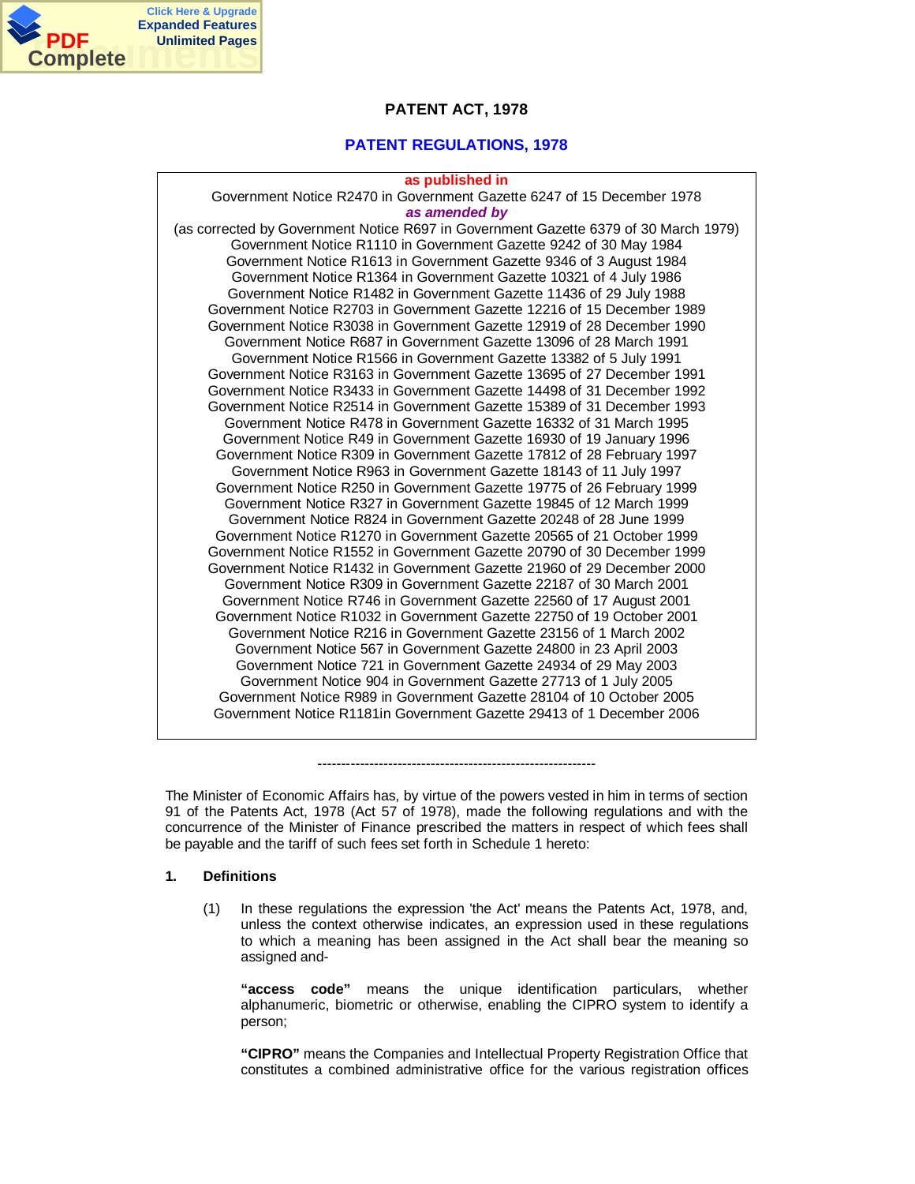# PATENT ACT, 1978

## PATENT REGULATIONS, 1978

**as published in**
Government Notice R2470 in Government Gazette 6247 of 15 December 1978
***as amended by***
(as corrected by Government Notice R697 in Government Gazette 6379 of 30 March 1979)
Government Notice R1110 in Government Gazette 9242 of 30 May 1984
Government Notice R1613 in Government Gazette 9346 of 3 August 1984
Government Notice R1364 in Government Gazette 10321 of 4 July 1986
Government Notice R1482 in Government Gazette 11436 of 29 July 1988
Government Notice R2703 in Government Gazette 12216 of 15 December 1989
Government Notice R3038 in Government Gazette 12919 of 28 December 1990
Government Notice R687 in Government Gazette 13096 of 28 March 1991
Government Notice R1566 in Government Gazette 13382 of 5 July 1991
Government Notice R3163 in Government Gazette 13695 of 27 December 1991
Government Notice R3433 in Government Gazette 14498 of 31 December 1992
Government Notice R2514 in Government Gazette 15389 of 31 December 1993
Government Notice R478 in Government Gazette 16332 of 31 March 1995
Government Notice R49 in Government Gazette 16930 of 19 January 1996
Government Notice R309 in Government Gazette 17812 of 28 February 1997
Government Notice R963 in Government Gazette 18143 of 11 July 1997
Government Notice R250 in Government Gazette 19775 of 26 February 1999
Government Notice R327 in Government Gazette 19845 of 12 March 1999
Government Notice R824 in Government Gazette 20248 of 28 June 1999
Government Notice R1270 in Government Gazette 20565 of 21 October 1999
Government Notice R1552 in Government Gazette 20790 of 30 December 1999
Government Notice R1432 in Government Gazette 21960 of 29 December 2000
Government Notice R309 in Government Gazette 22187 of 30 March 2001
Government Notice R746 in Government Gazette 22560 of 17 August 2001
Government Notice R1032 in Government Gazette 22750 of 19 October 2001
Government Notice R216 in Government Gazette 23156 of 1 March 2002
Government Notice 567 in Government Gazette 24800 in 23 April 2003
Government Notice 721 in Government Gazette 24934 of 29 May 2003
Government Notice 904 in Government Gazette 27713 of 1 July 2005
Government Notice R989 in Government Gazette 28104 of 10 October 2005
Government Notice R1181in Government Gazette 29413 of 1 December 2006

------------------------------------------------------------

The Minister of Economic Affairs has, by virtue of the powers vested in him in terms of section 91 of the Patents Act, 1978 (Act 57 of 1978), made the following regulations and with the concurrence of the Minister of Finance prescribed the matters in respect of which fees shall be payable and the tariff of such fees set forth in Schedule 1 hereto:

**1. Definitions**

(1) In these regulations the expression 'the Act' means the Patents Act, 1978, and, unless the context otherwise indicates, an expression used in these regulations to which a meaning has been assigned in the Act shall bear the meaning so assigned and-

**"access code"** means the unique identification particulars, whether alphanumeric, biometric or otherwise, enabling the CIPRO system to identify a person;

**"CIPRO"** means the Companies and Intellectual Property Registration Office that constitutes a combined administrative office for the various registration offices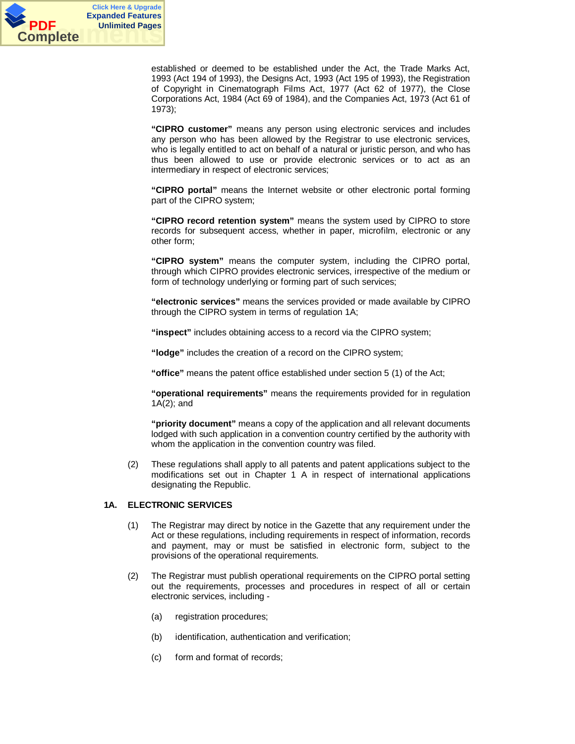established or deemed to be established under the Act, the Trade Marks Act, 1993 (Act 194 of 1993), the Designs Act, 1993 (Act 195 of 1993), the Registration of Copyright in Cinematograph Films Act, 1977 (Act 62 of 1977), the Close Corporations Act, 1984 (Act 69 of 1984), and the Companies Act, 1973 (Act 61 of 1973);

**"CIPRO customer"** means any person using electronic services and includes any person who has been allowed by the Registrar to use electronic services, who is legally entitled to act on behalf of a natural or juristic person, and who has thus been allowed to use or provide electronic services or to act as an intermediary in respect of electronic services;

**"CIPRO portal"** means the Internet website or other electronic portal forming part of the CIPRO system;

**"CIPRO record retention system"** means the system used by CIPRO to store records for subsequent access, whether in paper, microfilm, electronic or any other form;

**"CIPRO system"** means the computer system, including the CIPRO portal, through which CIPRO provides electronic services, irrespective of the medium or form of technology underlying or forming part of such services;

**"electronic services"** means the services provided or made available by CIPRO through the CIPRO system in terms of regulation 1A;

**"inspect"** includes obtaining access to a record via the CIPRO system;

**"lodge"** includes the creation of a record on the CIPRO system;

**"office"** means the patent office established under section 5 (1) of the Act;

**"operational requirements"** means the requirements provided for in regulation 1A(2); and

**"priority document"** means a copy of the application and all relevant documents lodged with such application in a convention country certified by the authority with whom the application in the convention country was filed.

(2) These regulations shall apply to all patents and patent applications subject to the modifications set out in Chapter 1 A in respect of international applications designating the Republic.

**1A. ELECTRONIC SERVICES**

(1) The Registrar may direct by notice in the Gazette that any requirement under the Act or these regulations, including requirements in respect of information, records and payment, may or must be satisfied in electronic form, subject to the provisions of the operational requirements.

(2) The Registrar must publish operational requirements on the CIPRO portal setting out the requirements, processes and procedures in respect of all or certain electronic services, including -

(a) registration procedures;

(b) identification, authentication and verification;

(c) form and format of records;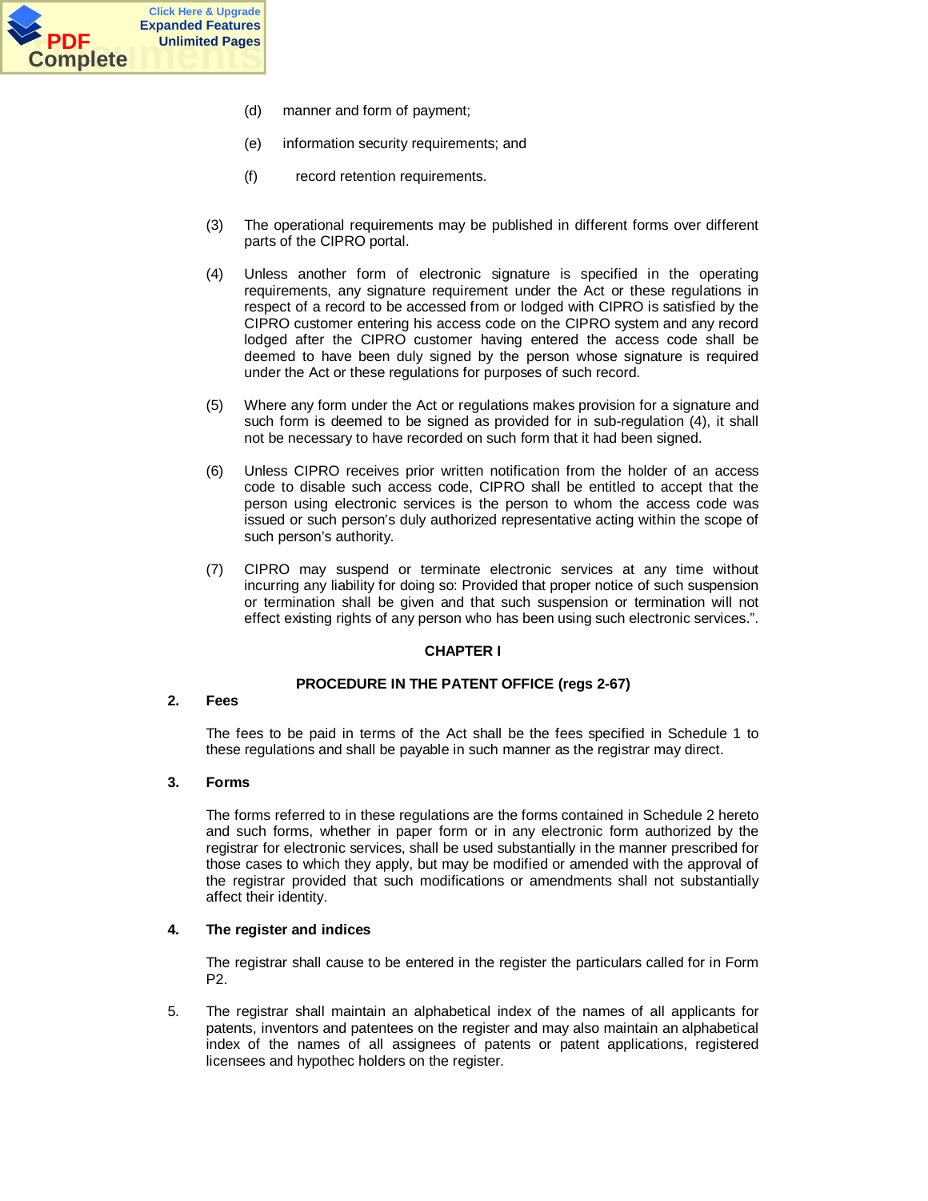(d) manner and form of payment;

(e) information security requirements; and

(f) record retention requirements.

(3) The operational requirements may be published in different forms over different parts of the CIPRO portal.

(4) Unless another form of electronic signature is specified in the operating requirements, any signature requirement under the Act or these regulations in respect of a record to be accessed from or lodged with CIPRO is satisfied by the CIPRO customer entering his access code on the CIPRO system and any record lodged after the CIPRO customer having entered the access code shall be deemed to have been duly signed by the person whose signature is required under the Act or these regulations for purposes of such record.

(5) Where any form under the Act or regulations makes provision for a signature and such form is deemed to be signed as provided for in sub-regulation (4), it shall not be necessary to have recorded on such form that it had been signed.

(6) Unless CIPRO receives prior written notification from the holder of an access code to disable such access code, CIPRO shall be entitled to accept that the person using electronic services is the person to whom the access code was issued or such person's duly authorized representative acting within the scope of such person's authority.

(7) CIPRO may suspend or terminate electronic services at any time without incurring any liability for doing so: Provided that proper notice of such suspension or termination shall be given and that such suspension or termination will not effect existing rights of any person who has been using such electronic services.".

## CHAPTER I

## PROCEDURE IN THE PATENT OFFICE (regs 2-67)

**2. Fees**

The fees to be paid in terms of the Act shall be the fees specified in Schedule 1 to these regulations and shall be payable in such manner as the registrar may direct.

**3. Forms**

The forms referred to in these regulations are the forms contained in Schedule 2 hereto and such forms, whether in paper form or in any electronic form authorized by the registrar for electronic services, shall be used substantially in the manner prescribed for those cases to which they apply, but may be modified or amended with the approval of the registrar provided that such modifications or amendments shall not substantially affect their identity.

**4. The register and indices**

The registrar shall cause to be entered in the register the particulars called for in Form P2.

5. The registrar shall maintain an alphabetical index of the names of all applicants for patents, inventors and patentees on the register and may also maintain an alphabetical index of the names of all assignees of patents or patent applications, registered licensees and hypothec holders on the register.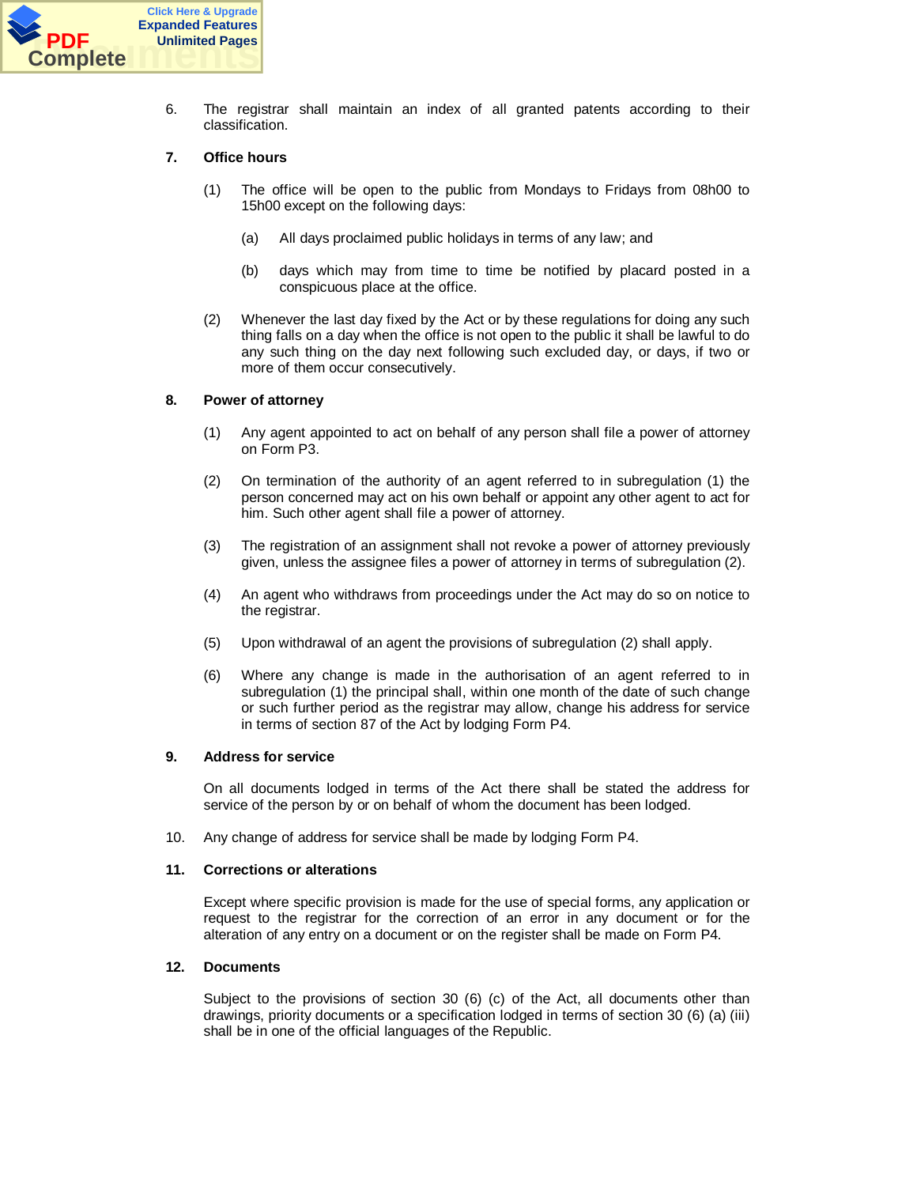6. The registrar shall maintain an index of all granted patents according to their classification.

**7. Office hours**

(1) The office will be open to the public from Mondays to Fridays from 08h00 to 15h00 except on the following days:

(a) All days proclaimed public holidays in terms of any law; and

(b) days which may from time to time be notified by placard posted in a conspicuous place at the office.

(2) Whenever the last day fixed by the Act or by these regulations for doing any such thing falls on a day when the office is not open to the public it shall be lawful to do any such thing on the day next following such excluded day, or days, if two or more of them occur consecutively.

**8. Power of attorney**

(1) Any agent appointed to act on behalf of any person shall file a power of attorney on Form P3.

(2) On termination of the authority of an agent referred to in subregulation (1) the person concerned may act on his own behalf or appoint any other agent to act for him. Such other agent shall file a power of attorney.

(3) The registration of an assignment shall not revoke a power of attorney previously given, unless the assignee files a power of attorney in terms of subregulation (2).

(4) An agent who withdraws from proceedings under the Act may do so on notice to the registrar.

(5) Upon withdrawal of an agent the provisions of subregulation (2) shall apply.

(6) Where any change is made in the authorisation of an agent referred to in subregulation (1) the principal shall, within one month of the date of such change or such further period as the registrar may allow, change his address for service in terms of section 87 of the Act by lodging Form P4.

**9. Address for service**

On all documents lodged in terms of the Act there shall be stated the address for service of the person by or on behalf of whom the document has been lodged.

10. Any change of address for service shall be made by lodging Form P4.

**11. Corrections or alterations**

Except where specific provision is made for the use of special forms, any application or request to the registrar for the correction of an error in any document or for the alteration of any entry on a document or on the register shall be made on Form P4.

**12. Documents**

Subject to the provisions of section 30 (6) (c) of the Act, all documents other than drawings, priority documents or a specification lodged in terms of section 30 (6) (a) (iii) shall be in one of the official languages of the Republic.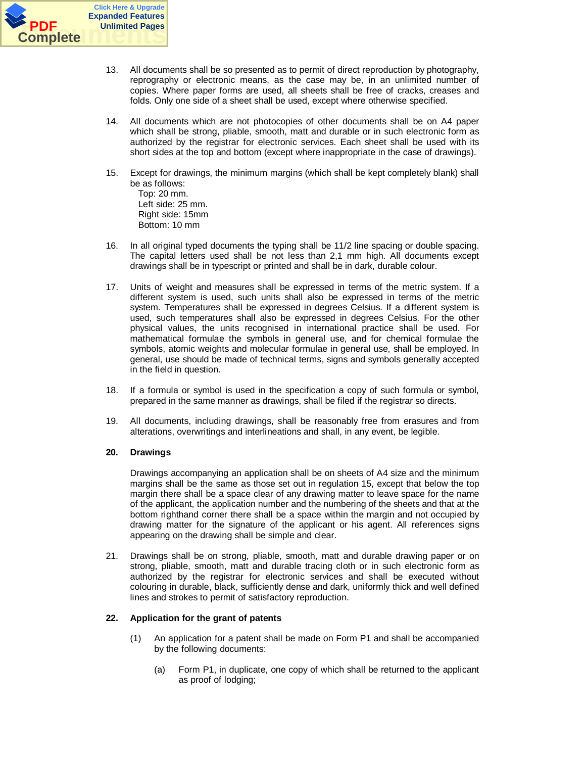13. All documents shall be so presented as to permit of direct reproduction by photography, reprography or electronic means, as the case may be, in an unlimited number of copies. Where paper forms are used, all sheets shall be free of cracks, creases and folds. Only one side of a sheet shall be used, except where otherwise specified.

14. All documents which are not photocopies of other documents shall be on A4 paper which shall be strong, pliable, smooth, matt and durable or in such electronic form as authorized by the registrar for electronic services. Each sheet shall be used with its short sides at the top and bottom (except where inappropriate in the case of drawings).

15. Except for drawings, the minimum margins (which shall be kept completely blank) shall be as follows:
   Top: 20 mm.
   Left side: 25 mm.
   Right side: 15mm
   Bottom: 10 mm

16. In all original typed documents the typing shall be 11/2 line spacing or double spacing. The capital letters used shall be not less than 2,1 mm high. All documents except drawings shall be in typescript or printed and shall be in dark, durable colour.

17. Units of weight and measures shall be expressed in terms of the metric system. If a different system is used, such units shall also be expressed in terms of the metric system. Temperatures shall be expressed in degrees Celsius. If a different system is used, such temperatures shall also be expressed in degrees Celsius. For the other physical values, the units recognised in international practice shall be used. For mathematical formulae the symbols in general use, and for chemical formulae the symbols, atomic weights and molecular formulae in general use, shall be employed. In general, use should be made of technical terms, signs and symbols generally accepted in the field in question.

18. If a formula or symbol is used in the specification a copy of such formula or symbol, prepared in the same manner as drawings, shall be filed if the registrar so directs.

19. All documents, including drawings, shall be reasonably free from erasures and from alterations, overwritings and interlineations and shall, in any event, be legible.

**20. Drawings**

Drawings accompanying an application shall be on sheets of A4 size and the minimum margins shall be the same as those set out in regulation 15, except that below the top margin there shall be a space clear of any drawing matter to leave space for the name of the applicant, the application number and the numbering of the sheets and that at the bottom righthand corner there shall be a space within the margin and not occupied by drawing matter for the signature of the applicant or his agent. All references signs appearing on the drawing shall be simple and clear.

21. Drawings shall be on strong, pliable, smooth, matt and durable drawing paper or on strong, pliable, smooth, matt and durable tracing cloth or in such electronic form as authorized by the registrar for electronic services and shall be executed without colouring in durable, black, sufficiently dense and dark, uniformly thick and well defined lines and strokes to permit of satisfactory reproduction.

**22. Application for the grant of patents**

(1) An application for a patent shall be made on Form P1 and shall be accompanied by the following documents:

(a) Form P1, in duplicate, one copy of which shall be returned to the applicant as proof of lodging;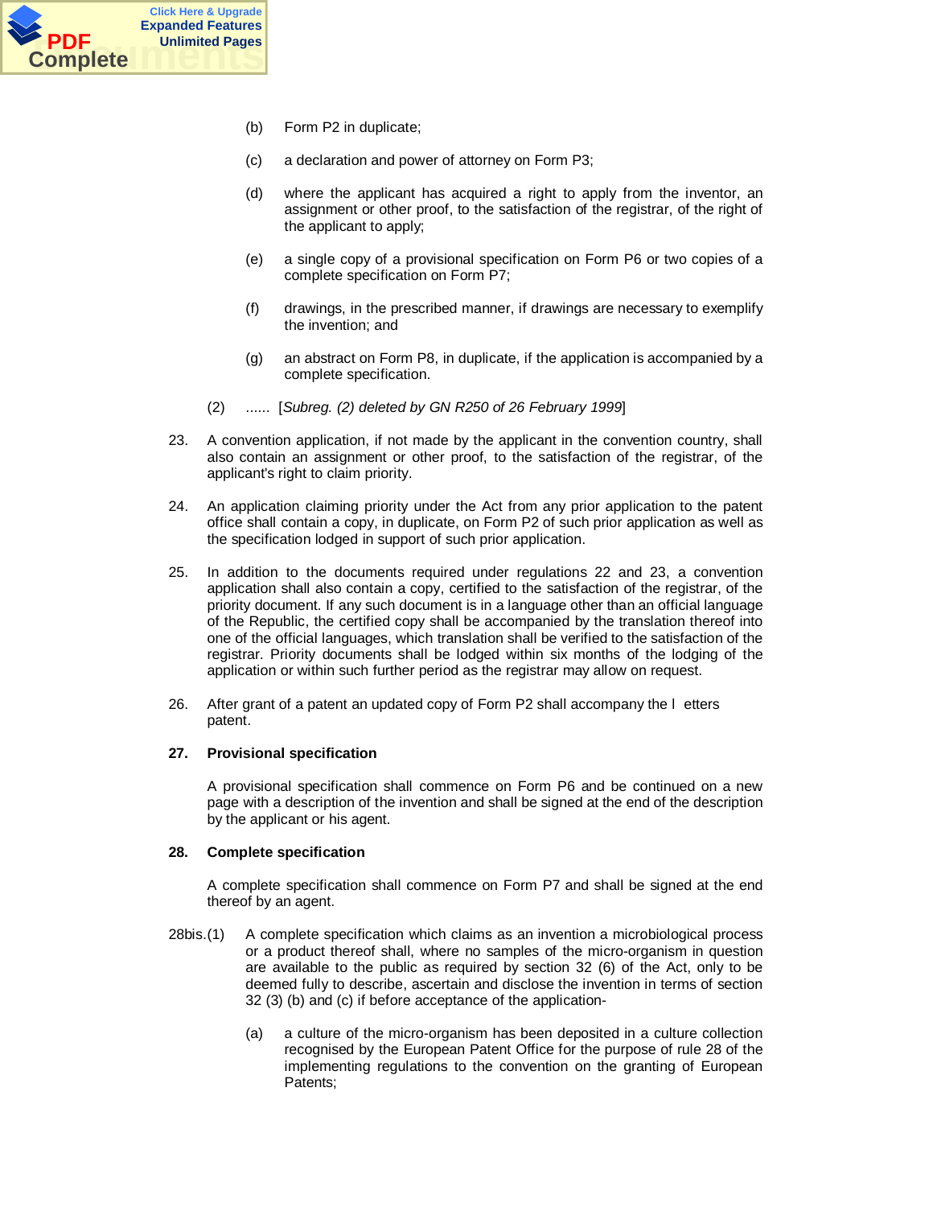(b) Form P2 in duplicate;

(c) a declaration and power of attorney on Form P3;

(d) where the applicant has acquired a right to apply from the inventor, an assignment or other proof, to the satisfaction of the registrar, of the right of the applicant to apply;

(e) a single copy of a provisional specification on Form P6 or two copies of a complete specification on Form P7;

(f) drawings, in the prescribed manner, if drawings are necessary to exemplify the invention; and

(g) an abstract on Form P8, in duplicate, if the application is accompanied by a complete specification.

(2) ...... [*Subreg. (2) deleted by GN R250 of 26 February 1999*]

23. A convention application, if not made by the applicant in the convention country, shall also contain an assignment or other proof, to the satisfaction of the registrar, of the applicant's right to claim priority.

24. An application claiming priority under the Act from any prior application to the patent office shall contain a copy, in duplicate, on Form P2 of such prior application as well as the specification lodged in support of such prior application.

25. In addition to the documents required under regulations 22 and 23, a convention application shall also contain a copy, certified to the satisfaction of the registrar, of the priority document. If any such document is in a language other than an official language of the Republic, the certified copy shall be accompanied by the translation thereof into one of the official languages, which translation shall be verified to the satisfaction of the registrar. Priority documents shall be lodged within six months of the lodging of the application or within such further period as the registrar may allow on request.

26. After grant of a patent an updated copy of Form P2 shall accompany the letters patent.

**27. Provisional specification**

A provisional specification shall commence on Form P6 and be continued on a new page with a description of the invention and shall be signed at the end of the description by the applicant or his agent.

**28. Complete specification**

A complete specification shall commence on Form P7 and shall be signed at the end thereof by an agent.

28bis.(1) A complete specification which claims as an invention a microbiological process or a product thereof shall, where no samples of the micro-organism in question are available to the public as required by section 32 (6) of the Act, only to be deemed fully to describe, ascertain and disclose the invention in terms of section 32 (3) (b) and (c) if before acceptance of the application-

(a) a culture of the micro-organism has been deposited in a culture collection recognised by the European Patent Office for the purpose of rule 28 of the implementing regulations to the convention on the granting of European Patents;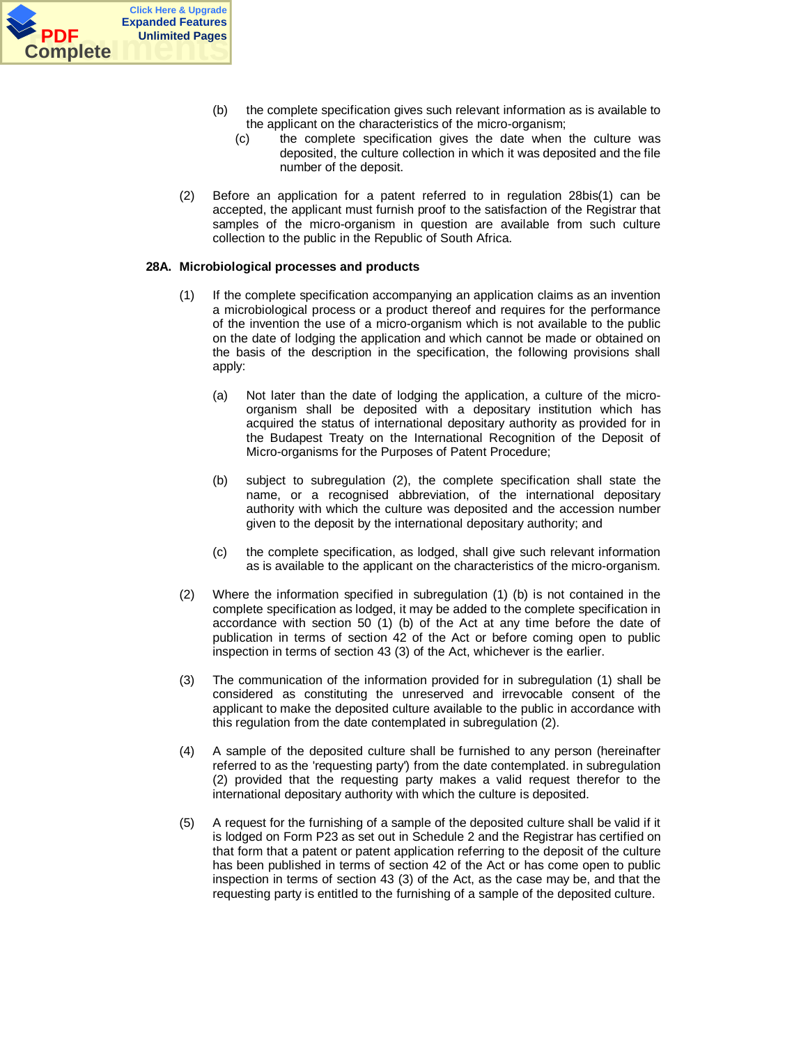(b) the complete specification gives such relevant information as is available to the applicant on the characteristics of the micro-organism;

(c) the complete specification gives the date when the culture was deposited, the culture collection in which it was deposited and the file number of the deposit.

(2) Before an application for a patent referred to in regulation 28bis(1) can be accepted, the applicant must furnish proof to the satisfaction of the Registrar that samples of the micro-organism in question are available from such culture collection to the public in the Republic of South Africa.

**28A. Microbiological processes and products**

(1) If the complete specification accompanying an application claims as an invention a microbiological process or a product thereof and requires for the performance of the invention the use of a micro-organism which is not available to the public on the date of lodging the application and which cannot be made or obtained on the basis of the description in the specification, the following provisions shall apply:

(a) Not later than the date of lodging the application, a culture of the micro-organism shall be deposited with a depositary institution which has acquired the status of international depositary authority as provided for in the Budapest Treaty on the International Recognition of the Deposit of Micro-organisms for the Purposes of Patent Procedure;

(b) subject to subregulation (2), the complete specification shall state the name, or a recognised abbreviation, of the international depositary authority with which the culture was deposited and the accession number given to the deposit by the international depositary authority; and

(c) the complete specification, as lodged, shall give such relevant information as is available to the applicant on the characteristics of the micro-organism.

(2) Where the information specified in subregulation (1) (b) is not contained in the complete specification as lodged, it may be added to the complete specification in accordance with section 50 (1) (b) of the Act at any time before the date of publication in terms of section 42 of the Act or before coming open to public inspection in terms of section 43 (3) of the Act, whichever is the earlier.

(3) The communication of the information provided for in subregulation (1) shall be considered as constituting the unreserved and irrevocable consent of the applicant to make the deposited culture available to the public in accordance with this regulation from the date contemplated in subregulation (2).

(4) A sample of the deposited culture shall be furnished to any person (hereinafter referred to as the 'requesting party') from the date contemplated. in subregulation (2) provided that the requesting party makes a valid request therefor to the international depositary authority with which the culture is deposited.

(5) A request for the furnishing of a sample of the deposited culture shall be valid if it is lodged on Form P23 as set out in Schedule 2 and the Registrar has certified on that form that a patent or patent application referring to the deposit of the culture has been published in terms of section 42 of the Act or has come open to public inspection in terms of section 43 (3) of the Act, as the case may be, and that the requesting party is entitled to the furnishing of a sample of the deposited culture.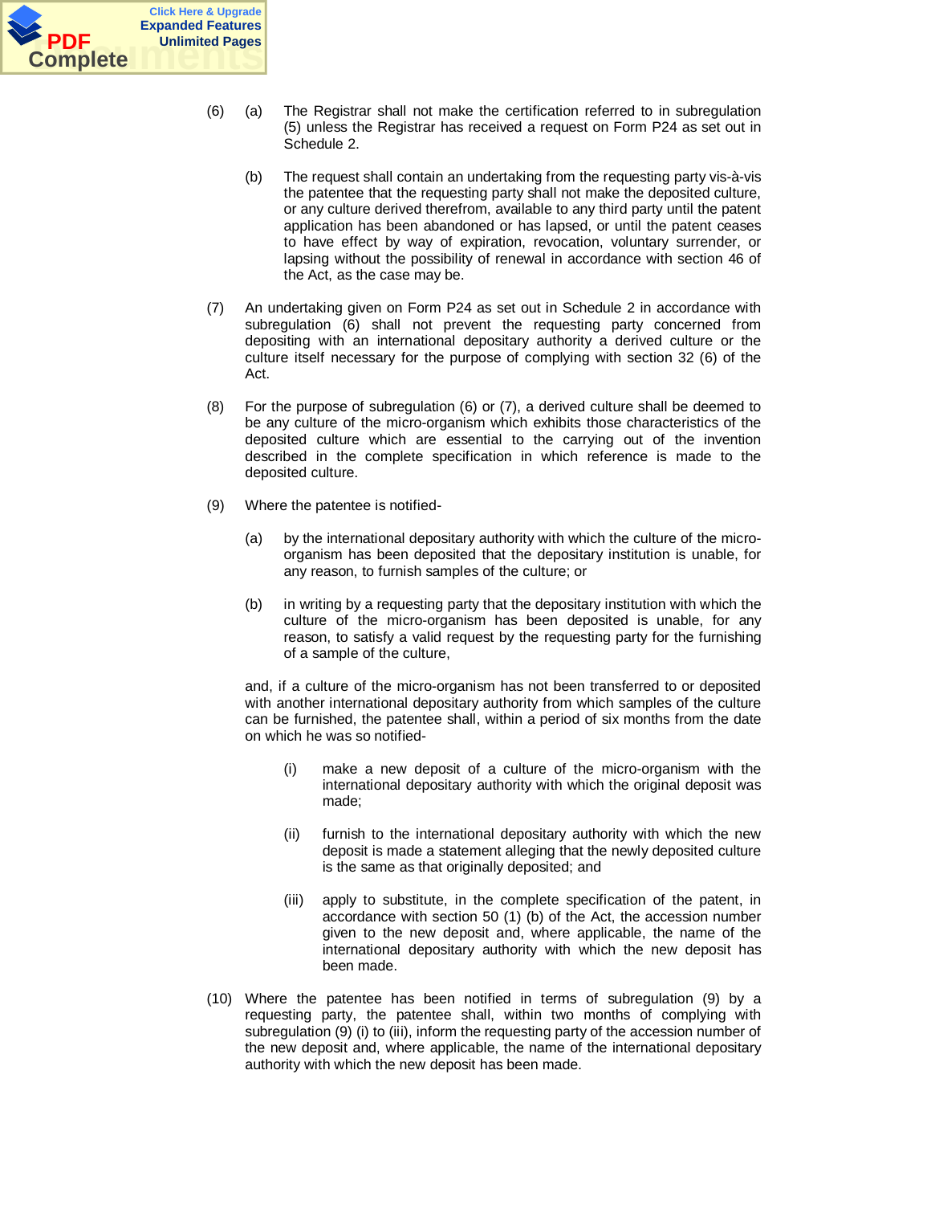(6) (a) The Registrar shall not make the certification referred to in subregulation (5) unless the Registrar has received a request on Form P24 as set out in Schedule 2.

(b) The request shall contain an undertaking from the requesting party vis-à-vis the patentee that the requesting party shall not make the deposited culture, or any culture derived therefrom, available to any third party until the patent application has been abandoned or has lapsed, or until the patent ceases to have effect by way of expiration, revocation, voluntary surrender, or lapsing without the possibility of renewal in accordance with section 46 of the Act, as the case may be.

(7) An undertaking given on Form P24 as set out in Schedule 2 in accordance with subregulation (6) shall not prevent the requesting party concerned from depositing with an international depositary authority a derived culture or the culture itself necessary for the purpose of complying with section 32 (6) of the Act.

(8) For the purpose of subregulation (6) or (7), a derived culture shall be deemed to be any culture of the micro-organism which exhibits those characteristics of the deposited culture which are essential to the carrying out of the invention described in the complete specification in which reference is made to the deposited culture.

(9) Where the patentee is notified-

(a) by the international depositary authority with which the culture of the micro-organism has been deposited that the depositary institution is unable, for any reason, to furnish samples of the culture; or

(b) in writing by a requesting party that the depositary institution with which the culture of the micro-organism has been deposited is unable, for any reason, to satisfy a valid request by the requesting party for the furnishing of a sample of the culture,

and, if a culture of the micro-organism has not been transferred to or deposited with another international depositary authority from which samples of the culture can be furnished, the patentee shall, within a period of six months from the date on which he was so notified-

(i) make a new deposit of a culture of the micro-organism with the international depositary authority with which the original deposit was made;

(ii) furnish to the international depositary authority with which the new deposit is made a statement alleging that the newly deposited culture is the same as that originally deposited; and

(iii) apply to substitute, in the complete specification of the patent, in accordance with section 50 (1) (b) of the Act, the accession number given to the new deposit and, where applicable, the name of the international depositary authority with which the new deposit has been made.

(10) Where the patentee has been notified in terms of subregulation (9) by a requesting party, the patentee shall, within two months of complying with subregulation (9) (i) to (iii), inform the requesting party of the accession number of the new deposit and, where applicable, the name of the international depositary authority with which the new deposit has been made.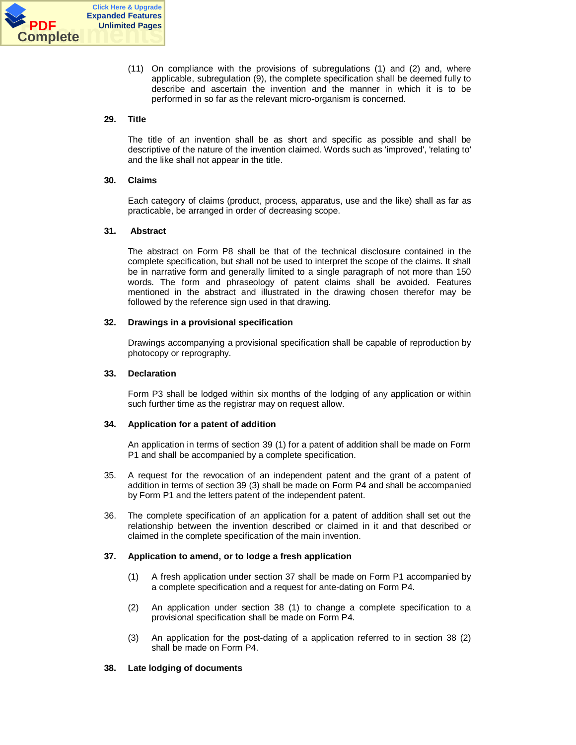(11) On compliance with the provisions of subregulations (1) and (2) and, where applicable, subregulation (9), the complete specification shall be deemed fully to describe and ascertain the invention and the manner in which it is to be performed in so far as the relevant micro-organism is concerned.

**29. Title**

The title of an invention shall be as short and specific as possible and shall be descriptive of the nature of the invention claimed. Words such as 'improved', 'relating to' and the like shall not appear in the title.

**30. Claims**

Each category of claims (product, process, apparatus, use and the like) shall as far as practicable, be arranged in order of decreasing scope.

**31. Abstract**

The abstract on Form P8 shall be that of the technical disclosure contained in the complete specification, but shall not be used to interpret the scope of the claims. It shall be in narrative form and generally limited to a single paragraph of not more than 150 words. The form and phraseology of patent claims shall be avoided. Features mentioned in the abstract and illustrated in the drawing chosen therefor may be followed by the reference sign used in that drawing.

**32. Drawings in a provisional specification**

Drawings accompanying a provisional specification shall be capable of reproduction by photocopy or reprography.

**33. Declaration**

Form P3 shall be lodged within six months of the lodging of any application or within such further time as the registrar may on request allow.

**34. Application for a patent of addition**

An application in terms of section 39 (1) for a patent of addition shall be made on Form P1 and shall be accompanied by a complete specification.

35. A request for the revocation of an independent patent and the grant of a patent of addition in terms of section 39 (3) shall be made on Form P4 and shall be accompanied by Form P1 and the letters patent of the independent patent.

36. The complete specification of an application for a patent of addition shall set out the relationship between the invention described or claimed in it and that described or claimed in the complete specification of the main invention.

**37. Application to amend, or to lodge a fresh application**

(1) A fresh application under section 37 shall be made on Form P1 accompanied by a complete specification and a request for ante-dating on Form P4.

(2) An application under section 38 (1) to change a complete specification to a provisional specification shall be made on Form P4.

(3) An application for the post-dating of a application referred to in section 38 (2) shall be made on Form P4.

**38. Late lodging of documents**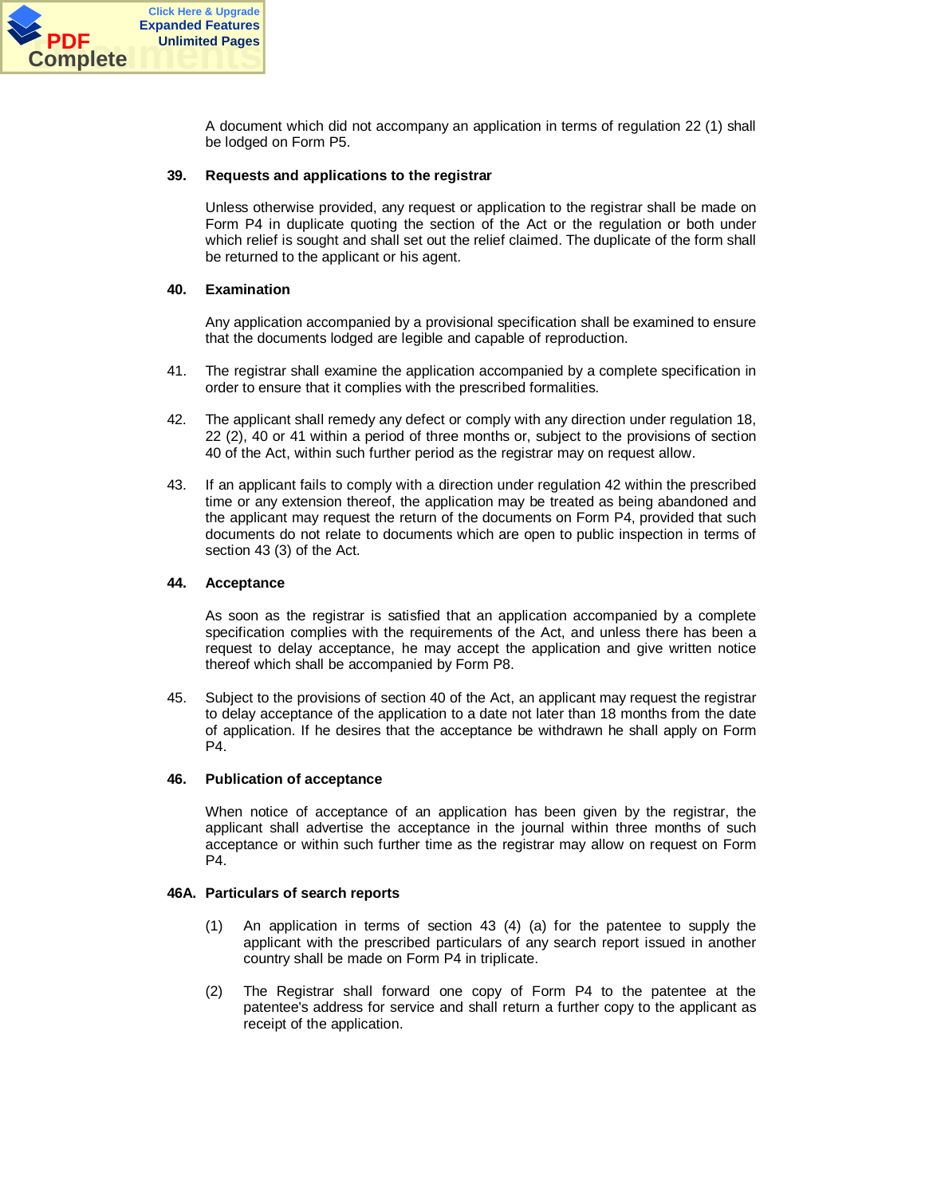A document which did not accompany an application in terms of regulation 22 (1) shall be lodged on Form P5.

**39. Requests and applications to the registrar**

Unless otherwise provided, any request or application to the registrar shall be made on Form P4 in duplicate quoting the section of the Act or the regulation or both under which relief is sought and shall set out the relief claimed. The duplicate of the form shall be returned to the applicant or his agent.

**40. Examination**

Any application accompanied by a provisional specification shall be examined to ensure that the documents lodged are legible and capable of reproduction.

41. The registrar shall examine the application accompanied by a complete specification in order to ensure that it complies with the prescribed formalities.

42. The applicant shall remedy any defect or comply with any direction under regulation 18, 22 (2), 40 or 41 within a period of three months or, subject to the provisions of section 40 of the Act, within such further period as the registrar may on request allow.

43. If an applicant fails to comply with a direction under regulation 42 within the prescribed time or any extension thereof, the application may be treated as being abandoned and the applicant may request the return of the documents on Form P4, provided that such documents do not relate to documents which are open to public inspection in terms of section 43 (3) of the Act.

**44. Acceptance**

As soon as the registrar is satisfied that an application accompanied by a complete specification complies with the requirements of the Act, and unless there has been a request to delay acceptance, he may accept the application and give written notice thereof which shall be accompanied by Form P8.

45. Subject to the provisions of section 40 of the Act, an applicant may request the registrar to delay acceptance of the application to a date not later than 18 months from the date of application. If he desires that the acceptance be withdrawn he shall apply on Form P4.

**46. Publication of acceptance**

When notice of acceptance of an application has been given by the registrar, the applicant shall advertise the acceptance in the journal within three months of such acceptance or within such further time as the registrar may allow on request on Form P4.

**46A. Particulars of search reports**

(1) An application in terms of section 43 (4) (a) for the patentee to supply the applicant with the prescribed particulars of any search report issued in another country shall be made on Form P4 in triplicate.

(2) The Registrar shall forward one copy of Form P4 to the patentee at the patentee's address for service and shall return a further copy to the applicant as receipt of the application.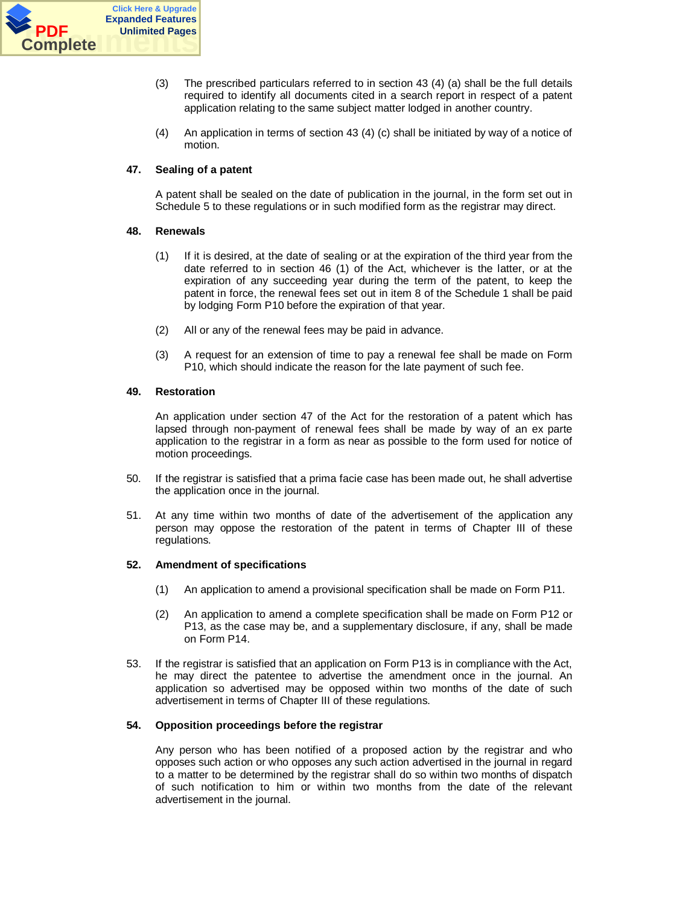(3) The prescribed particulars referred to in section 43 (4) (a) shall be the full details required to identify all documents cited in a search report in respect of a patent application relating to the same subject matter lodged in another country.

(4) An application in terms of section 43 (4) (c) shall be initiated by way of a notice of motion.

**47. Sealing of a patent**

A patent shall be sealed on the date of publication in the journal, in the form set out in Schedule 5 to these regulations or in such modified form as the registrar may direct.

**48. Renewals**

(1) If it is desired, at the date of sealing or at the expiration of the third year from the date referred to in section 46 (1) of the Act, whichever is the latter, or at the expiration of any succeeding year during the term of the patent, to keep the patent in force, the renewal fees set out in item 8 of the Schedule 1 shall be paid by lodging Form P10 before the expiration of that year.

(2) All or any of the renewal fees may be paid in advance.

(3) A request for an extension of time to pay a renewal fee shall be made on Form P10, which should indicate the reason for the late payment of such fee.

**49. Restoration**

An application under section 47 of the Act for the restoration of a patent which has lapsed through non-payment of renewal fees shall be made by way of an ex parte application to the registrar in a form as near as possible to the form used for notice of motion proceedings.

50. If the registrar is satisfied that a prima facie case has been made out, he shall advertise the application once in the journal.

51. At any time within two months of date of the advertisement of the application any person may oppose the restoration of the patent in terms of Chapter III of these regulations.

**52. Amendment of specifications**

(1) An application to amend a provisional specification shall be made on Form P11.

(2) An application to amend a complete specification shall be made on Form P12 or P13, as the case may be, and a supplementary disclosure, if any, shall be made on Form P14.

53. If the registrar is satisfied that an application on Form P13 is in compliance with the Act, he may direct the patentee to advertise the amendment once in the journal. An application so advertised may be opposed within two months of the date of such advertisement in terms of Chapter III of these regulations.

**54. Opposition proceedings before the registrar**

Any person who has been notified of a proposed action by the registrar and who opposes such action or who opposes any such action advertised in the journal in regard to a matter to be determined by the registrar shall do so within two months of dispatch of such notification to him or within two months from the date of the relevant advertisement in the journal.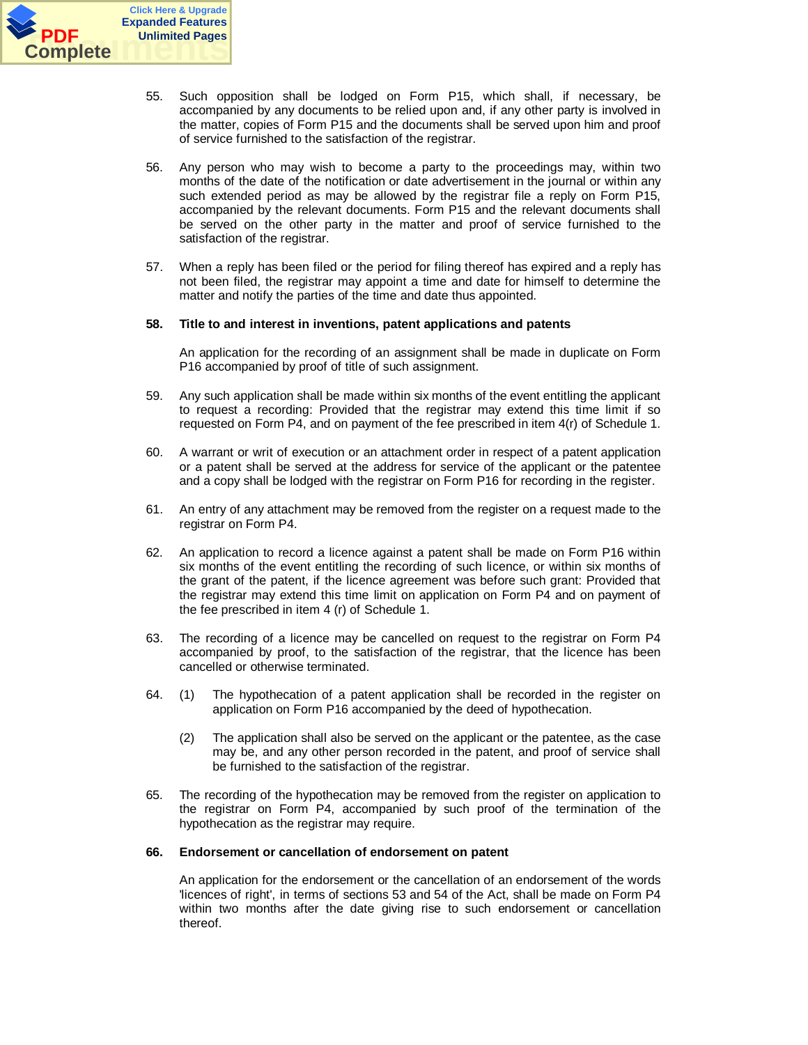55. Such opposition shall be lodged on Form P15, which shall, if necessary, be accompanied by any documents to be relied upon and, if any other party is involved in the matter, copies of Form P15 and the documents shall be served upon him and proof of service furnished to the satisfaction of the registrar.

56. Any person who may wish to become a party to the proceedings may, within two months of the date of the notification or date advertisement in the journal or within any such extended period as may be allowed by the registrar file a reply on Form P15, accompanied by the relevant documents. Form P15 and the relevant documents shall be served on the other party in the matter and proof of service furnished to the satisfaction of the registrar.

57. When a reply has been filed or the period for filing thereof has expired and a reply has not been filed, the registrar may appoint a time and date for himself to determine the matter and notify the parties of the time and date thus appointed.

**58. Title to and interest in inventions, patent applications and patents**

An application for the recording of an assignment shall be made in duplicate on Form P16 accompanied by proof of title of such assignment.

59. Any such application shall be made within six months of the event entitling the applicant to request a recording: Provided that the registrar may extend this time limit if so requested on Form P4, and on payment of the fee prescribed in item 4(r) of Schedule 1.

60. A warrant or writ of execution or an attachment order in respect of a patent application or a patent shall be served at the address for service of the applicant or the patentee and a copy shall be lodged with the registrar on Form P16 for recording in the register.

61. An entry of any attachment may be removed from the register on a request made to the registrar on Form P4.

62. An application to record a licence against a patent shall be made on Form P16 within six months of the event entitling the recording of such licence, or within six months of the grant of the patent, if the licence agreement was before such grant: Provided that the registrar may extend this time limit on application on Form P4 and on payment of the fee prescribed in item 4 (r) of Schedule 1.

63. The recording of a licence may be cancelled on request to the registrar on Form P4 accompanied by proof, to the satisfaction of the registrar, that the licence has been cancelled or otherwise terminated.

64. (1) The hypothecation of a patent application shall be recorded in the register on application on Form P16 accompanied by the deed of hypothecation.

(2) The application shall also be served on the applicant or the patentee, as the case may be, and any other person recorded in the patent, and proof of service shall be furnished to the satisfaction of the registrar.

65. The recording of the hypothecation may be removed from the register on application to the registrar on Form P4, accompanied by such proof of the termination of the hypothecation as the registrar may require.

**66. Endorsement or cancellation of endorsement on patent**

An application for the endorsement or the cancellation of an endorsement of the words 'licences of right', in terms of sections 53 and 54 of the Act, shall be made on Form P4 within two months after the date giving rise to such endorsement or cancellation thereof.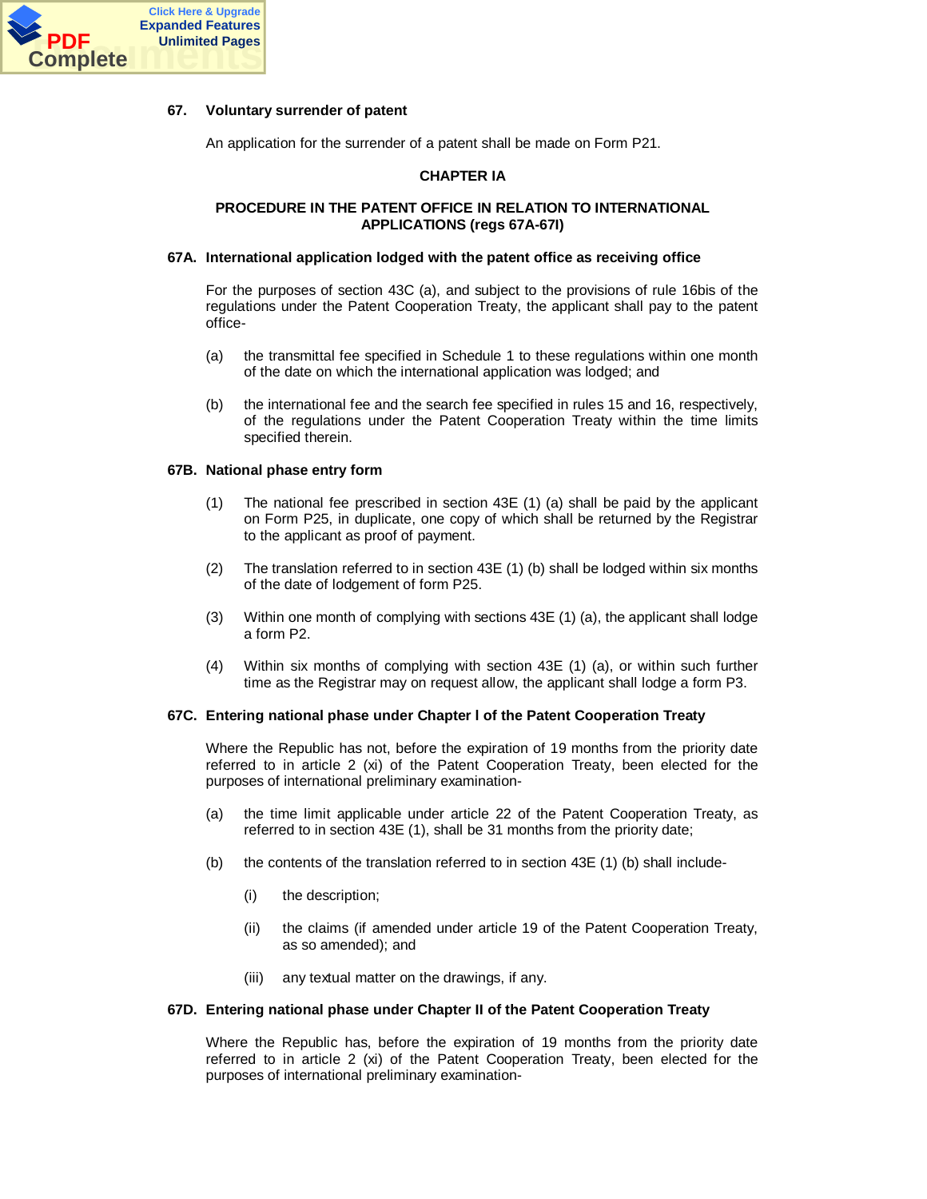**67. Voluntary surrender of patent**

An application for the surrender of a patent shall be made on Form P21.

**CHAPTER IA**

**PROCEDURE IN THE PATENT OFFICE IN RELATION TO INTERNATIONAL APPLICATIONS (regs 67A-67I)**

**67A. International application lodged with the patent office as receiving office**

For the purposes of section 43C (a), and subject to the provisions of rule 16bis of the regulations under the Patent Cooperation Treaty, the applicant shall pay to the patent office-

(a) the transmittal fee specified in Schedule 1 to these regulations within one month of the date on which the international application was lodged; and

(b) the international fee and the search fee specified in rules 15 and 16, respectively, of the regulations under the Patent Cooperation Treaty within the time limits specified therein.

**67B. National phase entry form**

(1) The national fee prescribed in section 43E (1) (a) shall be paid by the applicant on Form P25, in duplicate, one copy of which shall be returned by the Registrar to the applicant as proof of payment.

(2) The translation referred to in section 43E (1) (b) shall be lodged within six months of the date of lodgement of form P25.

(3) Within one month of complying with sections 43E (1) (a), the applicant shall lodge a form P2.

(4) Within six months of complying with section 43E (1) (a), or within such further time as the Registrar may on request allow, the applicant shall lodge a form P3.

**67C. Entering national phase under Chapter I of the Patent Cooperation Treaty**

Where the Republic has not, before the expiration of 19 months from the priority date referred to in article 2 (xi) of the Patent Cooperation Treaty, been elected for the purposes of international preliminary examination-

(a) the time limit applicable under article 22 of the Patent Cooperation Treaty, as referred to in section 43E (1), shall be 31 months from the priority date;

(b) the contents of the translation referred to in section 43E (1) (b) shall include-

(i) the description;

(ii) the claims (if amended under article 19 of the Patent Cooperation Treaty, as so amended); and

(iii) any textual matter on the drawings, if any.

**67D. Entering national phase under Chapter II of the Patent Cooperation Treaty**

Where the Republic has, before the expiration of 19 months from the priority date referred to in article 2 (xi) of the Patent Cooperation Treaty, been elected for the purposes of international preliminary examination-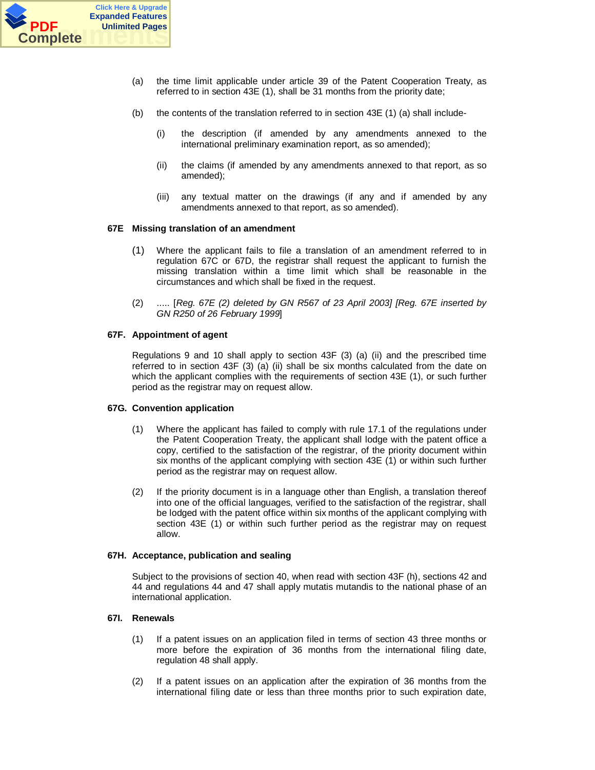(a) the time limit applicable under article 39 of the Patent Cooperation Treaty, as referred to in section 43E (1), shall be 31 months from the priority date;

(b) the contents of the translation referred to in section 43E (1) (a) shall include-

(i) the description (if amended by any amendments annexed to the international preliminary examination report, as so amended);

(ii) the claims (if amended by any amendments annexed to that report, as so amended);

(iii) any textual matter on the drawings (if any and if amended by any amendments annexed to that report, as so amended).

**67E Missing translation of an amendment**

(1) Where the applicant fails to file a translation of an amendment referred to in regulation 67C or 67D, the registrar shall request the applicant to furnish the missing translation within a time limit which shall be reasonable in the circumstances and which shall be fixed in the request.

(2) ..... [*Reg. 67E (2) deleted by GN R567 of 23 April 2003*] [*Reg. 67E inserted by GN R250 of 26 February 1999*]

**67F. Appointment of agent**

Regulations 9 and 10 shall apply to section 43F (3) (a) (ii) and the prescribed time referred to in section 43F (3) (a) (ii) shall be six months calculated from the date on which the applicant complies with the requirements of section 43E (1), or such further period as the registrar may on request allow.

**67G. Convention application**

(1) Where the applicant has failed to comply with rule 17.1 of the regulations under the Patent Cooperation Treaty, the applicant shall lodge with the patent office a copy, certified to the satisfaction of the registrar, of the priority document within six months of the applicant complying with section 43E (1) or within such further period as the registrar may on request allow.

(2) If the priority document is in a language other than English, a translation thereof into one of the official languages, verified to the satisfaction of the registrar, shall be lodged with the patent office within six months of the applicant complying with section 43E (1) or within such further period as the registrar may on request allow.

**67H. Acceptance, publication and sealing**

Subject to the provisions of section 40, when read with section 43F (h), sections 42 and 44 and regulations 44 and 47 shall apply mutatis mutandis to the national phase of an international application.

**67I. Renewals**

(1) If a patent issues on an application filed in terms of section 43 three months or more before the expiration of 36 months from the international filing date, regulation 48 shall apply.

(2) If a patent issues on an application after the expiration of 36 months from the international filing date or less than three months prior to such expiration date,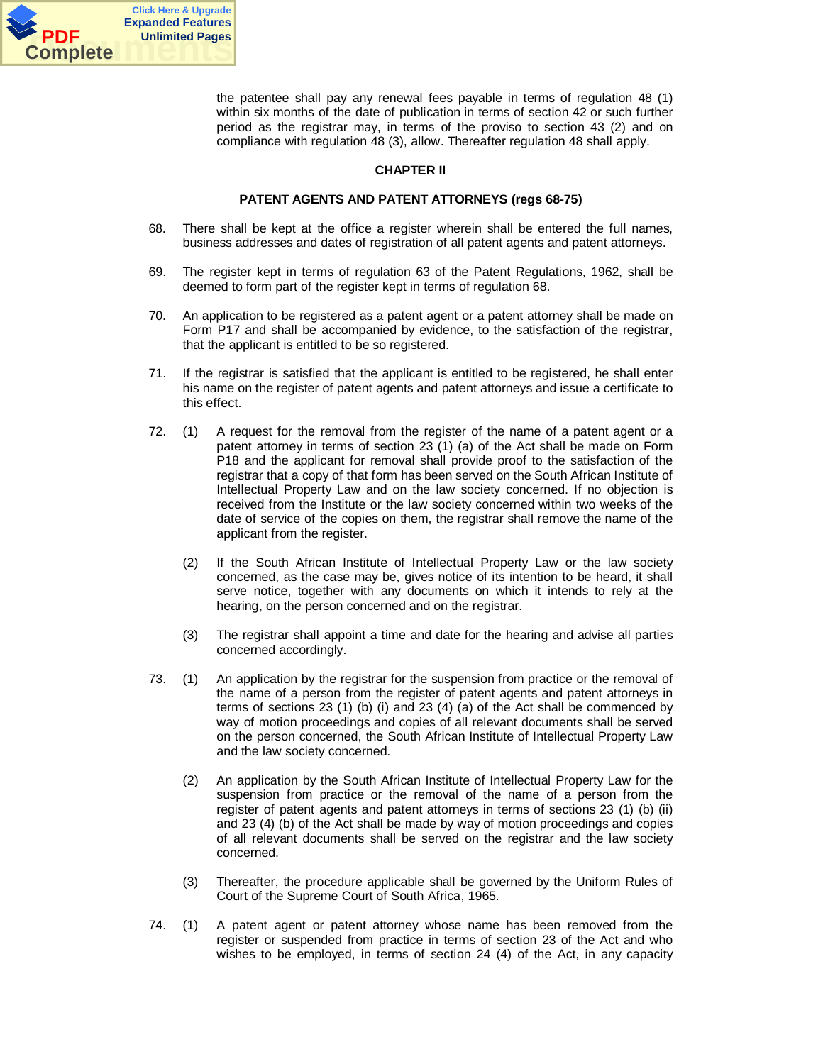the patentee shall pay any renewal fees payable in terms of regulation 48 (1) within six months of the date of publication in terms of section 42 or such further period as the registrar may, in terms of the proviso to section 43 (2) and on compliance with regulation 48 (3), allow. Thereafter regulation 48 shall apply.

## CHAPTER II

### PATENT AGENTS AND PATENT ATTORNEYS (regs 68-75)

68. There shall be kept at the office a register wherein shall be entered the full names, business addresses and dates of registration of all patent agents and patent attorneys.

69. The register kept in terms of regulation 63 of the Patent Regulations, 1962, shall be deemed to form part of the register kept in terms of regulation 68.

70. An application to be registered as a patent agent or a patent attorney shall be made on Form P17 and shall be accompanied by evidence, to the satisfaction of the registrar, that the applicant is entitled to be so registered.

71. If the registrar is satisfied that the applicant is entitled to be registered, he shall enter his name on the register of patent agents and patent attorneys and issue a certificate to this effect.

72. (1) A request for the removal from the register of the name of a patent agent or a patent attorney in terms of section 23 (1) (a) of the Act shall be made on Form P18 and the applicant for removal shall provide proof to the satisfaction of the registrar that a copy of that form has been served on the South African Institute of Intellectual Property Law and on the law society concerned. If no objection is received from the Institute or the law society concerned within two weeks of the date of service of the copies on them, the registrar shall remove the name of the applicant from the register.

    (2) If the South African Institute of Intellectual Property Law or the law society concerned, as the case may be, gives notice of its intention to be heard, it shall serve notice, together with any documents on which it intends to rely at the hearing, on the person concerned and on the registrar.

    (3) The registrar shall appoint a time and date for the hearing and advise all parties concerned accordingly.

73. (1) An application by the registrar for the suspension from practice or the removal of the name of a person from the register of patent agents and patent attorneys in terms of sections 23 (1) (b) (i) and 23 (4) (a) of the Act shall be commenced by way of motion proceedings and copies of all relevant documents shall be served on the person concerned, the South African Institute of Intellectual Property Law and the law society concerned.

    (2) An application by the South African Institute of Intellectual Property Law for the suspension from practice or the removal of the name of a person from the register of patent agents and patent attorneys in terms of sections 23 (1) (b) (ii) and 23 (4) (b) of the Act shall be made by way of motion proceedings and copies of all relevant documents shall be served on the registrar and the law society concerned.

    (3) Thereafter, the procedure applicable shall be governed by the Uniform Rules of Court of the Supreme Court of South Africa, 1965.

74. (1) A patent agent or patent attorney whose name has been removed from the register or suspended from practice in terms of section 23 of the Act and who wishes to be employed, in terms of section 24 (4) of the Act, in any capacity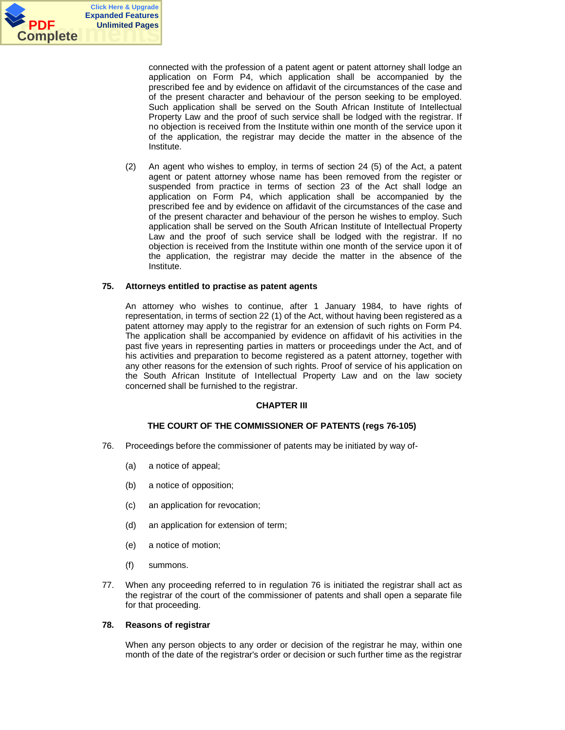connected with the profession of a patent agent or patent attorney shall lodge an application on Form P4, which application shall be accompanied by the prescribed fee and by evidence on affidavit of the circumstances of the case and of the present character and behaviour of the person seeking to be employed. Such application shall be served on the South African Institute of Intellectual Property Law and the proof of such service shall be lodged with the registrar. If no objection is received from the Institute within one month of the service upon it of the application, the registrar may decide the matter in the absence of the Institute.

(2) An agent who wishes to employ, in terms of section 24 (5) of the Act, a patent agent or patent attorney whose name has been removed from the register or suspended from practice in terms of section 23 of the Act shall lodge an application on Form P4, which application shall be accompanied by the prescribed fee and by evidence on affidavit of the circumstances of the case and of the present character and behaviour of the person he wishes to employ. Such application shall be served on the South African Institute of Intellectual Property Law and the proof of such service shall be lodged with the registrar. If no objection is received from the Institute within one month of the service upon it of the application, the registrar may decide the matter in the absence of the Institute.

**75. Attorneys entitled to practise as patent agents**

An attorney who wishes to continue, after 1 January 1984, to have rights of representation, in terms of section 22 (1) of the Act, without having been registered as a patent attorney may apply to the registrar for an extension of such rights on Form P4. The application shall be accompanied by evidence on affidavit of his activities in the past five years in representing parties in matters or proceedings under the Act, and of his activities and preparation to become registered as a patent attorney, together with any other reasons for the extension of such rights. Proof of service of his application on the South African Institute of Intellectual Property Law and on the law society concerned shall be furnished to the registrar.

## CHAPTER III

## THE COURT OF THE COMMISSIONER OF PATENTS (regs 76-105)

76. Proceedings before the commissioner of patents may be initiated by way of-

(a) a notice of appeal;

(b) a notice of opposition;

(c) an application for revocation;

(d) an application for extension of term;

(e) a notice of motion;

(f) summons.

77. When any proceeding referred to in regulation 76 is initiated the registrar shall act as the registrar of the court of the commissioner of patents and shall open a separate file for that proceeding.

**78. Reasons of registrar**

When any person objects to any order or decision of the registrar he may, within one month of the date of the registrar's order or decision or such further time as the registrar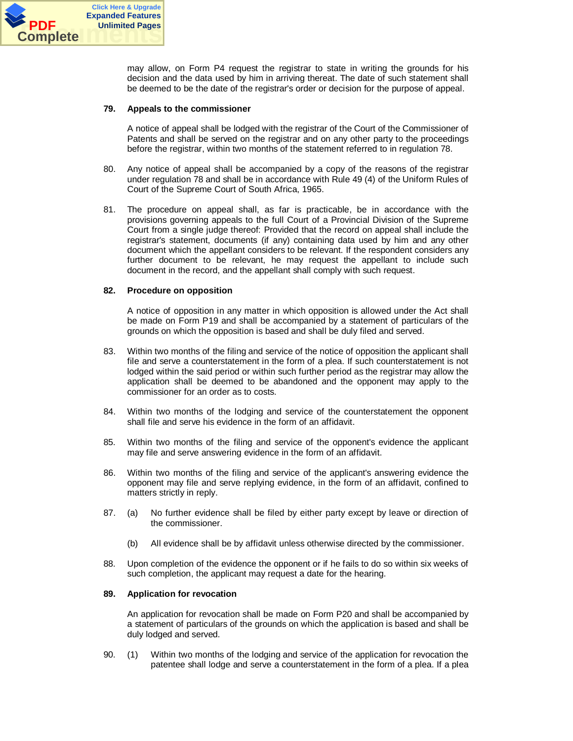may allow, on Form P4 request the registrar to state in writing the grounds for his decision and the data used by him in arriving thereat. The date of such statement shall be deemed to be the date of the registrar's order or decision for the purpose of appeal.

**79. Appeals to the commissioner**

A notice of appeal shall be lodged with the registrar of the Court of the Commissioner of Patents and shall be served on the registrar and on any other party to the proceedings before the registrar, within two months of the statement referred to in regulation 78.

80. Any notice of appeal shall be accompanied by a copy of the reasons of the registrar under regulation 78 and shall be in accordance with Rule 49 (4) of the Uniform Rules of Court of the Supreme Court of South Africa, 1965.

81. The procedure on appeal shall, as far is practicable, be in accordance with the provisions governing appeals to the full Court of a Provincial Division of the Supreme Court from a single judge thereof: Provided that the record on appeal shall include the registrar's statement, documents (if any) containing data used by him and any other document which the appellant considers to be relevant. If the respondent considers any further document to be relevant, he may request the appellant to include such document in the record, and the appellant shall comply with such request.

**82. Procedure on opposition**

A notice of opposition in any matter in which opposition is allowed under the Act shall be made on Form P19 and shall be accompanied by a statement of particulars of the grounds on which the opposition is based and shall be duly filed and served.

83. Within two months of the filing and service of the notice of opposition the applicant shall file and serve a counterstatement in the form of a plea. If such counterstatement is not lodged within the said period or within such further period as the registrar may allow the application shall be deemed to be abandoned and the opponent may apply to the commissioner for an order as to costs.

84. Within two months of the lodging and service of the counterstatement the opponent shall file and serve his evidence in the form of an affidavit.

85. Within two months of the filing and service of the opponent's evidence the applicant may file and serve answering evidence in the form of an affidavit.

86. Within two months of the filing and service of the applicant's answering evidence the opponent may file and serve replying evidence, in the form of an affidavit, confined to matters strictly in reply.

87. (a) No further evidence shall be filed by either party except by leave or direction of the commissioner.

(b) All evidence shall be by affidavit unless otherwise directed by the commissioner.

88. Upon completion of the evidence the opponent or if he fails to do so within six weeks of such completion, the applicant may request a date for the hearing.

**89. Application for revocation**

An application for revocation shall be made on Form P20 and shall be accompanied by a statement of particulars of the grounds on which the application is based and shall be duly lodged and served.

90. (1) Within two months of the lodging and service of the application for revocation the patentee shall lodge and serve a counterstatement in the form of a plea. If a plea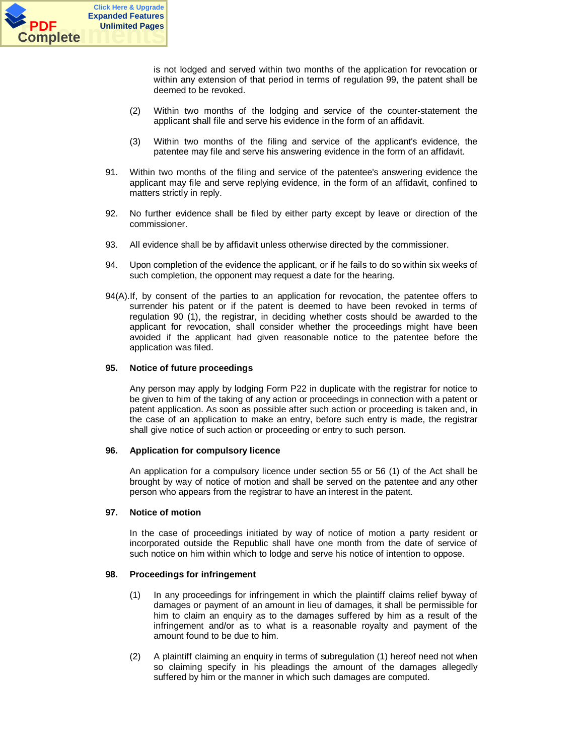is not lodged and served within two months of the application for revocation or within any extension of that period in terms of regulation 99, the patent shall be deemed to be revoked.

(2) Within two months of the lodging and service of the counter-statement the applicant shall file and serve his evidence in the form of an affidavit.

(3) Within two months of the filing and service of the applicant's evidence, the patentee may file and serve his answering evidence in the form of an affidavit.

91. Within two months of the filing and service of the patentee's answering evidence the applicant may file and serve replying evidence, in the form of an affidavit, confined to matters strictly in reply.

92. No further evidence shall be filed by either party except by leave or direction of the commissioner.

93. All evidence shall be by affidavit unless otherwise directed by the commissioner.

94. Upon completion of the evidence the applicant, or if he fails to do so within six weeks of such completion, the opponent may request a date for the hearing.

94(A). If, by consent of the parties to an application for revocation, the patentee offers to surrender his patent or if the patent is deemed to have been revoked in terms of regulation 90 (1), the registrar, in deciding whether costs should be awarded to the applicant for revocation, shall consider whether the proceedings might have been avoided if the applicant had given reasonable notice to the patentee before the application was filed.

**95. Notice of future proceedings**

Any person may apply by lodging Form P22 in duplicate with the registrar for notice to be given to him of the taking of any action or proceedings in connection with a patent or patent application. As soon as possible after such action or proceeding is taken and, in the case of an application to make an entry, before such entry is made, the registrar shall give notice of such action or proceeding or entry to such person.

**96. Application for compulsory licence**

An application for a compulsory licence under section 55 or 56 (1) of the Act shall be brought by way of notice of motion and shall be served on the patentee and any other person who appears from the registrar to have an interest in the patent.

**97. Notice of motion**

In the case of proceedings initiated by way of notice of motion a party resident or incorporated outside the Republic shall have one month from the date of service of such notice on him within which to lodge and serve his notice of intention to oppose.

**98. Proceedings for infringement**

(1) In any proceedings for infringement in which the plaintiff claims relief byway of damages or payment of an amount in lieu of damages, it shall be permissible for him to claim an enquiry as to the damages suffered by him as a result of the infringement and/or as to what is a reasonable royalty and payment of the amount found to be due to him.

(2) A plaintiff claiming an enquiry in terms of subregulation (1) hereof need not when so claiming specify in his pleadings the amount of the damages allegedly suffered by him or the manner in which such damages are computed.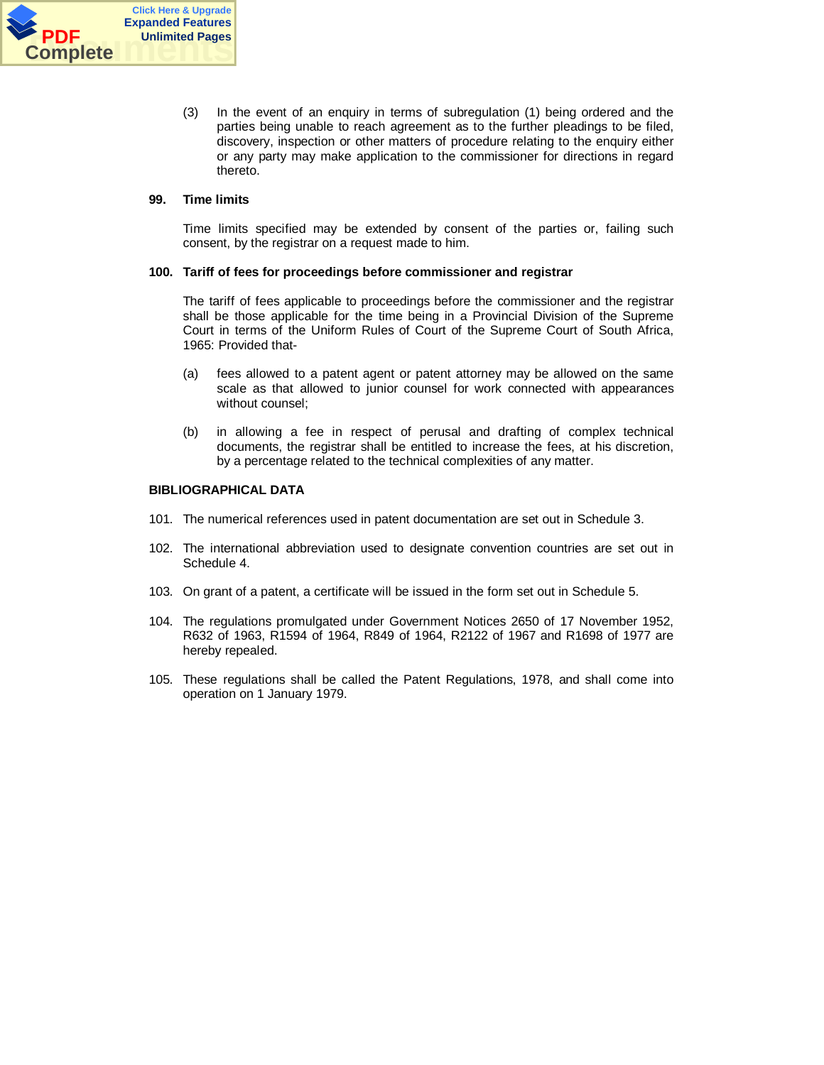(3) In the event of an enquiry in terms of subregulation (1) being ordered and the parties being unable to reach agreement as to the further pleadings to be filed, discovery, inspection or other matters of procedure relating to the enquiry either or any party may make application to the commissioner for directions in regard thereto.

**99. Time limits**

Time limits specified may be extended by consent of the parties or, failing such consent, by the registrar on a request made to him.

**100. Tariff of fees for proceedings before commissioner and registrar**

The tariff of fees applicable to proceedings before the commissioner and the registrar shall be those applicable for the time being in a Provincial Division of the Supreme Court in terms of the Uniform Rules of Court of the Supreme Court of South Africa, 1965: Provided that-

(a) fees allowed to a patent agent or patent attorney may be allowed on the same scale as that allowed to junior counsel for work connected with appearances without counsel;

(b) in allowing a fee in respect of perusal and drafting of complex technical documents, the registrar shall be entitled to increase the fees, at his discretion, by a percentage related to the technical complexities of any matter.

**BIBLIOGRAPHICAL DATA**

101. The numerical references used in patent documentation are set out in Schedule 3.

102. The international abbreviation used to designate convention countries are set out in Schedule 4.

103. On grant of a patent, a certificate will be issued in the form set out in Schedule 5.

104. The regulations promulgated under Government Notices 2650 of 17 November 1952, R632 of 1963, R1594 of 1964, R849 of 1964, R2122 of 1967 and R1698 of 1977 are hereby repealed.

105. These regulations shall be called the Patent Regulations, 1978, and shall come into operation on 1 January 1979.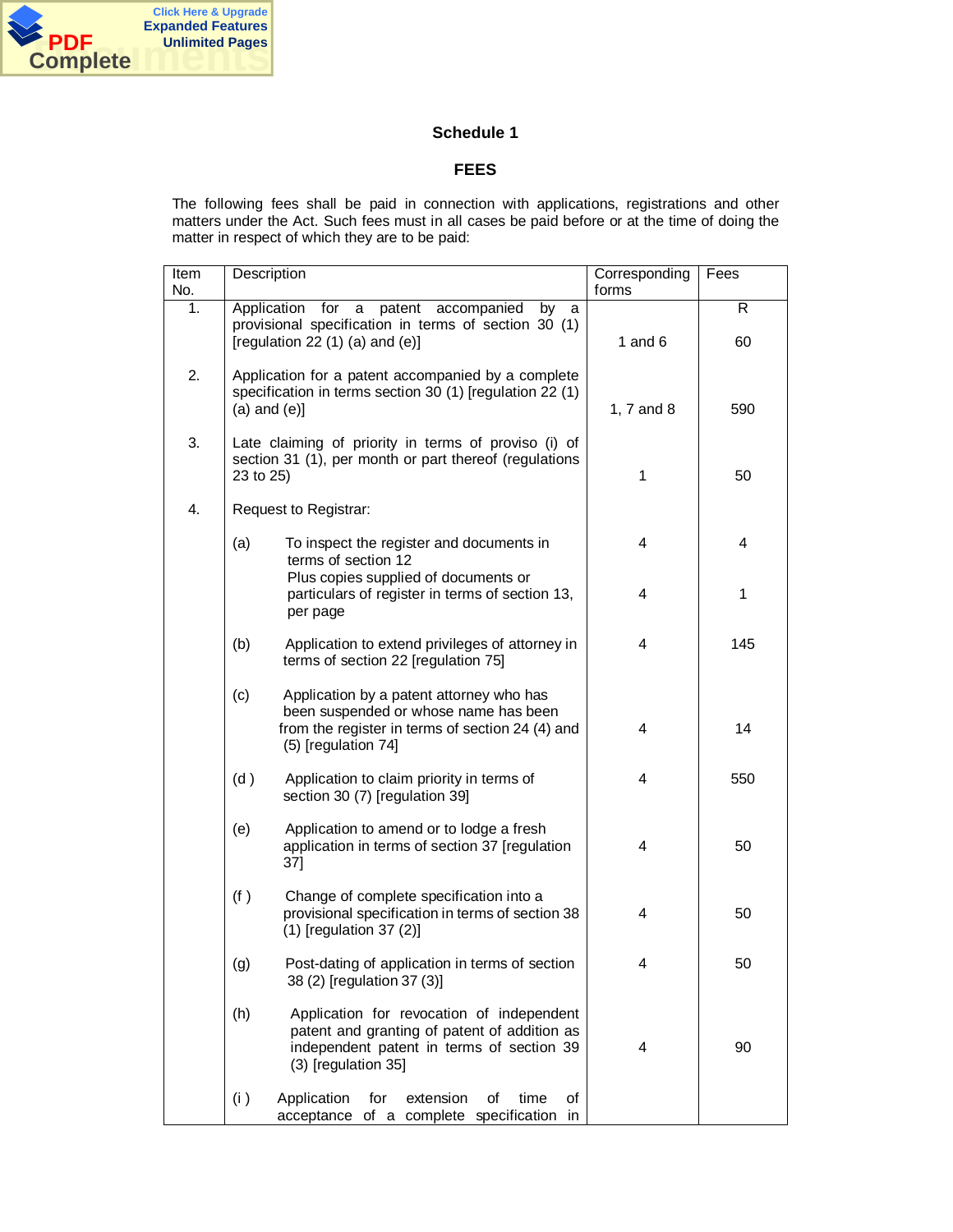## Schedule 1

## FEES

The following fees shall be paid in connection with applications, registrations and other matters under the Act. Such fees must in all cases be paid before or at the time of doing the matter in respect of which they are to be paid:

| Item No. | Description | Corresponding forms | Fees |
|---|---|---|---|
| | | | R |
| 1. | Application for a patent accompanied by a provisional specification in terms of section 30 (1) [regulation 22 (1) (a) and (e)] | 1 and 6 | 60 |
| 2. | Application for a patent accompanied by a complete specification in terms section 30 (1) [regulation 22 (1) (a) and (e)] | 1, 7 and 8 | 590 |
| 3. | Late claiming of priority in terms of proviso (i) of section 31 (1), per month or part thereof (regulations 23 to 25) | 1 | 50 |
| 4. | Request to Registrar: | | |
| | (a) To inspect the register and documents in terms of section 12 | 4 | 4 |
| | Plus copies supplied of documents or particulars of register in terms of section 13, per page | 4 | 1 |
| | (b) Application to extend privileges of attorney in terms of section 22 [regulation 75] | 4 | 145 |
| | (c) Application by a patent attorney who has been suspended or whose name has been from the register in terms of section 24 (4) and (5) [regulation 74] | 4 | 14 |
| | (d) Application to claim priority in terms of section 30 (7) [regulation 39] | 4 | 550 |
| | (e) Application to amend or to lodge a fresh application in terms of section 37 [regulation 37] | 4 | 50 |
| | (f) Change of complete specification into a provisional specification in terms of section 38 (1) [regulation 37 (2)] | 4 | 50 |
| | (g) Post-dating of application in terms of section 38 (2) [regulation 37 (3)] | 4 | 50 |
| | (h) Application for revocation of independent patent and granting of patent of addition as independent patent in terms of section 39 (3) [regulation 35] | 4 | 90 |
| | (i) Application for extension of time of acceptance of a complete specification in | | |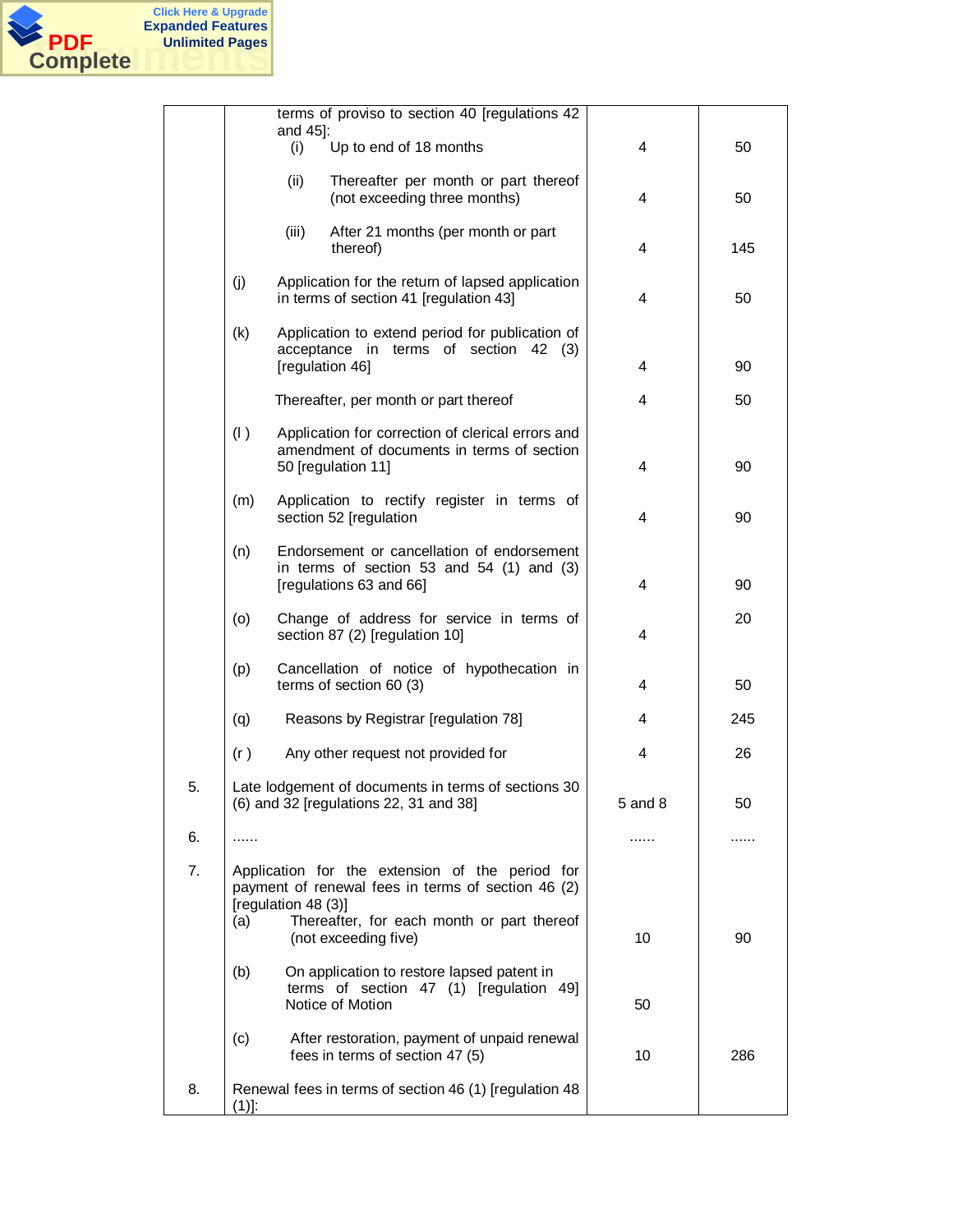| | | | |
|---|---|---|---|
| | terms of proviso to section 40 [regulations 42 and 45]: | | |
| | (i) Up to end of 18 months | 4 | 50 |
| | (ii) Thereafter per month or part thereof (not exceeding three months) | 4 | 50 |
| | (iii) After 21 months (per month or part thereof) | 4 | 145 |
| | (j) Application for the return of lapsed application in terms of section 41 [regulation 43] | 4 | 50 |
| | (k) Application to extend period for publication of acceptance in terms of section 42 (3) [regulation 46] | 4 | 90 |
| | Thereafter, per month or part thereof | 4 | 50 |
| | (l ) Application for correction of clerical errors and amendment of documents in terms of section 50 [regulation 11] | 4 | 90 |
| | (m) Application to rectify register in terms of section 52 [regulation | 4 | 90 |
| | (n) Endorsement or cancellation of endorsement in terms of section 53 and 54 (1) and (3) [regulations 63 and 66] | 4 | 90 |
| | (o) Change of address for service in terms of section 87 (2) [regulation 10] | 4 | 20 |
| | (p) Cancellation of notice of hypothecation in terms of section 60 (3) | 4 | 50 |
| | (q) Reasons by Registrar [regulation 78] | 4 | 245 |
| | (r ) Any other request not provided for | 4 | 26 |
| 5. | Late lodgement of documents in terms of sections 30 (6) and 32 [regulations 22, 31 and 38] | 5 and 8 | 50 |
| 6. | ...... | ...... | ...... |
| 7. | Application for the extension of the period for payment of renewal fees in terms of section 46 (2) [regulation 48 (3)] | | |
| | (a) Thereafter, for each month or part thereof (not exceeding five) | 10 | 90 |
| | (b) On application to restore lapsed patent in terms of section 47 (1) [regulation 49] Notice of Motion | 50 | |
| | (c) After restoration, payment of unpaid renewal fees in terms of section 47 (5) | 10 | 286 |
| 8. | Renewal fees in terms of section 46 (1) [regulation 48 (1)]: | | |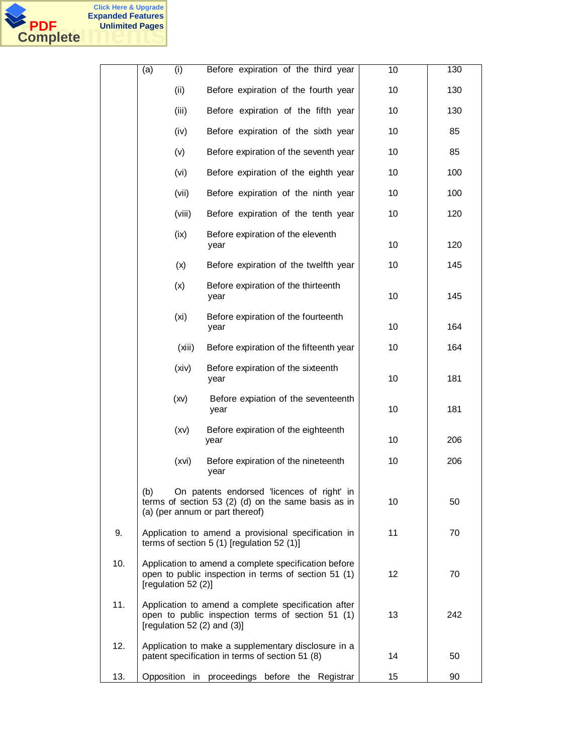| | | | |
|---|---|---|---|
| | (a) (i) Before expiration of the third year | 10 | 130 |
| | (ii) Before expiration of the fourth year | 10 | 130 |
| | (iii) Before expiration of the fifth year | 10 | 130 |
| | (iv) Before expiration of the sixth year | 10 | 85 |
| | (v) Before expiration of the seventh year | 10 | 85 |
| | (vi) Before expiration of the eighth year | 10 | 100 |
| | (vii) Before expiration of the ninth year | 10 | 100 |
| | (viii) Before expiration of the tenth year | 10 | 120 |
| | (ix) Before expiration of the eleventh year | 10 | 120 |
| | (x) Before expiration of the twelfth year | 10 | 145 |
| | (x) Before expiration of the thirteenth year | 10 | 145 |
| | (xi) Before expiration of the fourteenth year | 10 | 164 |
| | (xiii) Before expiration of the fifteenth year | 10 | 164 |
| | (xiv) Before expiration of the sixteenth year | 10 | 181 |
| | (xv) Before expiation of the seventeenth year | 10 | 181 |
| | (xv) Before expiration of the eighteenth year | 10 | 206 |
| | (xvi) Before expiration of the nineteenth year | 10 | 206 |
| | (b) On patents endorsed 'licences of right' in terms of section 53 (2) (d) on the same basis as in (a) (per annum or part thereof) | 10 | 50 |
| 9. | Application to amend a provisional specification in terms of section 5 (1) [regulation 52 (1)] | 11 | 70 |
| 10. | Application to amend a complete specification before open to public inspection in terms of section 51 (1) [regulation 52 (2)] | 12 | 70 |
| 11. | Application to amend a complete specification after open to public inspection terms of section 51 (1) [regulation 52 (2) and (3)] | 13 | 242 |
| 12. | Application to make a supplementary disclosure in a patent specification in terms of section 51 (8) | 14 | 50 |
| 13. | Opposition in proceedings before the Registrar | 15 | 90 |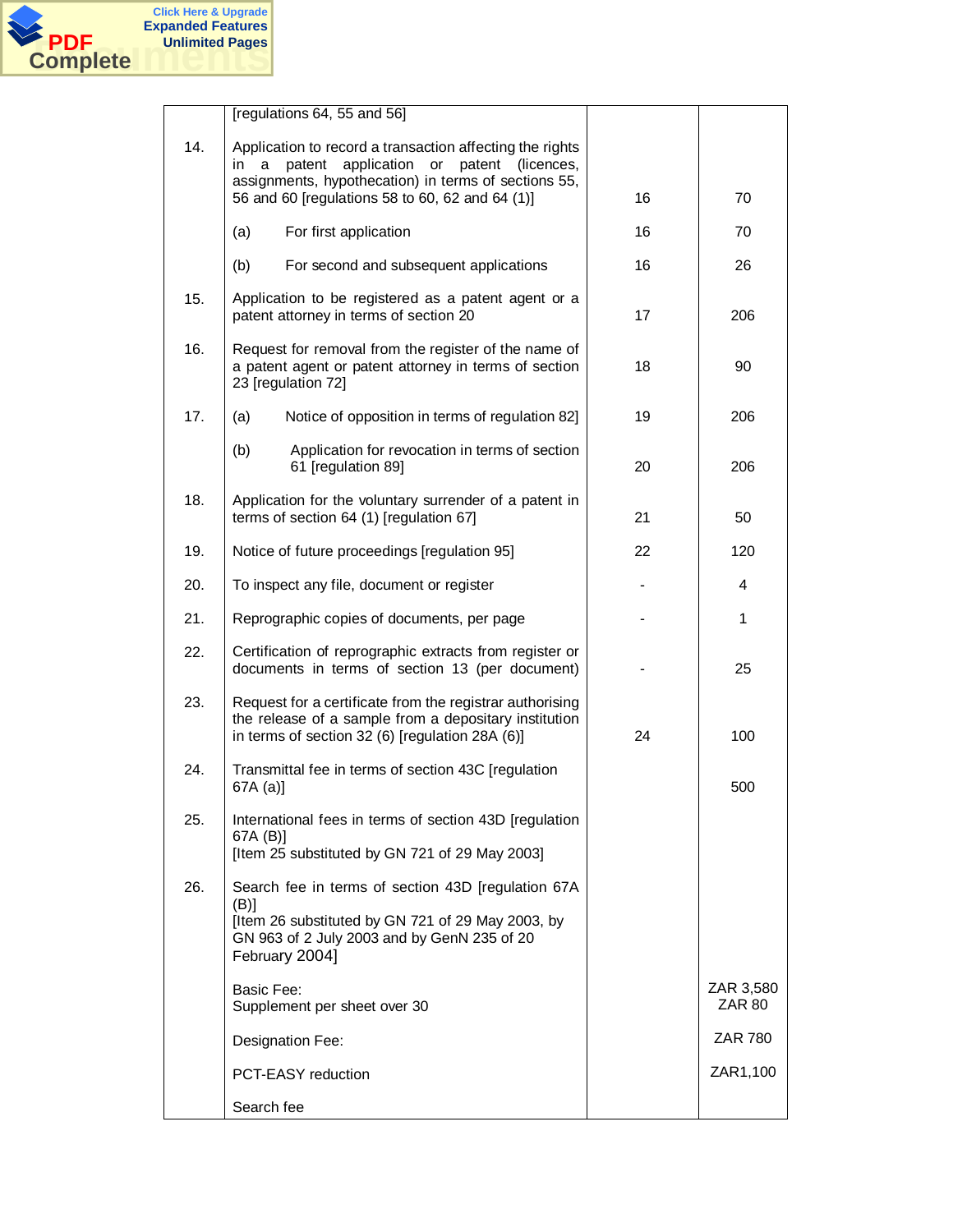| | | | |
|---|---|---|---|
| | [regulations 64, 55 and 56] | | |
| 14. | Application to record a transaction affecting the rights in a patent application or patent (licences, assignments, hypothecation) in terms of sections 55, 56 and 60 [regulations 58 to 60, 62 and 64 (1)] | 16 | 70 |
| | (a) For first application | 16 | 70 |
| | (b) For second and subsequent applications | 16 | 26 |
| 15. | Application to be registered as a patent agent or a patent attorney in terms of section 20 | 17 | 206 |
| 16. | Request for removal from the register of the name of a patent agent or patent attorney in terms of section 23 [regulation 72] | 18 | 90 |
| 17. | (a) Notice of opposition in terms of regulation 82] | 19 | 206 |
| | (b) Application for revocation in terms of section 61 [regulation 89] | 20 | 206 |
| 18. | Application for the voluntary surrender of a patent in terms of section 64 (1) [regulation 67] | 21 | 50 |
| 19. | Notice of future proceedings [regulation 95] | 22 | 120 |
| 20. | To inspect any file, document or register | - | 4 |
| 21. | Reprographic copies of documents, per page | - | 1 |
| 22. | Certification of reprographic extracts from register or documents in terms of section 13 (per document) | - | 25 |
| 23. | Request for a certificate from the registrar authorising the release of a sample from a depositary institution in terms of section 32 (6) [regulation 28A (6)] | 24 | 100 |
| 24. | Transmittal fee in terms of section 43C [regulation 67A (a)] | | 500 |
| 25. | International fees in terms of section 43D [regulation 67A (B)]<br>[Item 25 substituted by GN 721 of 29 May 2003] | | |
| 26. | Search fee in terms of section 43D [regulation 67A (B)]<br>[Item 26 substituted by GN 721 of 29 May 2003, by GN 963 of 2 July 2003 and by GenN 235 of 20 February 2004] | | |
| | Basic Fee:<br>Supplement per sheet over 30 | | ZAR 3,580<br>ZAR 80 |
| | Designation Fee: | | ZAR 780 |
| | PCT-EASY reduction | | ZAR1,100 |
| | Search fee | | |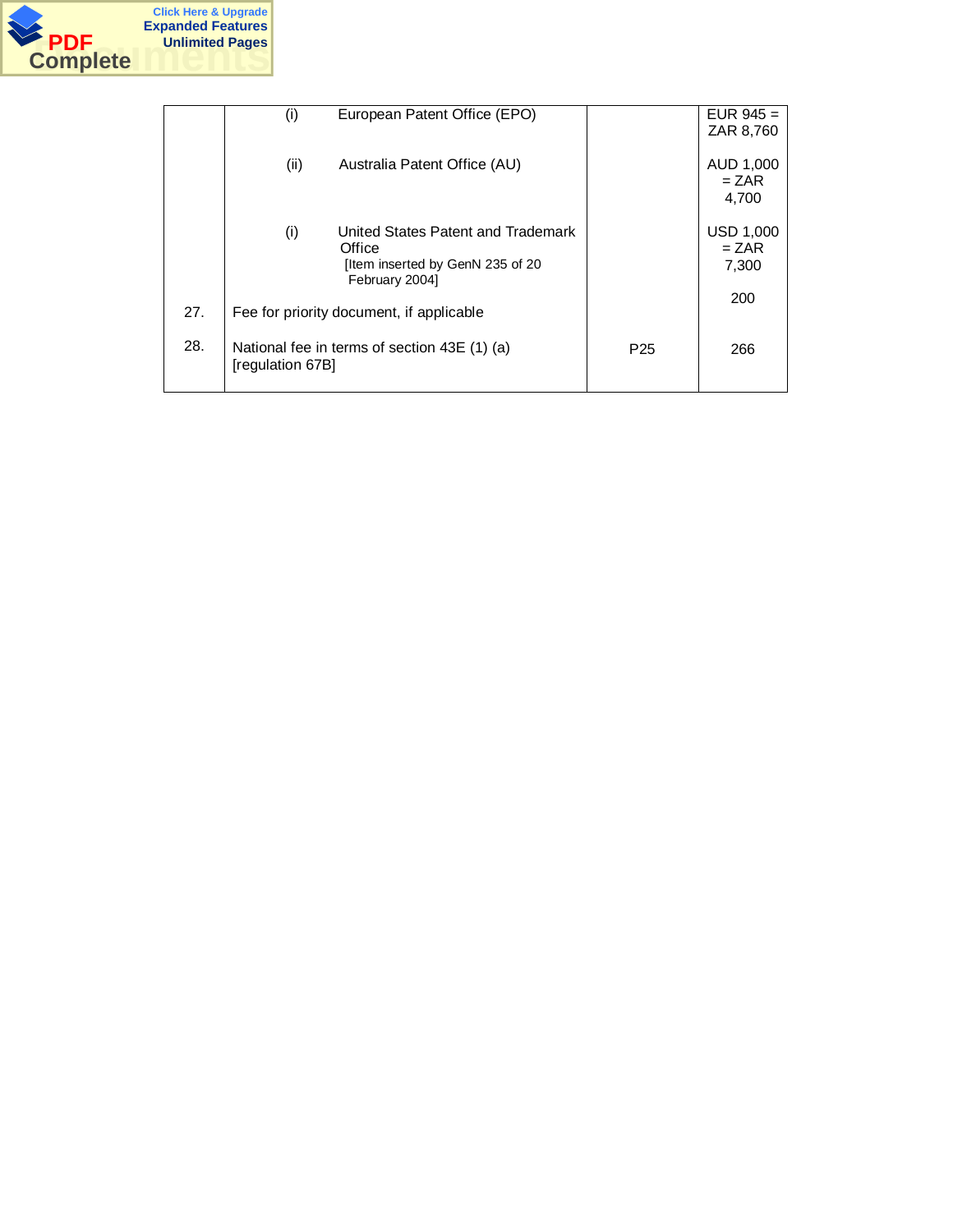| | | | |
|---|---|---|---|
| | (i) European Patent Office (EPO) | | EUR 945 = ZAR 8,760 |
| | (ii) Australia Patent Office (AU) | | AUD 1,000 = ZAR 4,700 |
| | (i) United States Patent and Trademark Office [Item inserted by GenN 235 of 20 February 2004] | | USD 1,000 = ZAR 7,300 |
| 27. | Fee for priority document, if applicable | | 200 |
| 28. | National fee in terms of section 43E (1) (a) [regulation 67B] | P25 | 266 |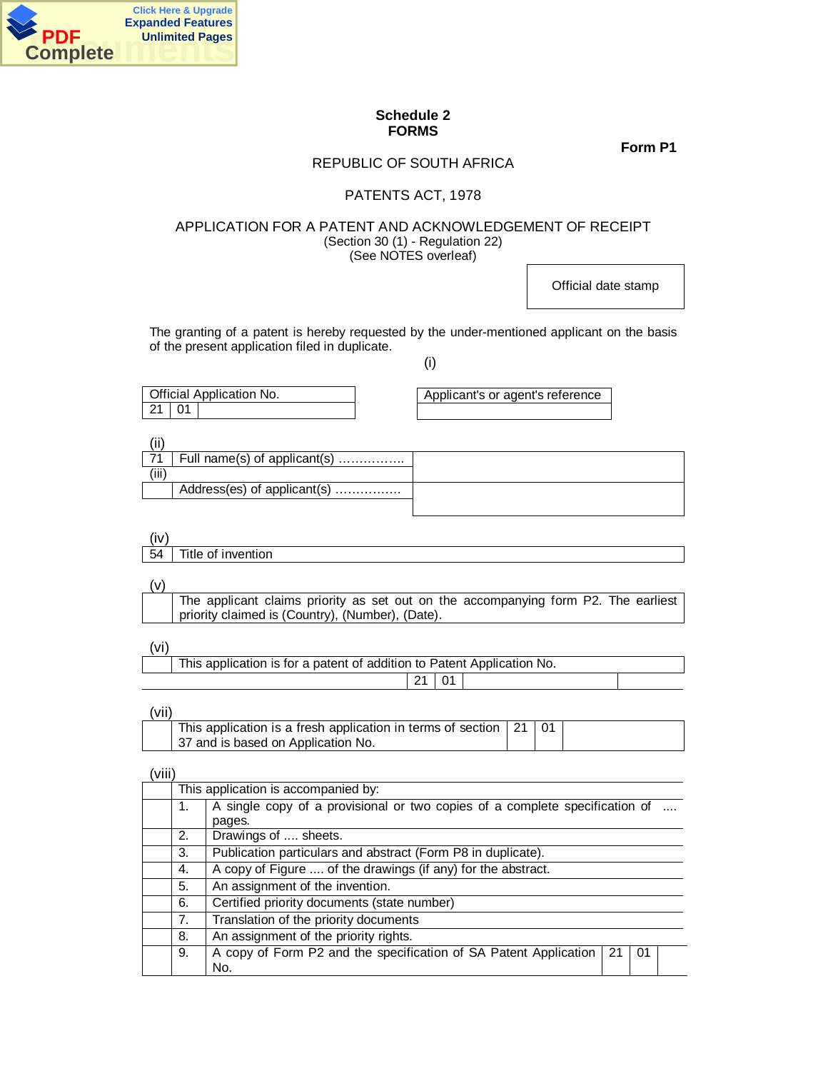**Schedule 2**
**FORMS**

**Form P1**

REPUBLIC OF SOUTH AFRICA

PATENTS ACT, 1978

APPLICATION FOR A PATENT AND ACKNOWLEDGEMENT OF RECEIPT
(Section 30 (1) - Regulation 22)
(See NOTES overleaf)

| Official date stamp |
|---|

The granting of a patent is hereby requested by the under-mentioned applicant on the basis of the present application filed in duplicate.

(i)

| Official Application No. | | |
|---|---|---|
| 21 | 01 | |

| Applicant's or agent's reference |
|---|
| |

(ii) (iii)

| | | |
|---|---|---|
| 71 | Full name(s) of applicant(s) ……………. | |
| | Address(es) of applicant(s) ……………. | |

(iv)

| | |
|---|---|
| 54 | Title of invention |

(v)

| | |
|---|---|
| | The applicant claims priority as set out on the accompanying form P2. The earliest priority claimed is (Country), (Number), (Date). |

(vi)

| | | | | |
|---|---|---|---|---|
| | This application is for a patent of addition to Patent Application No. | | | |
| | | 21 | 01 | |

(vii)

| | | | | |
|---|---|---|---|---|
| | This application is a fresh application in terms of section 37 and is based on Application No. | 21 | 01 | |

(viii)

| | | | | | |
|---|---|---|---|---|---|
| | This application is accompanied by: | | | | |
| | 1. | A single copy of a provisional or two copies of a complete specification of .... pages. | | | |
| | 2. | Drawings of .... sheets. | | | |
| | 3. | Publication particulars and abstract (Form P8 in duplicate). | | | |
| | 4. | A copy of Figure .... of the drawings (if any) for the abstract. | | | |
| | 5. | An assignment of the invention. | | | |
| | 6. | Certified priority documents (state number) | | | |
| | 7. | Translation of the priority documents | | | |
| | 8. | An assignment of the priority rights. | | | |
| | 9. | A copy of Form P2 and the specification of SA Patent Application No. | 21 | 01 | |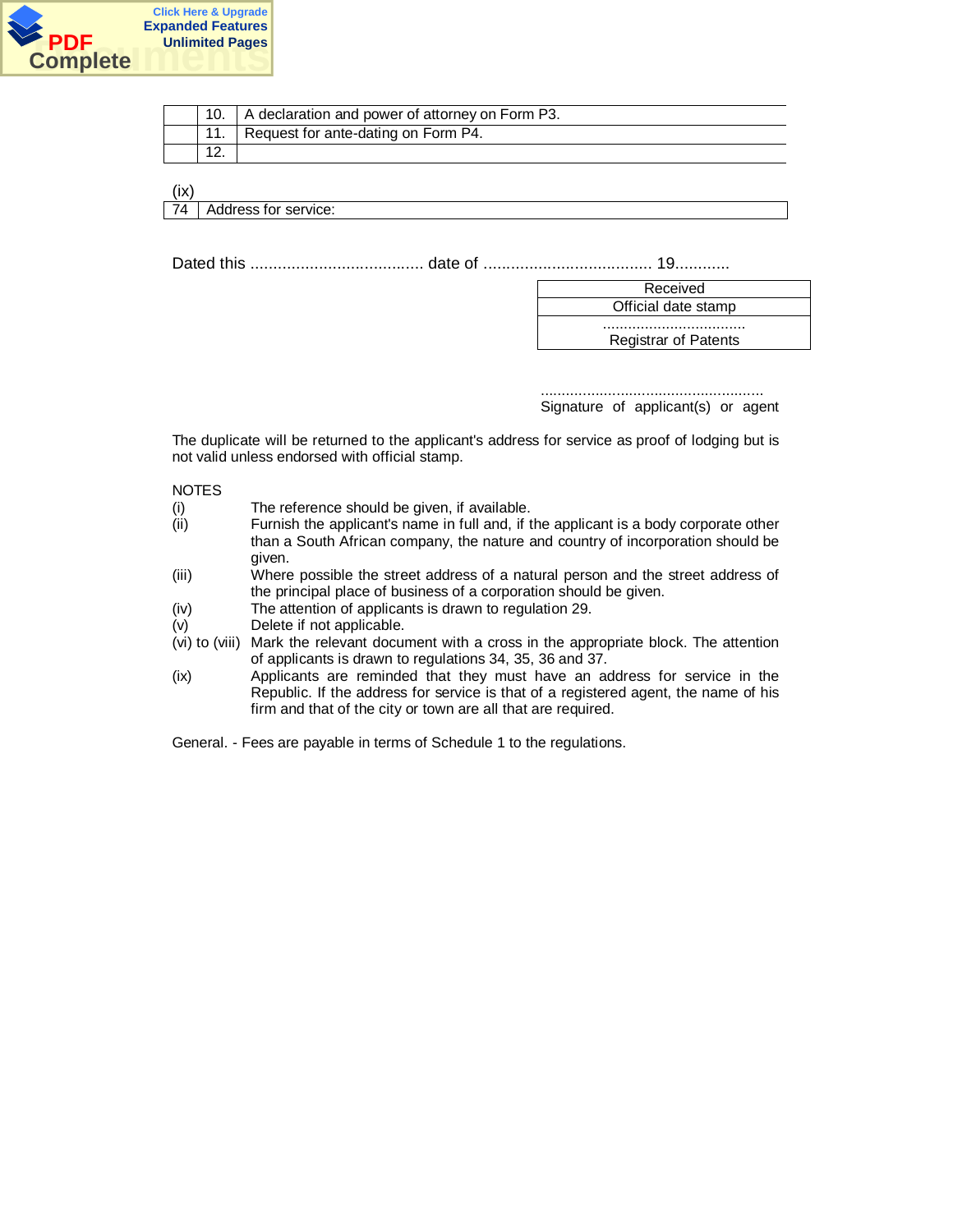| | | |
|---|---|---|
| | 10. | A declaration and power of attorney on Form P3. |
| | 11. | Request for ante-dating on Form P4. |
| | 12. | |

(ix)

| | |
|---|---|
| 74 | Address for service: |

Dated this ....................................... date of ..................................... 19............

| Received |
|---|
| Official date stamp |
| .................................. Registrar of Patents |

.....................................................

Signature of applicant(s) or agent

The duplicate will be returned to the applicant's address for service as proof of lodging but is not valid unless endorsed with official stamp.

NOTES

(i) The reference should be given, if available.

(ii) Furnish the applicant's name in full and, if the applicant is a body corporate other than a South African company, the nature and country of incorporation should be given.

(iii) Where possible the street address of a natural person and the street address of the principal place of business of a corporation should be given.

(iv) The attention of applicants is drawn to regulation 29.

(v) Delete if not applicable.

(vi) to (viii) Mark the relevant document with a cross in the appropriate block. The attention of applicants is drawn to regulations 34, 35, 36 and 37.

(ix) Applicants are reminded that they must have an address for service in the Republic. If the address for service is that of a registered agent, the name of his firm and that of the city or town are all that are required.

General. - Fees are payable in terms of Schedule 1 to the regulations.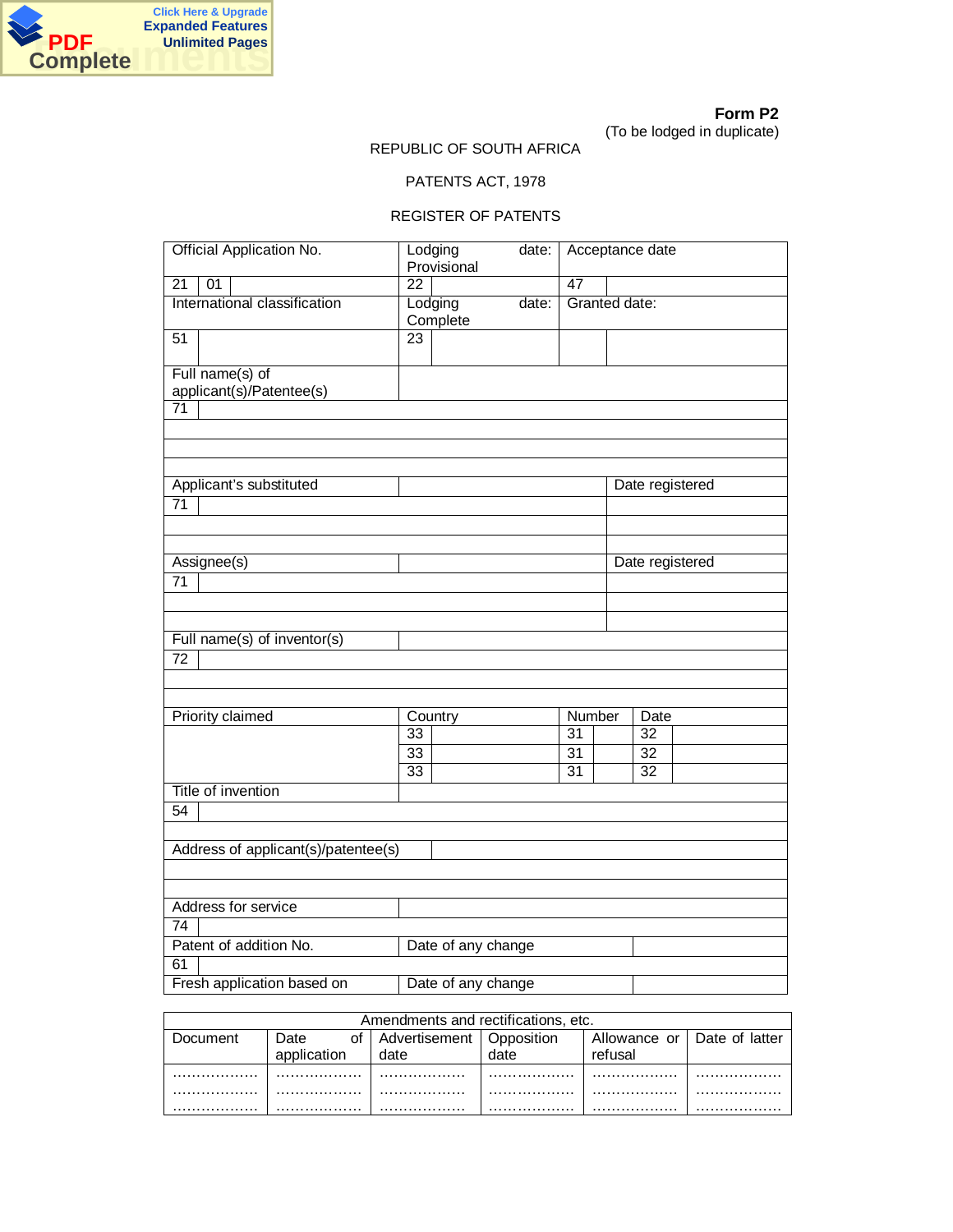**Form P2**
(To be lodged in duplicate)

REPUBLIC OF SOUTH AFRICA

PATENTS ACT, 1978

REGISTER OF PATENTS

| Official Application No. | | Lodging date: Provisional | | Acceptance date | |
|---|---|---|---|---|---|
| 21 | 01 | 22 | | 47 | |
| International classification | | Lodging date: Complete | | Granted date: | |
| 51 | | 23 | | | |
| Full name(s) of applicant(s)/Patentee(s) | | | | | |
| 71 | | | | | |
| | | | | | |
| | | | | | |
| | | | | | |
| Applicant's substituted | | | | Date registered | |
| 71 | | | | | |
| | | | | | |
| | | | | | |
| Assignee(s) | | | | Date registered | |
| 71 | | | | | |
| | | | | | |
| | | | | | |
| Full name(s) of inventor(s) | | | | | |
| 72 | | | | | |
| | | | | | |
| | | | | | |
| Priority claimed | | Country | | Number | Date |
| | | 33 | | 31 | 32 |
| | | 33 | | 31 | 32 |
| | | 33 | | 31 | 32 |
| Title of invention | | | | | |
| 54 | | | | | |
| | | | | | |
| Address of applicant(s)/patentee(s) | | | | | |
| | | | | | |
| | | | | | |
| Address for service | | | | | |
| 74 | | | | | |
| Patent of addition No. | | Date of any change | | | |
| 61 | | | | | |
| Fresh application based on | | Date of any change | | | |

| Amendments and rectifications, etc. | | | | | |
|---|---|---|---|---|---|
| Document | Date of application | Advertisement date | Opposition date | Allowance or refusal | Date of latter |
| ……………… | ……………… | ……………… | ……………… | ……………… | ……………… |
| ……………… | ……………… | ……………… | ……………… | ……………… | ……………… |
| ……………… | ……………… | ……………… | ……………… | ……………… | ……………… |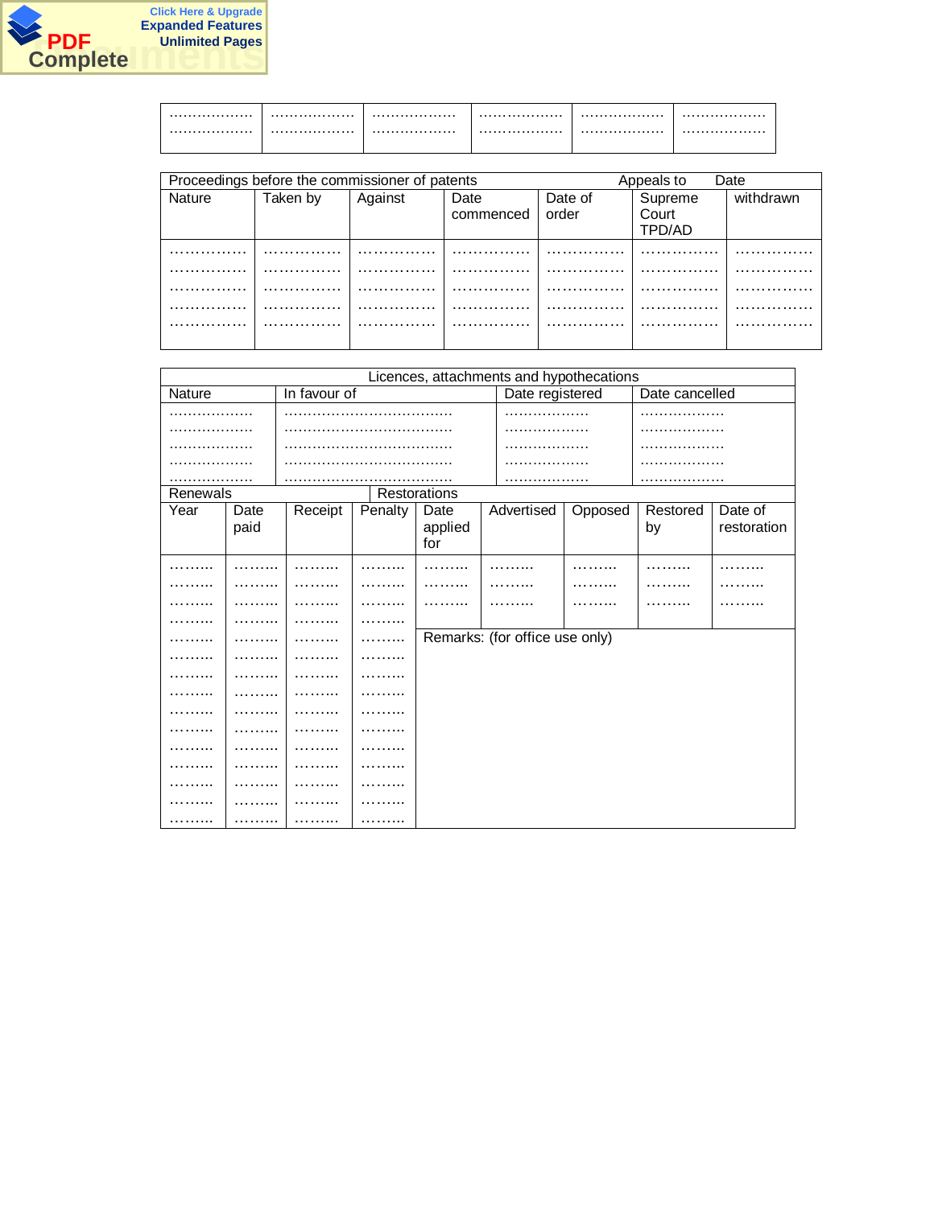| ………………<br>……………… | ………………<br>……………… | ………………<br>……………… | ………………<br>……………… | ………………<br>……………… | ………………<br>……………… |
|---|---|---|---|---|---|

| Proceedings before the commissioner of patents | | | | | Appeals to | Date |
|---|---|---|---|---|---|---|
| Nature | Taken by | Against | Date commenced | Date of order | Supreme Court TPD/AD | withdrawn |
| ……………<br>……………<br>……………<br>……………<br>…………… | ……………<br>……………<br>……………<br>……………<br>…………… | ……………<br>……………<br>……………<br>……………<br>…………… | ……………<br>……………<br>……………<br>……………<br>…………… | ……………<br>……………<br>……………<br>……………<br>…………… | ……………<br>……………<br>……………<br>……………<br>…………… | ……………<br>……………<br>……………<br>……………<br>…………… |

| Licences, attachments and hypothecations | | | |
|---|---|---|---|
| Nature | In favour of | Date registered | Date cancelled |
| ………………<br>………………<br>………………<br>………………<br>……………… | ………………………………<br>………………………………<br>………………………………<br>………………………………<br>……………………………… | ………………<br>………………<br>………………<br>………………<br>……………… | ………………<br>………………<br>………………<br>………………<br>……………… |

| Renewals | | | | Restorations | | | | |
|---|---|---|---|---|---|---|---|---|
| Year | Date paid | Receipt | Penalty | Date applied for | Advertised | Opposed | Restored by | Date of restoration |
| ………<br>………<br>………<br>……… | ………<br>………<br>………<br>……… | ………<br>………<br>………<br>……… | ………<br>………<br>………<br>……… | ………<br>………<br>……… | ………<br>………<br>……… | ………<br>………<br>……… | ………<br>………<br>……… | ………<br>………<br>……… |
| ………<br>………<br>………<br>………<br>………<br>………<br>………<br>………<br>………<br>………<br>……… | ………<br>………<br>………<br>………<br>………<br>………<br>………<br>………<br>………<br>………<br>……… | ………<br>………<br>………<br>………<br>………<br>………<br>………<br>………<br>………<br>………<br>……… | ………<br>………<br>………<br>………<br>………<br>………<br>………<br>………<br>………<br>………<br>……… | Remarks: (for office use only) | | | | |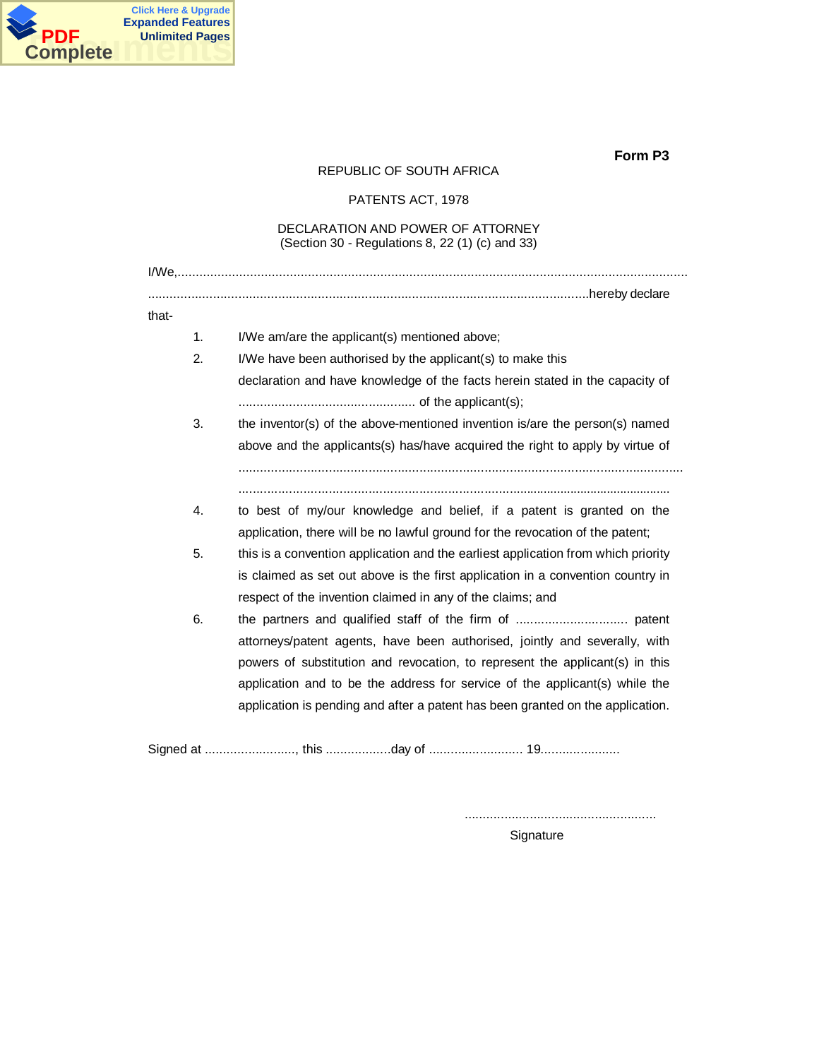**Form P3**

REPUBLIC OF SOUTH AFRICA

PATENTS ACT, 1978

DECLARATION AND POWER OF ATTORNEY
(Section 30 - Regulations 8, 22 (1) (c) and 33)

I/We,.......................................................................................................................................
.................................................................................................................hereby declare that-

1. I/We am/are the applicant(s) mentioned above;
2. I/We have been authorised by the applicant(s) to make this declaration and have knowledge of the facts herein stated in the capacity of ................................................ of the applicant(s);
3. the inventor(s) of the above-mentioned invention is/are the person(s) named above and the applicants(s) has/have acquired the right to apply by virtue of ........................................................................................................................
........................................................................................................................
4. to best of my/our knowledge and belief, if a patent is granted on the application, there will be no lawful ground for the revocation of the patent;
5. this is a convention application and the earliest application from which priority is claimed as set out above is the first application in a convention country in respect of the invention claimed in any of the claims; and
6. the partners and qualified staff of the firm of ............................... patent attorneys/patent agents, have been authorised, jointly and severally, with powers of substitution and revocation, to represent the applicant(s) in this application and to be the address for service of the applicant(s) while the application is pending and after a patent has been granted on the application.

Signed at ........................., this ..................day of .......................... 19......................

.....................................................
Signature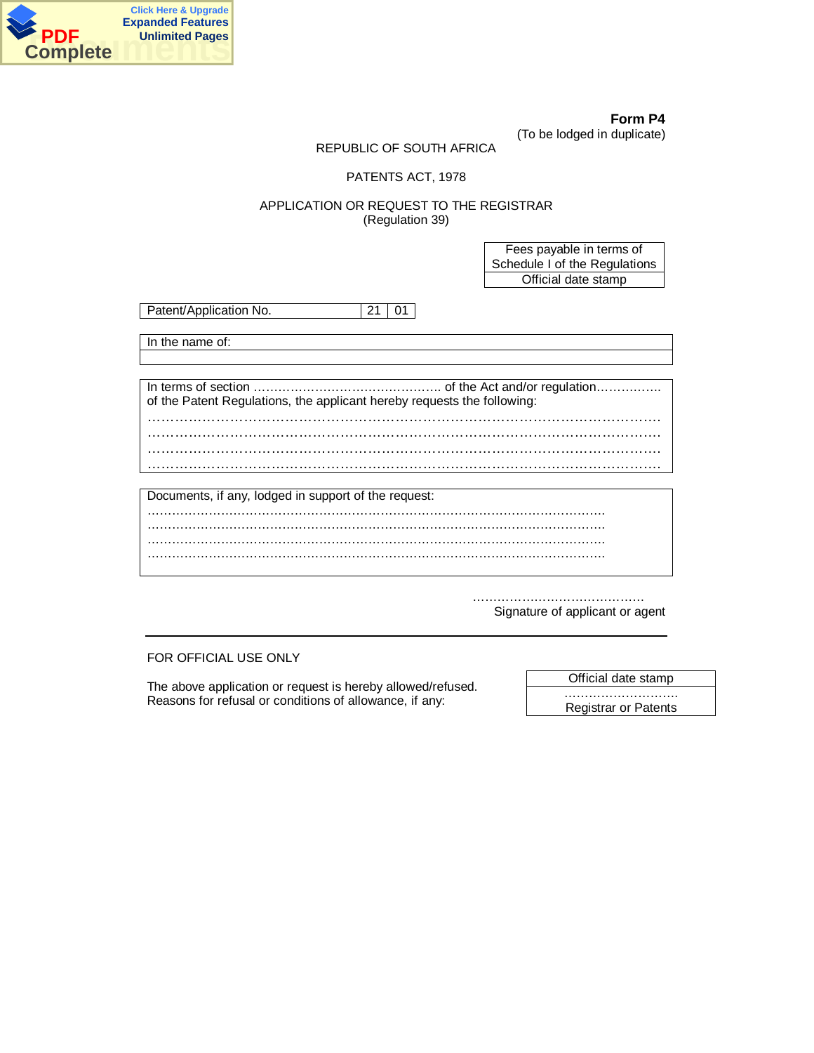**Form P4**
(To be lodged in duplicate)

REPUBLIC OF SOUTH AFRICA

PATENTS ACT, 1978

APPLICATION OR REQUEST TO THE REGISTRAR
(Regulation 39)

| Fees payable in terms of Schedule I of the Regulations |
|---|
| Official date stamp |

| Patent/Application No. | 21 | 01 |
|---|---|---|

| In the name of: |
|---|
| |

In terms of section ………………………………………. of the Act and/or regulation…………….. of the Patent Regulations, the applicant hereby requests the following:
……………………………………………………………………………………………………
……………………………………………………………………………………………………
……………………………………………………………………………………………………
……………………………………………………………………………………………………

Documents, if any, lodged in support of the request:
……………………………………………………………………………………………………
……………………………………………………………………………………………………
……………………………………………………………………………………………………
……………………………………………………………………………………………………

……………………………………
Signature of applicant or agent

---

FOR OFFICIAL USE ONLY

The above application or request is hereby allowed/refused.
Reasons for refusal or conditions of allowance, if any:

| Official date stamp |
|---|
| ……………………… Registrar or Patents |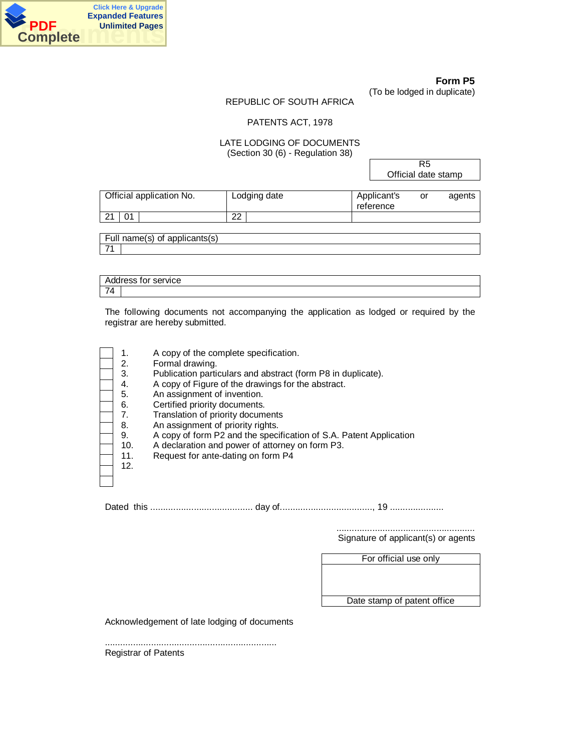**Form P5**
(To be lodged in duplicate)

REPUBLIC OF SOUTH AFRICA

PATENTS ACT, 1978

LATE LODGING OF DOCUMENTS
(Section 30 (6) - Regulation 38)

| R5 |
| --- |
| Official date stamp |

| Official application No. | | | Lodging date | | Applicant's or agents reference |
| --- | --- | --- | --- | --- | --- |
| 21 | 01 | | 22 | | |

| Full name(s) of applicants(s) | |
| --- | --- |
| 71 | |

| Address for service | |
| --- | --- |
| 74 | |

The following documents not accompanying the application as lodged or required by the registrar are hereby submitted.

| | | |
| --- | --- | --- |
| ☐ | 1. | A copy of the complete specification. |
| ☐ | 2. | Formal drawing. |
| ☐ | 3. | Publication particulars and abstract (form P8 in duplicate). |
| ☐ | 4. | A copy of Figure of the drawings for the abstract. |
| ☐ | 5. | An assignment of invention. |
| ☐ | 6. | Certified priority documents. |
| ☐ | 7. | Translation of priority documents |
| ☐ | 8. | An assignment of priority rights. |
| ☐ | 9. | A copy of form P2 and the specification of S.A. Patent Application |
| ☐ | 10. | A declaration and power of attorney on form P3. |
| ☐ | 11. | Request for ante-dating on form P4 |
| ☐ | 12. | |
| ☐ | | |

Dated this ........................................ day of...................................., 19 .....................

......................................................
Signature of applicant(s) or agents

| For official use only |
| --- |
| |
| Date stamp of patent office |

Acknowledgement of late lodging of documents

...................................................................
Registrar of Patents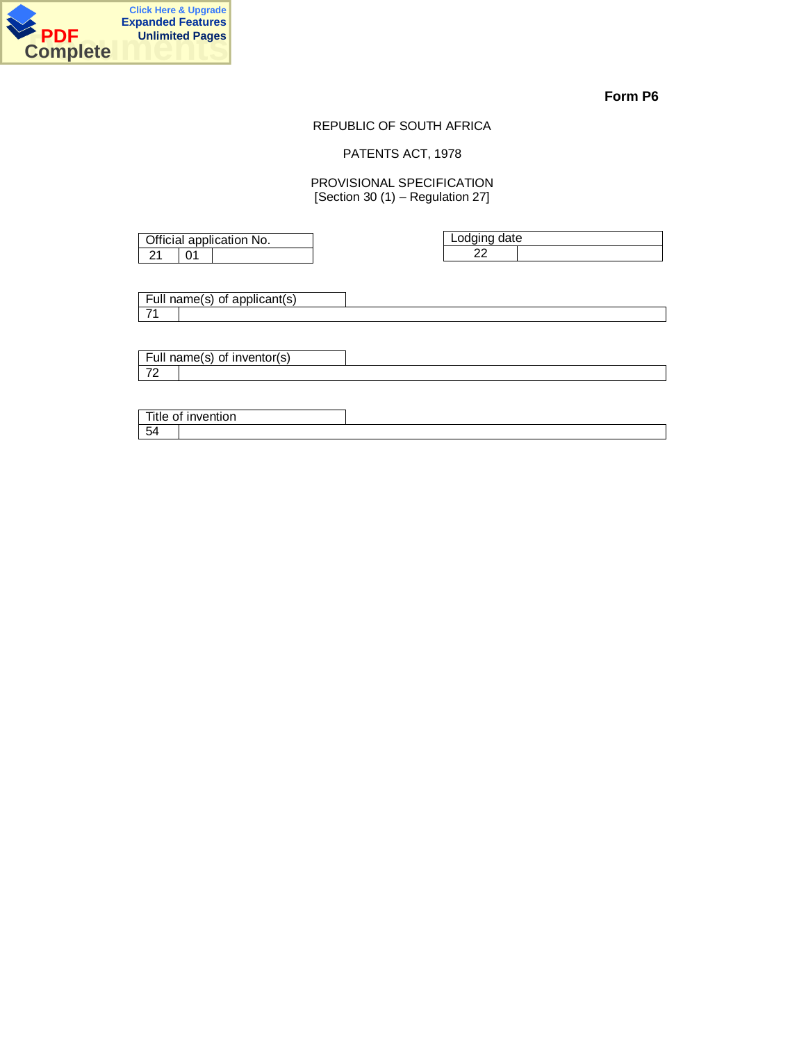**Form P6**

REPUBLIC OF SOUTH AFRICA

PATENTS ACT, 1978

PROVISIONAL SPECIFICATION
[Section 30 (1) – Regulation 27]

| Official application No. | | |
|---|---|---|
| 21 | 01 | |

| Lodging date | |
|---|---|
| 22 | |

| Full name(s) of applicant(s) | |
|---|---|
| 71 | |

| Full name(s) of inventor(s) | |
|---|---|
| 72 | |

| Title of invention | |
|---|---|
| 54 | |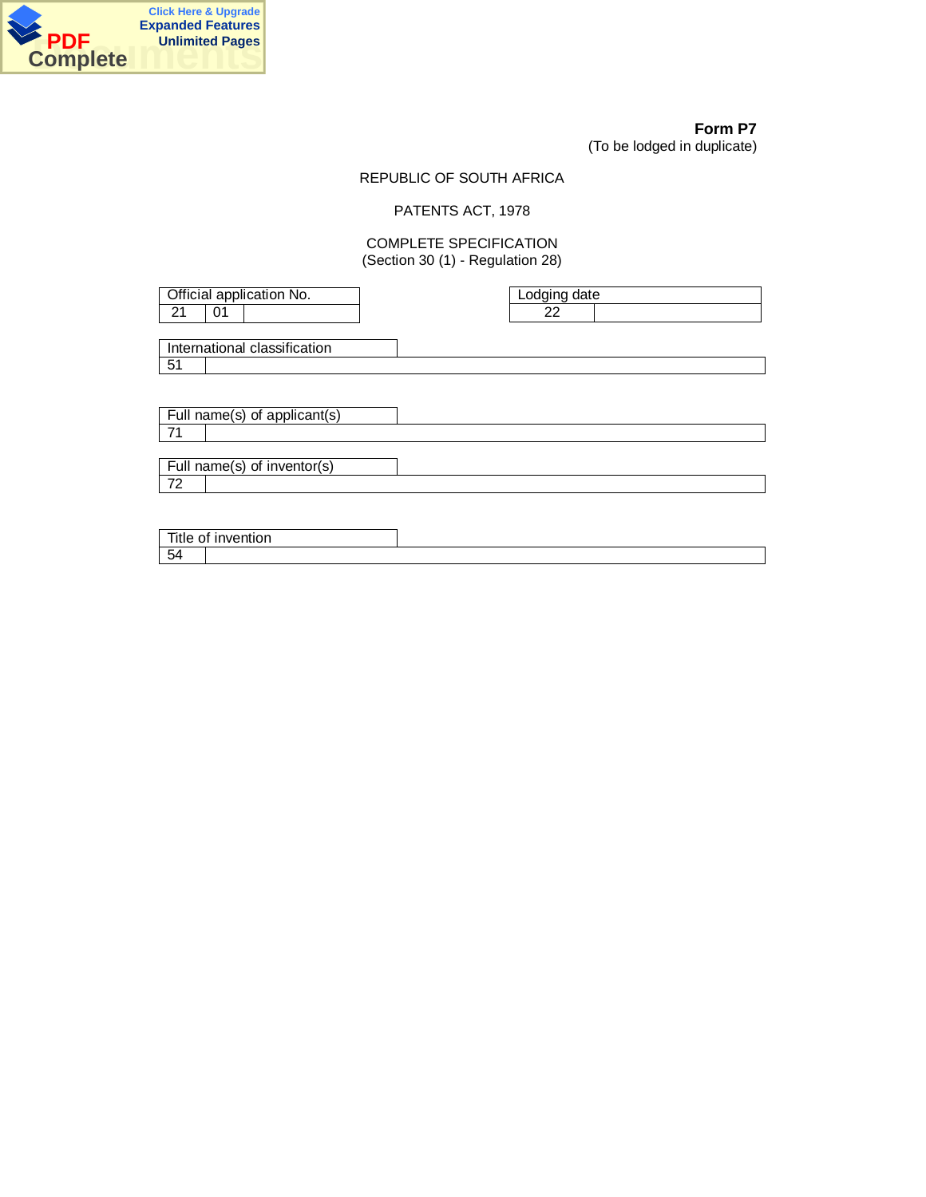**Form P7**
(To be lodged in duplicate)

REPUBLIC OF SOUTH AFRICA

PATENTS ACT, 1978

COMPLETE SPECIFICATION
(Section 30 (1) - Regulation 28)

| Official application No. | | |
|---|---|---|
| 21 | 01 | |

| Lodging date | |
|---|---|
| 22 | |

| International classification | |
|---|---|
| 51 | |

| Full name(s) of applicant(s) | |
|---|---|
| 71 | |

| Full name(s) of inventor(s) | |
|---|---|
| 72 | |

| Title of invention | |
|---|---|
| 54 | |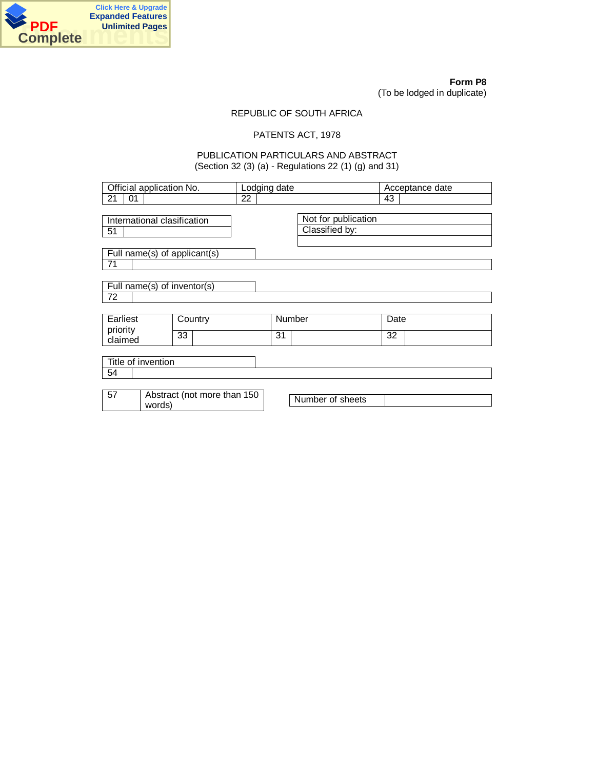**Form P8**
(To be lodged in duplicate)

REPUBLIC OF SOUTH AFRICA

PATENTS ACT, 1978

PUBLICATION PARTICULARS AND ABSTRACT
(Section 32 (3) (a) - Regulations 22 (1) (g) and 31)

| Official application No. | | Lodging date | | Acceptance date | |
|---|---|---|---|---|---|
| 21 | 01 | 22 | | 43 | |

| International clasification | |
|---|---|
| 51 | |

| Not for publication |
|---|
| Classified by: |
| |

| Full name(s) of applicant(s) | |
|---|---|
| 71 | |

| Full name(s) of inventor(s) | |
|---|---|
| 72 | |

| Earliest priority claimed | Country | | Number | | Date | |
|---|---|---|---|---|---|---|
| | 33 | | 31 | | 32 | |

| Title of invention | |
|---|---|
| 54 | |

| 57 | Abstract (not more than 150 words) |
|---|---|

| Number of sheets | |
|---|---|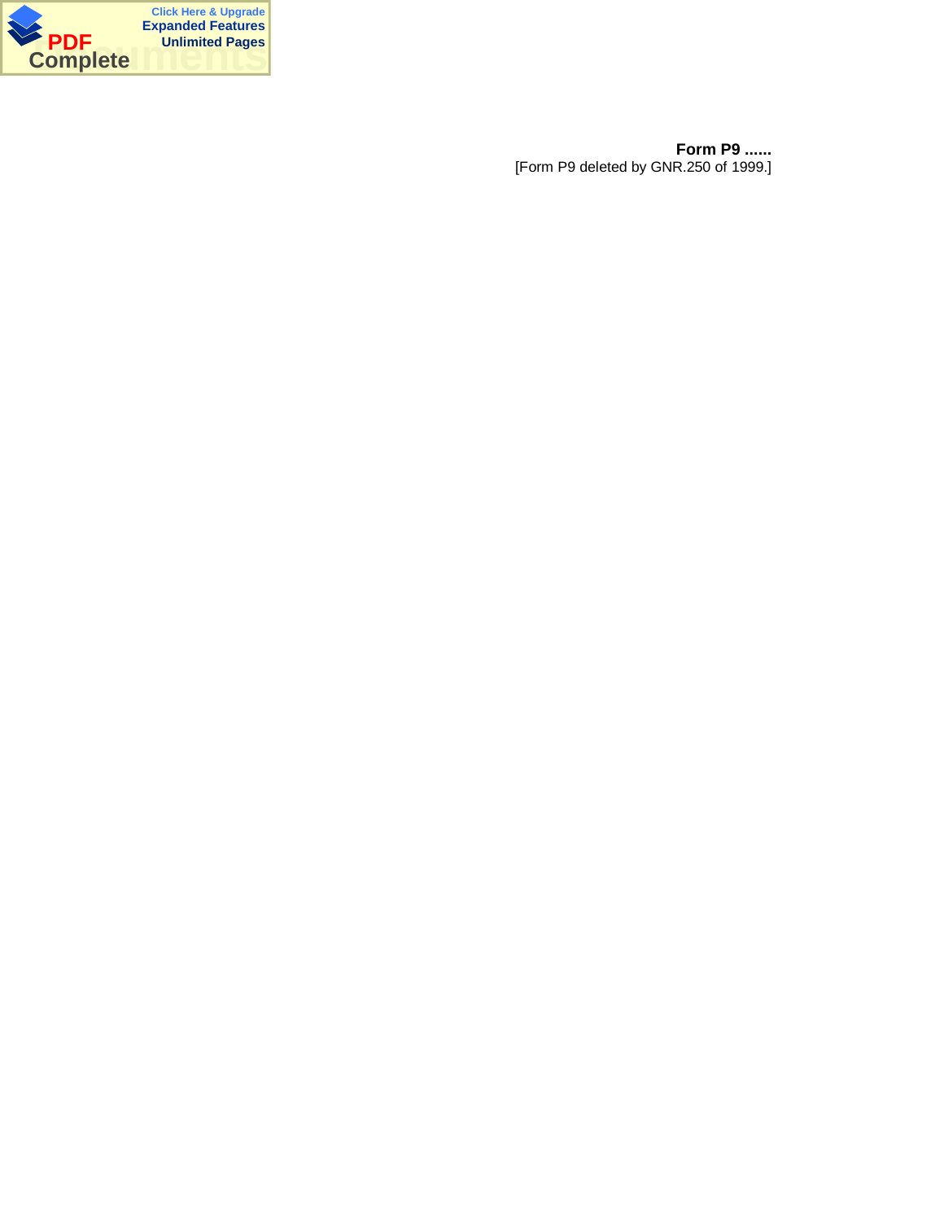**Form P9 ......**

[Form P9 deleted by GNR.250 of 1999.]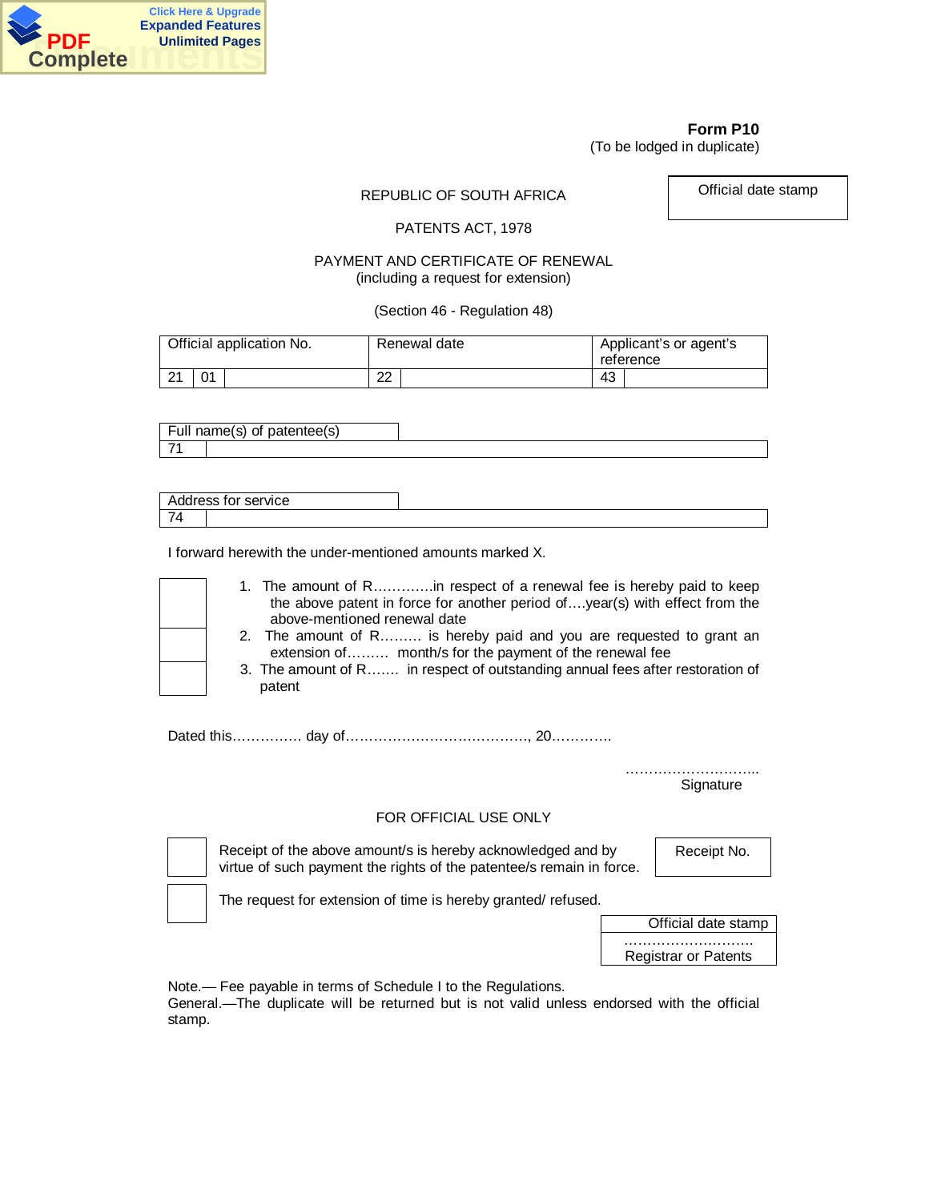**Form P10**
(To be lodged in duplicate)

| Official date stamp |
|---|
| |

REPUBLIC OF SOUTH AFRICA

PATENTS ACT, 1978

PAYMENT AND CERTIFICATE OF RENEWAL
(including a request for extension)

(Section 46 - Regulation 48)

| Official application No. | | | Renewal date | | Applicant's or agent's reference | |
|---|---|---|---|---|---|---|
| 21 | 01 | | 22 | | 43 | |

| Full name(s) of patentee(s) | |
|---|---|
| 71 | |

| Address for service | |
|---|---|
| 74 | |

I forward herewith the under-mentioned amounts marked X.

☐ 1. The amount of R………….in respect of a renewal fee is hereby paid to keep the above patent in force for another period of….year(s) with effect from the above-mentioned renewal date

☐ 2. The amount of R……… is hereby paid and you are requested to grant an extension of……… month/s for the payment of the renewal fee

☐ 3. The amount of R……. in respect of outstanding annual fees after restoration of patent

Dated this…………… day of…………………………………., 20………….

………………………..
Signature

FOR OFFICIAL USE ONLY

☐ Receipt of the above amount/s is hereby acknowledged and by virtue of such payment the rights of the patentee/s remain in force.

| Receipt No. |
|---|
| |

☐ The request for extension of time is hereby granted/ refused.

| Official date stamp |
|---|
| ………………………. Registrar or Patents |

Note.— Fee payable in terms of Schedule I to the Regulations.
General.—The duplicate will be returned but is not valid unless endorsed with the official stamp.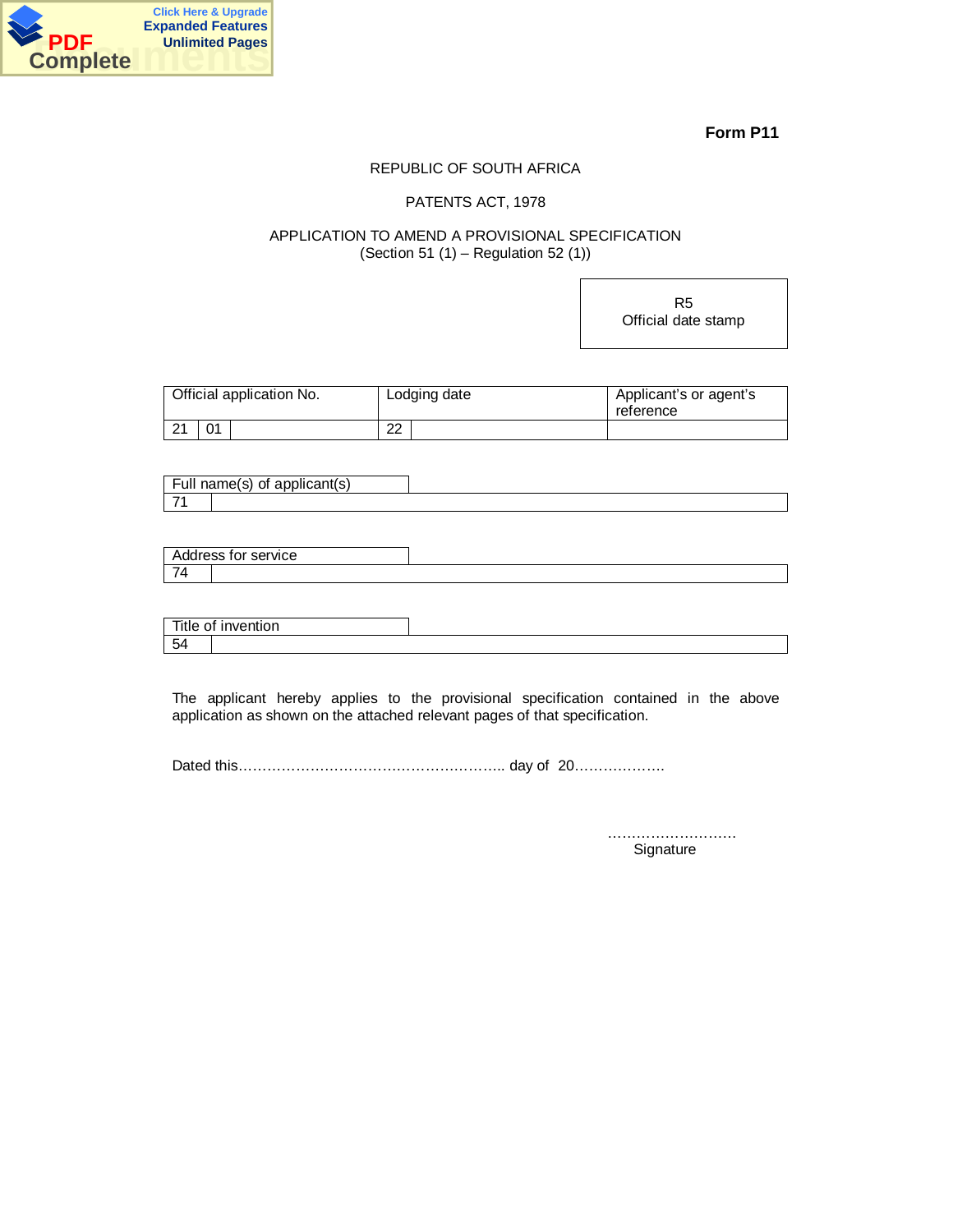**Form P11**

REPUBLIC OF SOUTH AFRICA

PATENTS ACT, 1978

APPLICATION TO AMEND A PROVISIONAL SPECIFICATION
(Section 51 (1) – Regulation 52 (1))

| R5 Official date stamp |
|---|

| Official application No. | | | Lodging date | | Applicant's or agent's reference |
|---|---|---|---|---|---|
| 21 | 01 | | 22 | | |

| Full name(s) of applicant(s) | |
|---|---|
| 71 | |

| Address for service | |
|---|---|
| 74 | |

| Title of invention | |
|---|---|
| 54 | |

The applicant hereby applies to the provisional specification contained in the above application as shown on the attached relevant pages of that specification.

Dated this………………………………………………….. day of 20……………….

………………………
Signature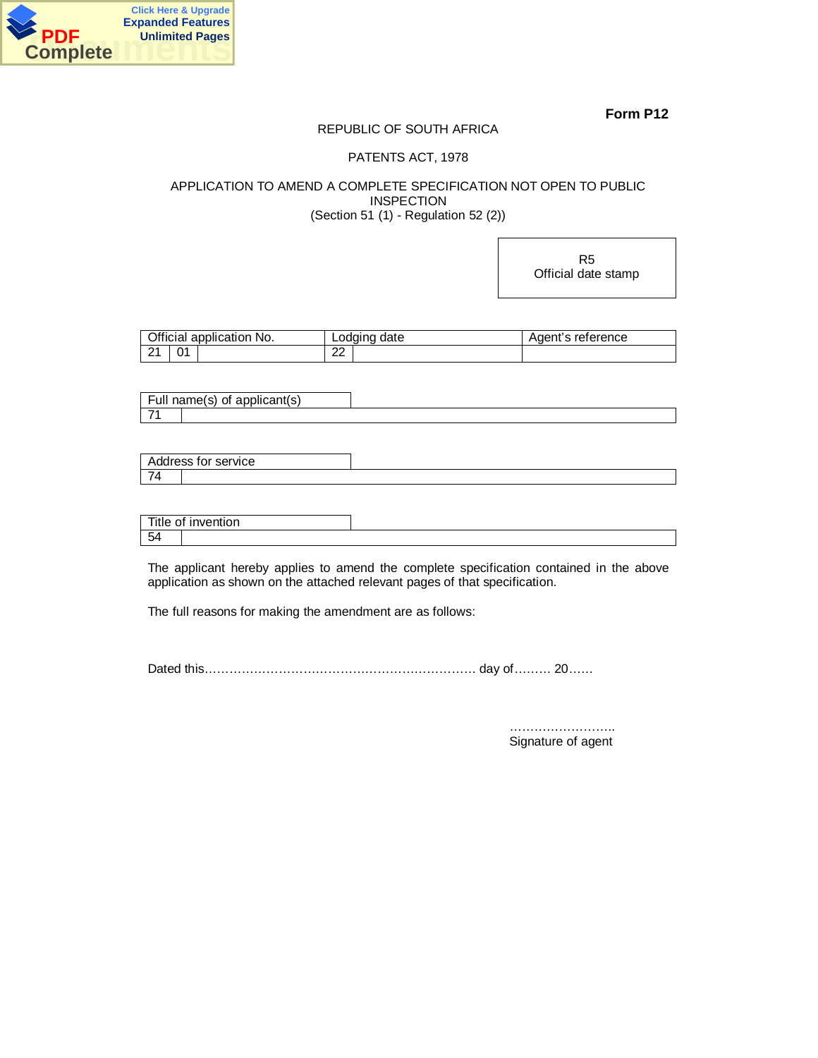**Form P12**

REPUBLIC OF SOUTH AFRICA

PATENTS ACT, 1978

APPLICATION TO AMEND A COMPLETE SPECIFICATION NOT OPEN TO PUBLIC INSPECTION
(Section 51 (1) - Regulation 52 (2))

| R5 Official date stamp |
|---|
| |

| Official application No. | | | Lodging date | | Agent's reference |
|---|---|---|---|---|---|
| 21 | 01 | | 22 | | |

| Full name(s) of applicant(s) | |
|---|---|
| 71 | |

| Address for service | |
|---|---|
| 74 | |

| Title of invention | |
|---|---|
| 54 | |

The applicant hereby applies to amend the complete specification contained in the above application as shown on the attached relevant pages of that specification.

The full reasons for making the amendment are as follows:

Dated this………………………………………………………… day of……… 20……

……………………..
Signature of agent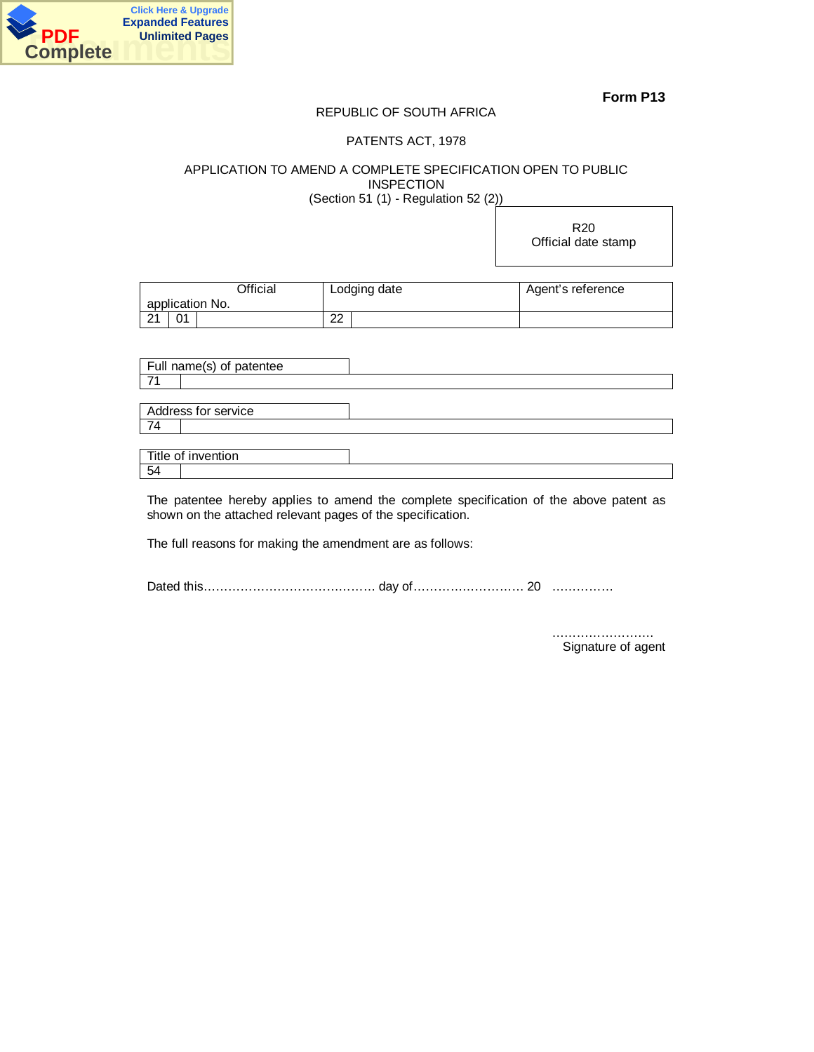**Form P13**

REPUBLIC OF SOUTH AFRICA

PATENTS ACT, 1978

APPLICATION TO AMEND A COMPLETE SPECIFICATION OPEN TO PUBLIC INSPECTION
(Section 51 (1) - Regulation 52 (2))

| R20 Official date stamp |
|---|

| Official application No. | | | Lodging date | | Agent's reference |
|---|---|---|---|---|---|
| 21 | 01 | | 22 | | |

| Full name(s) of patentee | |
|---|---|
| 71 | |

| Address for service | |
|---|---|
| 74 | |

| Title of invention | |
|---|---|
| 54 | |

The patentee hereby applies to amend the complete specification of the above patent as shown on the attached relevant pages of the specification.

The full reasons for making the amendment are as follows:

Dated this…………………………………… day of……………………… 20 ……………

…………………….
Signature of agent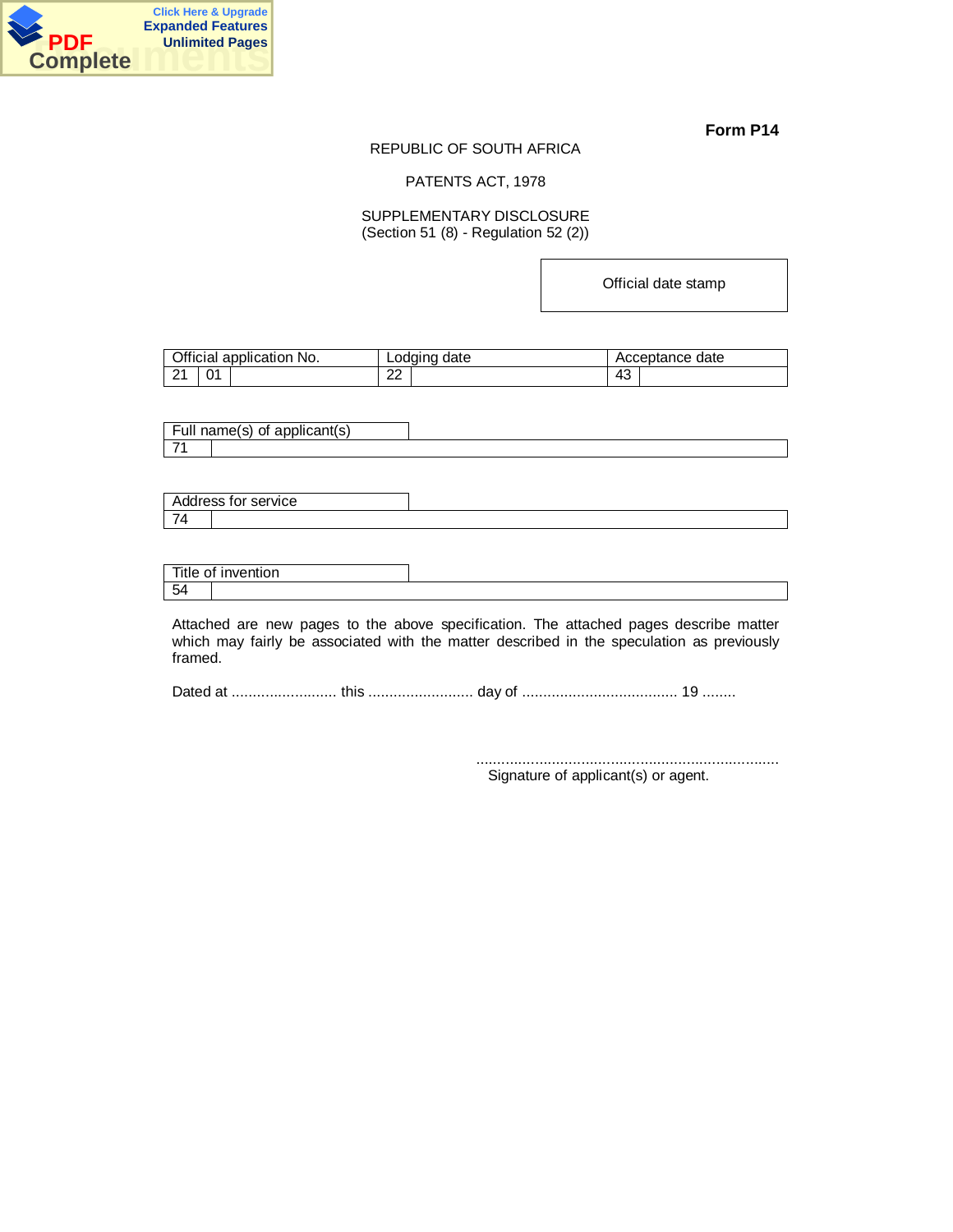**Form P14**

REPUBLIC OF SOUTH AFRICA

PATENTS ACT, 1978

SUPPLEMENTARY DISCLOSURE
(Section 51 (8) - Regulation 52 (2))

| Official date stamp |
|---|
| |

| Official application No. | | | Lodging date | | Acceptance date | |
|---|---|---|---|---|---|---|
| 21 | 01 | | 22 | | 43 | |

| Full name(s) of applicant(s) | |
|---|---|
| 71 | |

| Address for service | |
|---|---|
| 74 | |

| Title of invention | |
|---|---|
| 54 | |

Attached are new pages to the above specification. The attached pages describe matter which may fairly be associated with the matter described in the speculation as previously framed.

Dated at ......................... this ......................... day of ..................................... 19 ........

.........................................................................
Signature of applicant(s) or agent.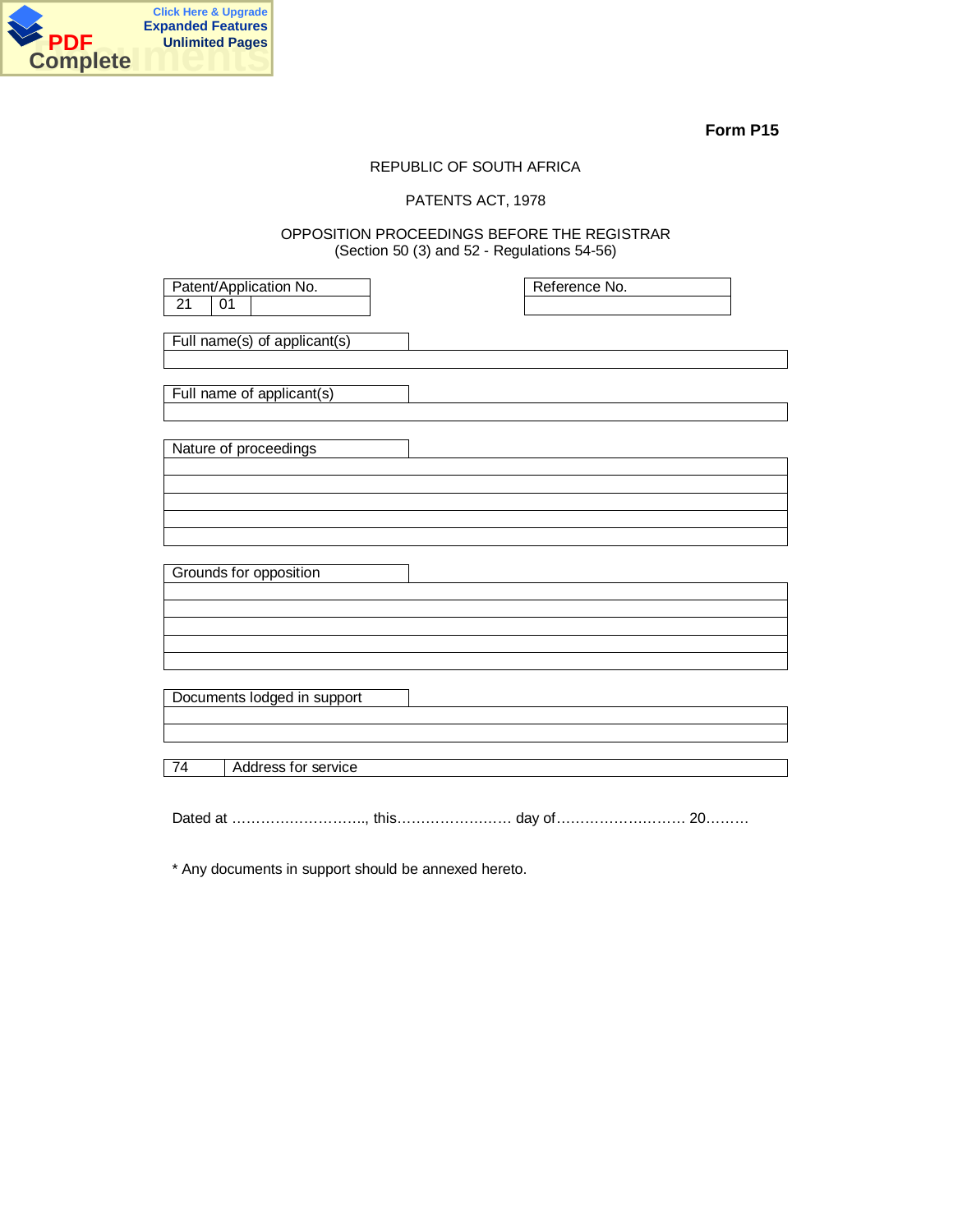**Form P15**

REPUBLIC OF SOUTH AFRICA

PATENTS ACT, 1978

OPPOSITION PROCEEDINGS BEFORE THE REGISTRAR
(Section 50 (3) and 52 - Regulations 54-56)

| Patent/Application No. | | |
|---|---|---|
| 21 | 01 | |

| Reference No. |
|---|
| |

| Full name(s) of applicant(s) |
|---|
| |

| Full name of applicant(s) |
|---|
| |

| Nature of proceedings |
|---|
| |
| |
| |
| |
| |

| Grounds for opposition |
|---|
| |
| |
| |
| |
| |

| Documents lodged in support |
|---|
| |
| |

| 74 | Address for service |
|---|---|

Dated at ……………………….., this…………………… day of……………………… 20………

* Any documents in support should be annexed hereto.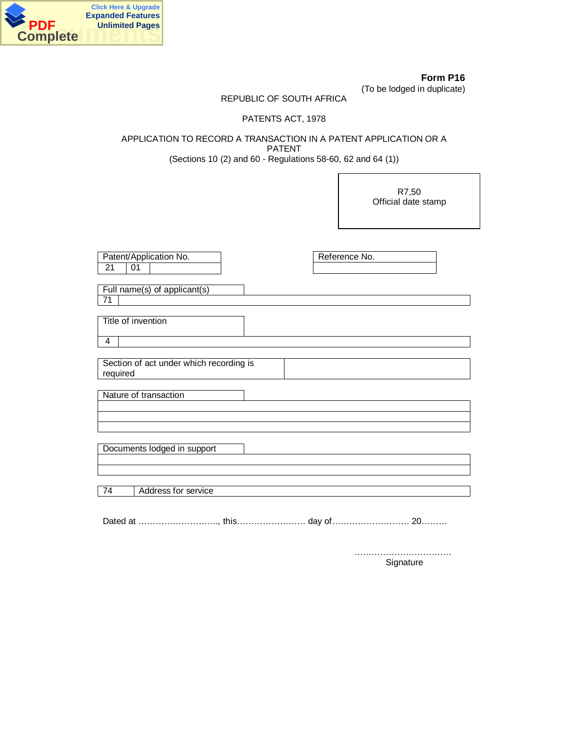**Form P16**
(To be lodged in duplicate)

REPUBLIC OF SOUTH AFRICA

PATENTS ACT, 1978

APPLICATION TO RECORD A TRANSACTION IN A PATENT APPLICATION OR A PATENT
(Sections 10 (2) and 60 - Regulations 58-60, 62 and 64 (1))

| R7,50<br>Official date stamp |
|---|

| Patent/Application No. | | |
|---|---|---|
| 21 | 01 | |

| Reference No. |
|---|
| |

| Full name(s) of applicant(s) | |
|---|---|
| 71 | |

| Title of invention | |
|---|---|
| 4 | |

| Section of act under which recording is required | |
|---|---|

| Nature of transaction |
|---|
| |
| |
| |

| Documents lodged in support |
|---|
| |
| |

| 74 | Address for service |
|---|---|

Dated at ……………………….., this…………………… day of……………………… 20………

…………………………….
Signature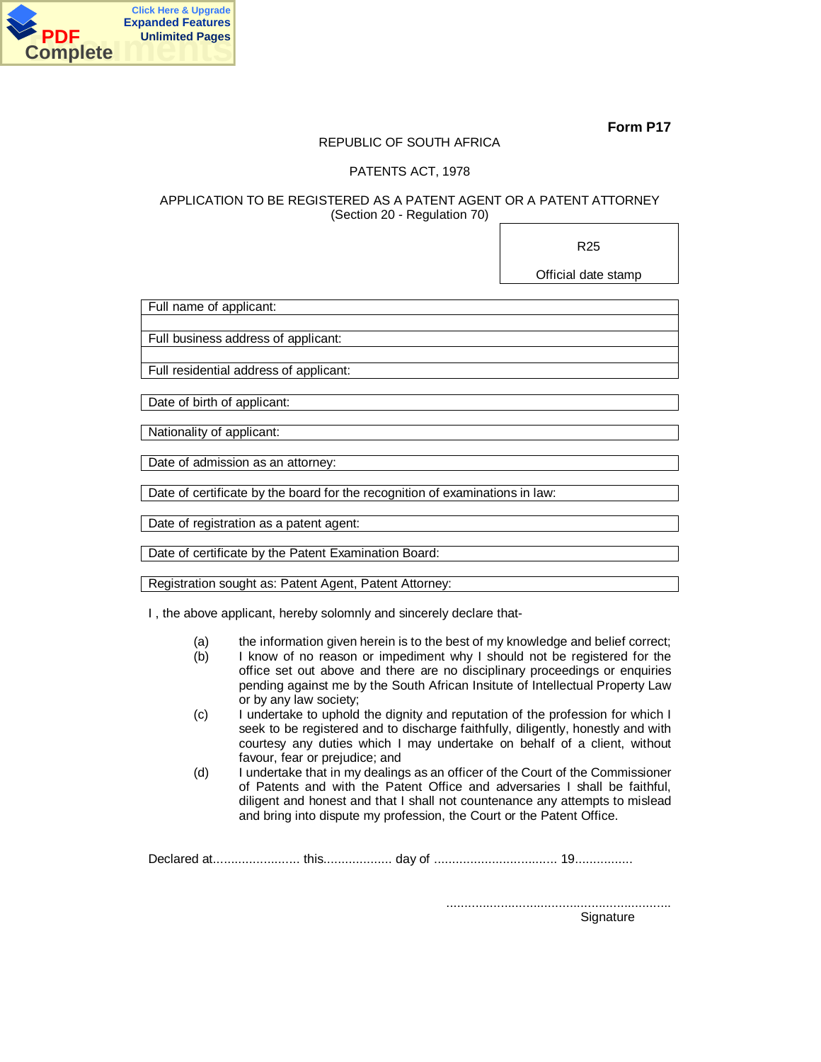**Form P17**

REPUBLIC OF SOUTH AFRICA

PATENTS ACT, 1978

APPLICATION TO BE REGISTERED AS A PATENT AGENT OR A PATENT ATTORNEY
(Section 20 - Regulation 70)

| R25 |
|---|
| Official date stamp |

| Full name of applicant: |
|---|
| |
| Full business address of applicant: |
| |
| Full residential address of applicant: |

| Date of birth of applicant: |
|---|

| Nationality of applicant: |
|---|

| Date of admission as an attorney: |
|---|

| Date of certificate by the board for the recognition of examinations in law: |
|---|

| Date of registration as a patent agent: |
|---|

| Date of certificate by the Patent Examination Board: |
|---|

| Registration sought as: Patent Agent, Patent Attorney: |
|---|

I , the above applicant, hereby solomnly and sincerely declare that-

(a) the information given herein is to the best of my knowledge and belief correct;

(b) I know of no reason or impediment why I should not be registered for the office set out above and there are no disciplinary proceedings or enquiries pending against me by the South African Insitute of Intellectual Property Law or by any law society;

(c) I undertake to uphold the dignity and reputation of the profession for which I seek to be registered and to discharge faithfully, diligently, honestly and with courtesy any duties which I may undertake on behalf of a client, without favour, fear or prejudice; and

(d) I undertake that in my dealings as an officer of the Court of the Commissioner of Patents and with the Patent Office and adversaries I shall be faithful, diligent and honest and that I shall not countenance any attempts to mislead and bring into dispute my profession, the Court or the Patent Office.

Declared at........................ this................... day of .................................. 19................

..............................................................
Signature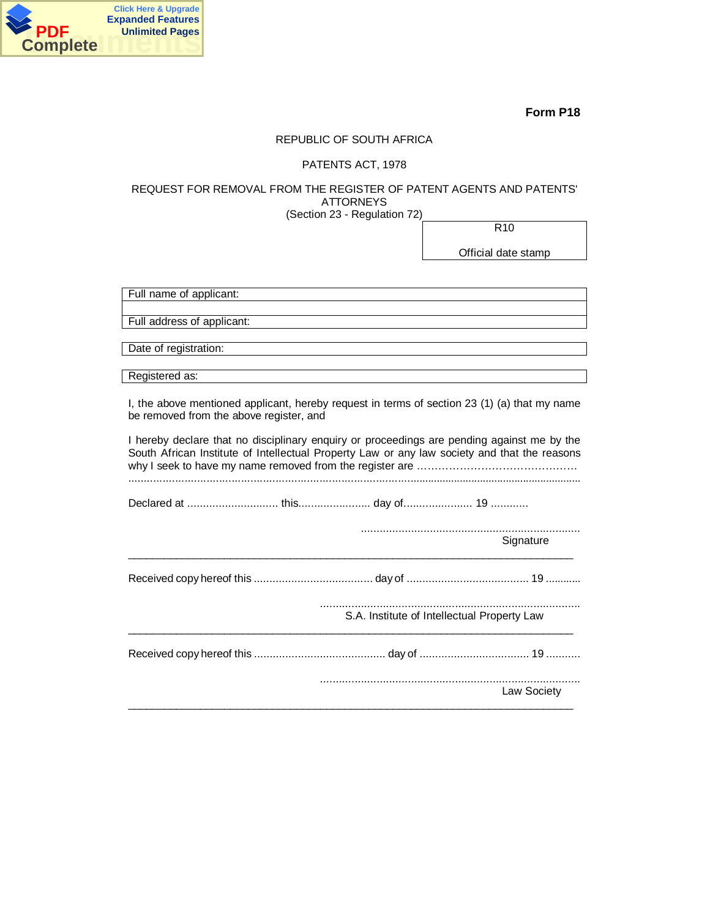**Form P18**

REPUBLIC OF SOUTH AFRICA

PATENTS ACT, 1978

REQUEST FOR REMOVAL FROM THE REGISTER OF PATENT AGENTS AND PATENTS' ATTORNEYS
(Section 23 - Regulation 72)

| R10 |
|---|
| Official date stamp |

| Full name of applicant: |
|---|
| |
| Full address of applicant: |

| Date of registration: |
|---|

| Registered as: |
|---|

I, the above mentioned applicant, hereby request in terms of section 23 (1) (a) that my name be removed from the above register, and

I hereby declare that no disciplinary enquiry or proceedings are pending against me by the South African Institute of Intellectual Property Law or any law society and that the reasons why I seek to have my name removed from the register are ……………………………………….
……………………………………………………………………………………………………………………

Declared at ............................ this....................... day of...................... 19 ............

......................................................................
Signature

---

Received copy hereof this ...................................... day of ....................................... 19 ............

...................................................................................
S.A. Institute of Intellectual Property Law

---

Received copy hereof this .......................................... day of ................................... 19 ...........

...................................................................................
Law Society

---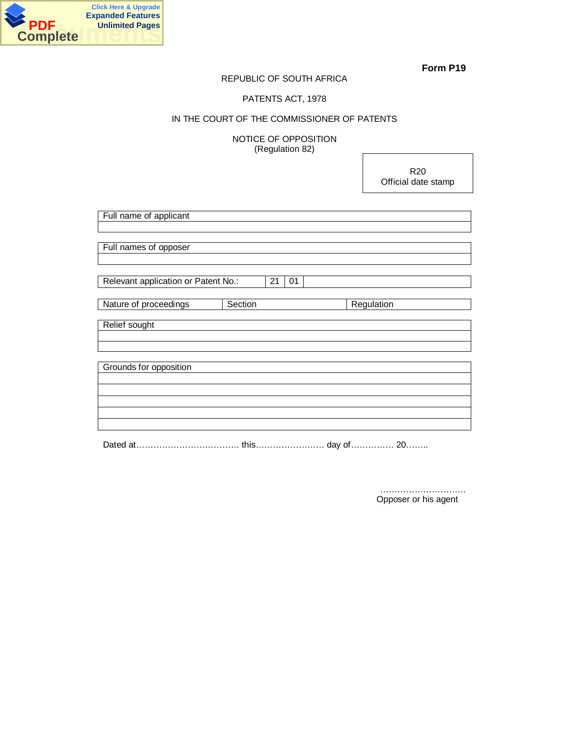**Form P19**

REPUBLIC OF SOUTH AFRICA

PATENTS ACT, 1978

IN THE COURT OF THE COMMISSIONER OF PATENTS

NOTICE OF OPPOSITION
(Regulation 82)

| R20<br>Official date stamp |
|---|

| Full name of applicant |
|---|
| |

| Full names of opposer |
|---|
| |

| Relevant application or Patent No.: | 21 | 01 | |
|---|---|---|---|

| Nature of proceedings | Section | Regulation |
|---|---|---|

| Relief sought |
|---|
| |
| |

| Grounds for opposition |
|---|
| |
| |
| |
| |
| |

Dated at……………………………… this…………………… day of…………… 20……..

…………………………
Opposer or his agent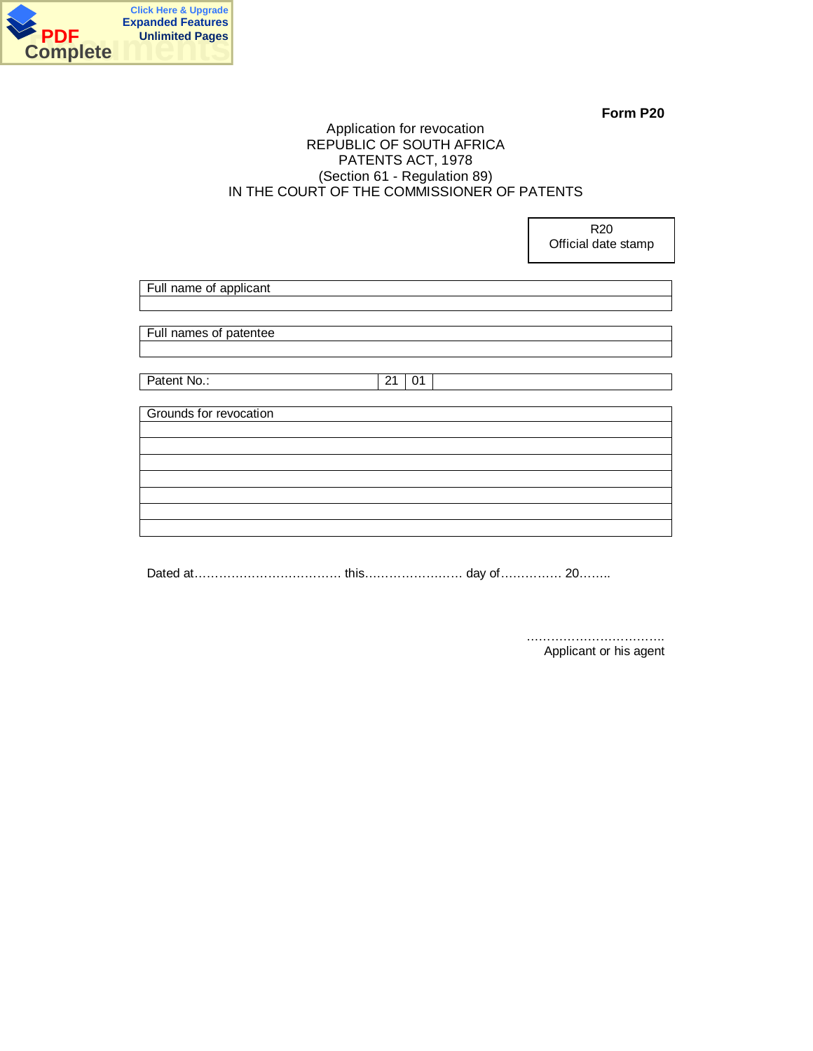**Form P20**

Application for revocation
REPUBLIC OF SOUTH AFRICA
PATENTS ACT, 1978
(Section 61 - Regulation 89)
IN THE COURT OF THE COMMISSIONER OF PATENTS

| R20 Official date stamp |
|---|
| |

| Full name of applicant |
|---|
| |

| Full names of patentee |
|---|
| |

| Patent No.: | 21 | 01 | |
|---|---|---|---|

| Grounds for revocation |
|---|
| |
| |
| |
| |
| |
| |
| |

Dated at……………………………… this…………………… day of…………… 20……..

……………………………..
Applicant or his agent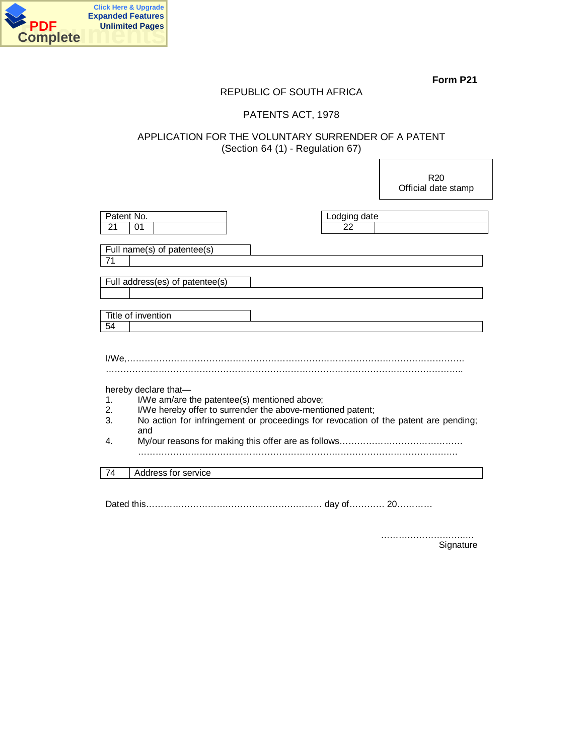**Form P21**

REPUBLIC OF SOUTH AFRICA

PATENTS ACT, 1978

APPLICATION FOR THE VOLUNTARY SURRENDER OF A PATENT
(Section 64 (1) - Regulation 67)

| R20 Official date stamp |
|---|
| |

| Patent No. | | |
|---|---|---|
| 21 | 01 | |

| Lodging date | |
|---|---|
| 22 | |

| Full name(s) of patentee(s) | |
|---|---|
| 71 | |

| Full address(es) of patentee(s) | |
|---|---|
| | |

| Title of invention | |
|---|---|
| 54 | |

I/We,…………………………………………………………………………………………………………
…………………………………………………………………………………………………………….

hereby declare that—

1. I/We am/are the patentee(s) mentioned above;
2. I/We hereby offer to surrender the above-mentioned patent;
3. No action for infringement or proceedings for revocation of the patent are pending; and
4. My/our reasons for making this offer are as follows……………………………………
…………………………………………………………………………………………………..

| 74 | Address for service |
|---|---|

Dated this…………………………………………………… day of………… 20…………

…………………………..
Signature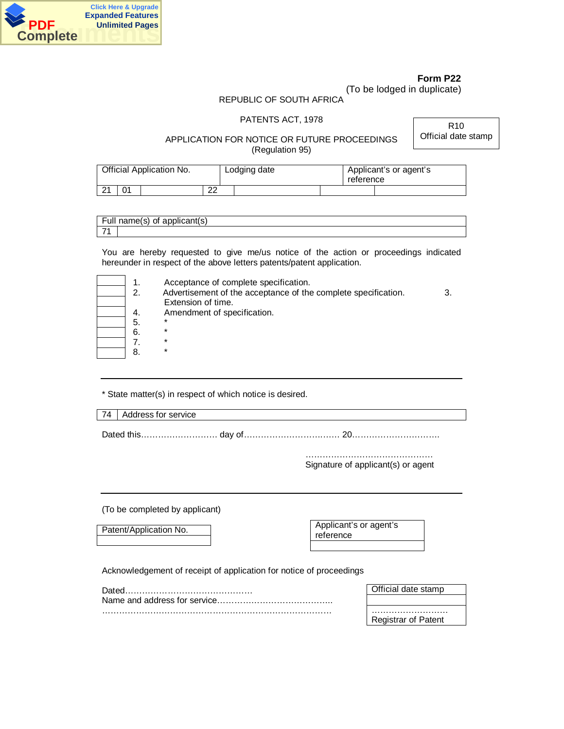**Form P22**

(To be lodged in duplicate)

REPUBLIC OF SOUTH AFRICA

PATENTS ACT, 1978

APPLICATION FOR NOTICE OR FUTURE PROCEEDINGS

(Regulation 95)

| R10 |
|---|
| Official date stamp |

| Official Application No. | | | Lodging date | | Applicant's or agent's reference | |
|---|---|---|---|---|---|---|
| 21 | 01 | | 22 | | | |

| Full name(s) of applicant(s) | |
|---|---|
| 71 | |

You are hereby requested to give me/us notice of the action or proceedings indicated hereunder in respect of the above letters patents/patent application.

| | | |
|---|---|---|
| | 1. | Acceptance of complete specification. |
| | 2. | Advertisement of the acceptance of the complete specification. |
| | 3. | Extension of time. |
| | 4. | Amendment of specification. |
| | 5. | * |
| | 6. | * |
| | 7. | * |
| | 8. | * |

---

\* State matter(s) in respect of which notice is desired.

| 74 | Address for service |
|---|---|

Dated this……………………… day of……………………………. 20………………………….

……………………………………….
Signature of applicant(s) or agent

---

(To be completed by applicant)

| Patent/Application No. |
|---|
| |

| Applicant's or agent's reference |
|---|
| |

Acknowledgement of receipt of application for notice of proceedings

Dated……………………………………….

Name and address for service…………………………………..

………………………………………………………………………

| Official date stamp |
|---|
| |
| ………………………<br>Registrar of Patent |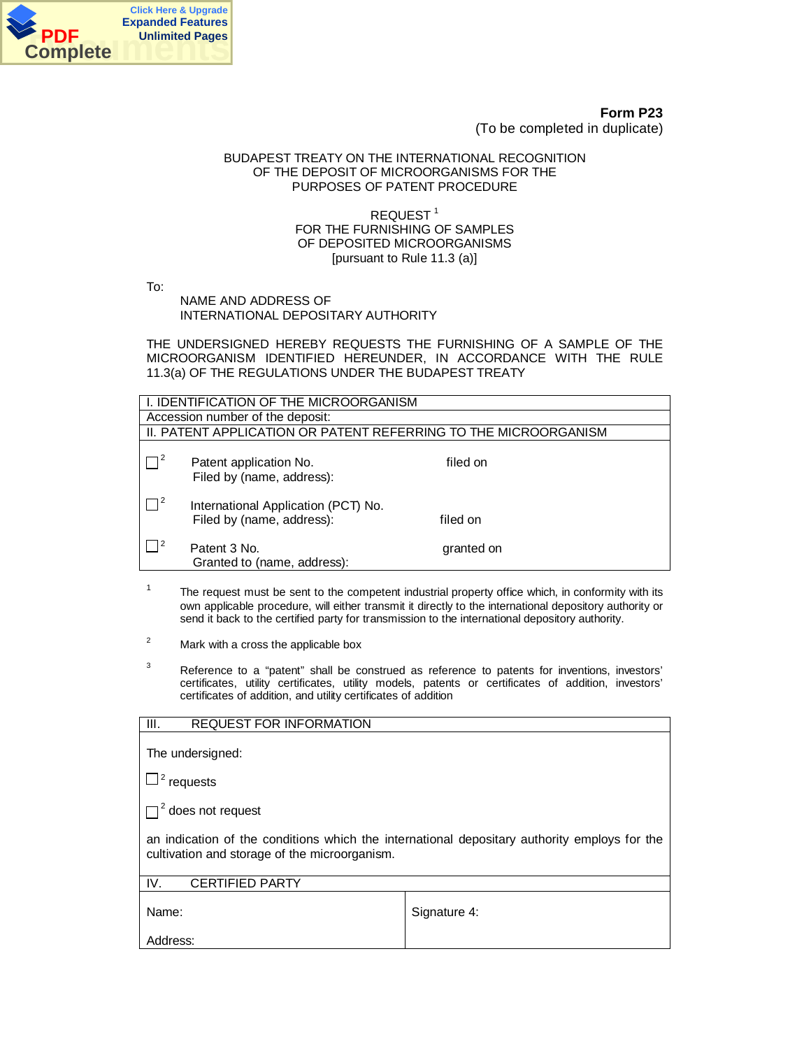**Form P23**
(To be completed in duplicate)

BUDAPEST TREATY ON THE INTERNATIONAL RECOGNITION OF THE DEPOSIT OF MICROORGANISMS FOR THE PURPOSES OF PATENT PROCEDURE

REQUEST [1]
FOR THE FURNISHING OF SAMPLES
OF DEPOSITED MICROORGANISMS
[pursuant to Rule 11.3 (a)]

To:

NAME AND ADDRESS OF
INTERNATIONAL DEPOSITARY AUTHORITY

THE UNDERSIGNED HEREBY REQUESTS THE FURNISHING OF A SAMPLE OF THE MICROORGANISM IDENTIFIED HEREUNDER, IN ACCORDANCE WITH THE RULE 11.3(a) OF THE REGULATIONS UNDER THE BUDAPEST TREATY

| I. IDENTIFICATION OF THE MICROORGANISM | |
|---|---|
| Accession number of the deposit: | |
| **II. PATENT APPLICATION OR PATENT REFERRING TO THE MICROORGANISM** | |
| ☐ [2] Patent application No. <br> Filed by (name, address): | filed on |
| ☐ [2] International Application (PCT) No. <br> Filed by (name, address): | filed on |
| ☐ [2] Patent 3 No. <br> Granted to (name, address): | granted on |

[1] The request must be sent to the competent industrial property office which, in conformity with its own applicable procedure, will either transmit it directly to the international depository authority or send it back to the certified party for transmission to the international depository authority.

[2] Mark with a cross the applicable box

[3] Reference to a "patent" shall be construed as reference to patents for inventions, investors' certificates, utility certificates, utility models, patents or certificates of addition, investors' certificates of addition, and utility certificates of addition

| III. REQUEST FOR INFORMATION |
|---|
| The undersigned: <br> ☐ [2] requests <br> ☐ [2] does not request <br> an indication of the conditions which the international depositary authority employs for the cultivation and storage of the microorganism. |

| IV. CERTIFIED PARTY | |
|---|---|
| Name: <br> Address: | Signature 4: |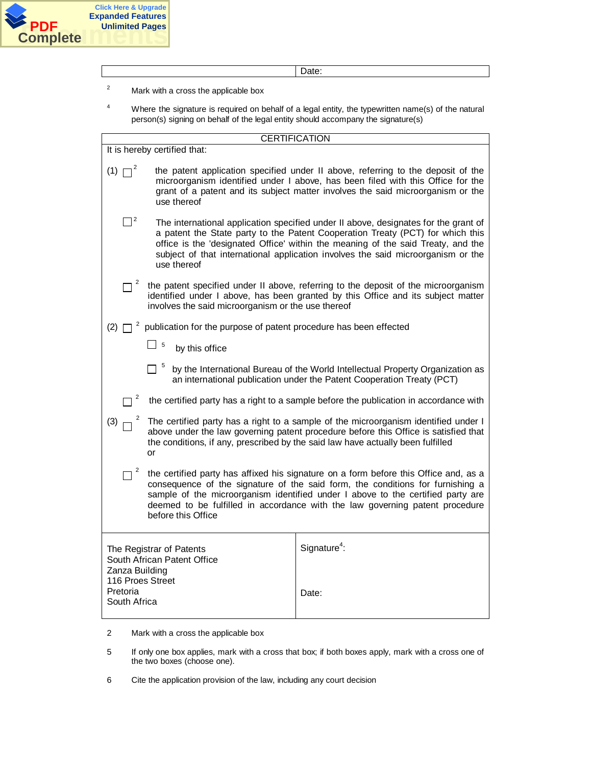| | Date: |
|---|---|

[2] Mark with a cross the applicable box

[4] Where the signature is required on behalf of a legal entity, the typewritten name(s) of the natural person(s) signing on behalf of the legal entity should accompany the signature(s)

**CERTIFICATION**

It is hereby certified that:

(1) ☐ [2] the patent application specified under II above, referring to the deposit of the microorganism identified under I above, has been filed with this Office for the grant of a patent and its subject matter involves the said microorganism or the use thereof

☐ [2] The international application specified under II above, designates for the grant of a patent the State party to the Patent Cooperation Treaty (PCT) for which this office is the 'designated Office' within the meaning of the said Treaty, and the subject of that international application involves the said microorganism or the use thereof

☐ [2] the patent specified under II above, referring to the deposit of the microorganism identified under I above, has been granted by this Office and its subject matter involves the said microorganism or the use thereof

(2) ☐ [2] publication for the purpose of patent procedure has been effected

☐ [5] by this office

☐ [5] by the International Bureau of the World Intellectual Property Organization as an international publication under the Patent Cooperation Treaty (PCT)

☐ [2] the certified party has a right to a sample before the publication in accordance with

(3) ☐ [2] The certified party has a right to a sample of the microorganism identified under I above under the law governing patent procedure before this Office is satisfied that the conditions, if any, prescribed by the said law have actually been fulfilled
or

☐ [2] the certified party has affixed his signature on a form before this Office and, as a consequence of the signature of the said form, the conditions for furnishing a sample of the microorganism identified under I above to the certified party are deemed to be fulfilled in accordance with the law governing patent procedure before this Office

| The Registrar of Patents<br>South African Patent Office<br>Zanza Building<br>116 Proes Street<br>Pretoria<br>South Africa | Signature[4]:<br><br>Date: |
|---|---|

2 Mark with a cross the applicable box

5 If only one box applies, mark with a cross that box; if both boxes apply, mark with a cross one of the two boxes (choose one).

6 Cite the application provision of the law, including any court decision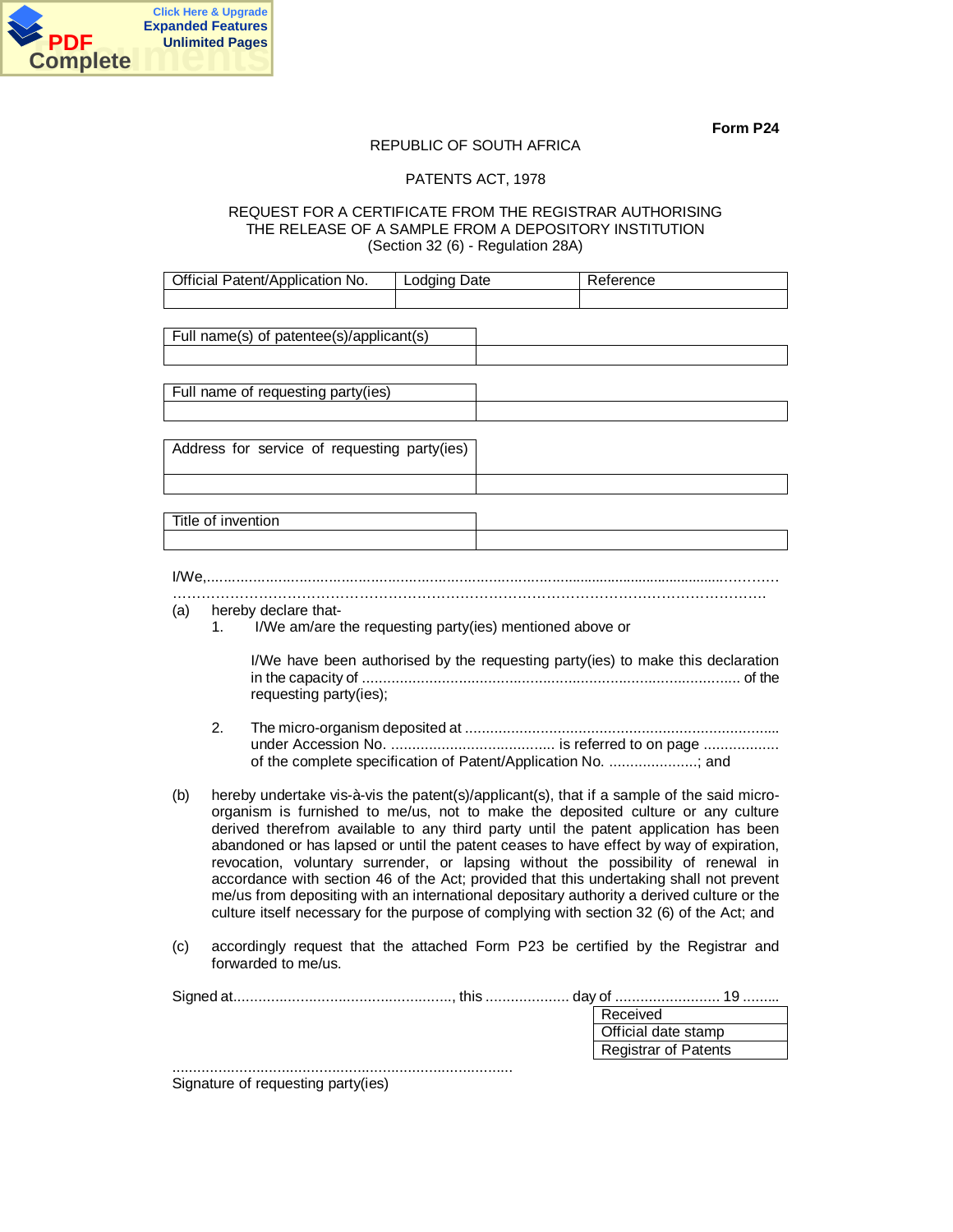**Form P24**

REPUBLIC OF SOUTH AFRICA

PATENTS ACT, 1978

REQUEST FOR A CERTIFICATE FROM THE REGISTRAR AUTHORISING THE RELEASE OF A SAMPLE FROM A DEPOSITORY INSTITUTION
(Section 32 (6) - Regulation 28A)

| Official Patent/Application No. | Lodging Date | Reference |
|---|---|---|
| | | |

| Full name(s) of patentee(s)/applicant(s) | |
|---|---|
| | |

| Full name of requesting party(ies) | |
|---|---|
| | |

| Address for service of requesting party(ies) | |
|---|---|
| | |

| Title of invention | |
|---|---|
| | |

I/We,..........................................................................................................................................
..........................................................................................................................................

(a) hereby declare that-

1. I/We am/are the requesting party(ies) mentioned above or

   I/We have been authorised by the requesting party(ies) to make this declaration in the capacity of ......................................................................................... of the requesting party(ies);

2. The micro-organism deposited at .......................................................................... under Accession No. ....................................... is referred to on page .................. of the complete specification of Patent/Application No. .....................; and

(b) hereby undertake vis-à-vis the patent(s)/applicant(s), that if a sample of the said micro-organism is furnished to me/us, not to make the deposited culture or any culture derived therefrom available to any third party until the patent application has been abandoned or has lapsed or until the patent ceases to have effect by way of expiration, revocation, voluntary surrender, or lapsing without the possibility of renewal in accordance with section 46 of the Act; provided that this undertaking shall not prevent me/us from depositing with an international depositary authority a derived culture or the culture itself necessary for the purpose of complying with section 32 (6) of the Act; and

(c) accordingly request that the attached Form P23 be certified by the Registrar and forwarded to me/us.

Signed at....................................................., this .................... day of ......................... 19 .........

| Received |
|---|
| Official date stamp |
| Registrar of Patents |

.................................................................................
Signature of requesting party(ies)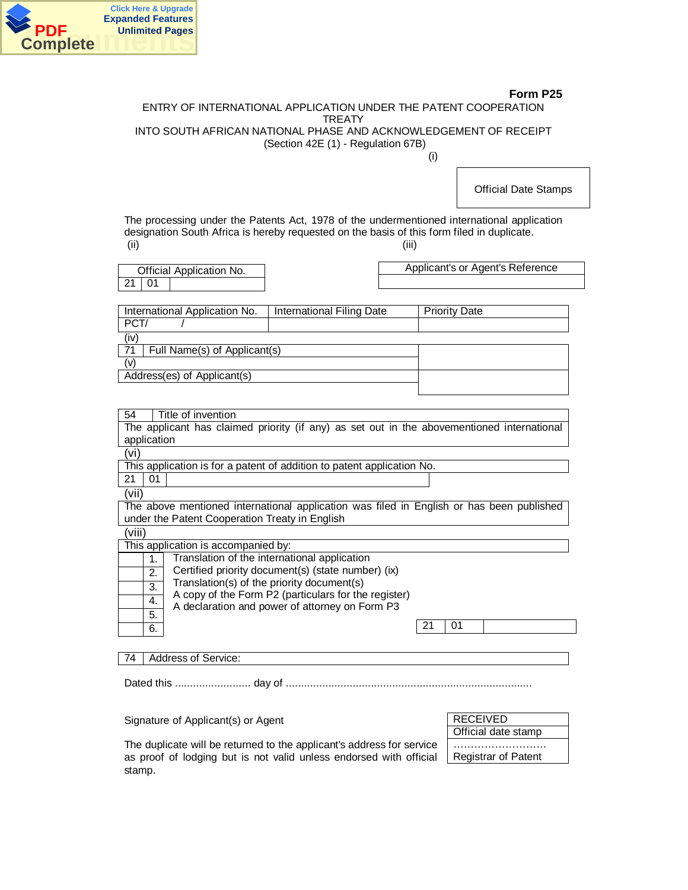**Form P25**

ENTRY OF INTERNATIONAL APPLICATION UNDER THE PATENT COOPERATION TREATY
INTO SOUTH AFRICAN NATIONAL PHASE AND ACKNOWLEDGEMENT OF RECEIPT
(Section 42E (1) - Regulation 67B)

(i)

| Official Date Stamps |
|---|

The processing under the Patents Act, 1978 of the undermentioned international application designation South Africa is hereby requested on the basis of this form filed in duplicate.

(ii) (iii)

| Official Application No. | | |
|---|---|---|
| 21 | 01 | |

| Applicant's or Agent's Reference |
|---|
| |

| International Application No. | International Filing Date | Priority Date |
|---|---|---|
| PCT/ / | | |

(iv)

| 71 | Full Name(s) of Applicant(s) | |
|---|---|---|

(v)

| Address(es) of Applicant(s) | |
|---|---|

| 54 | Title of invention |
|---|---|

The applicant has claimed priority (if any) as set out in the abovementioned international application

(vi)

This application is for a patent of addition to patent application No.

| 21 | 01 | |
|---|---|---|

(vii)

The above mentioned international application was filed in English or has been published under the Patent Cooperation Treaty in English

(viii)

This application is accompanied by:

| | | |
|---|---|---|
| | 1. | Translation of the international application |
| | 2. | Certified priority document(s) (state number) (ix) |
| | 3. | Translation(s) of the priority document(s) |
| | 4. | A copy of the Form P2 (particulars for the register) |
| | 5. | A declaration and power of attorney on Form P3 |
| | 6. | |

| 21 | 01 | |
|---|---|---|

| 74 | Address of Service: |
|---|---|

Dated this ......................... day of .................................................................................

Signature of Applicant(s) or Agent

The duplicate will be returned to the applicant's address for service as proof of lodging but is not valid unless endorsed with official stamp.

| RECEIVED |
|---|
| Official date stamp |
| ……………………… Registrar of Patent |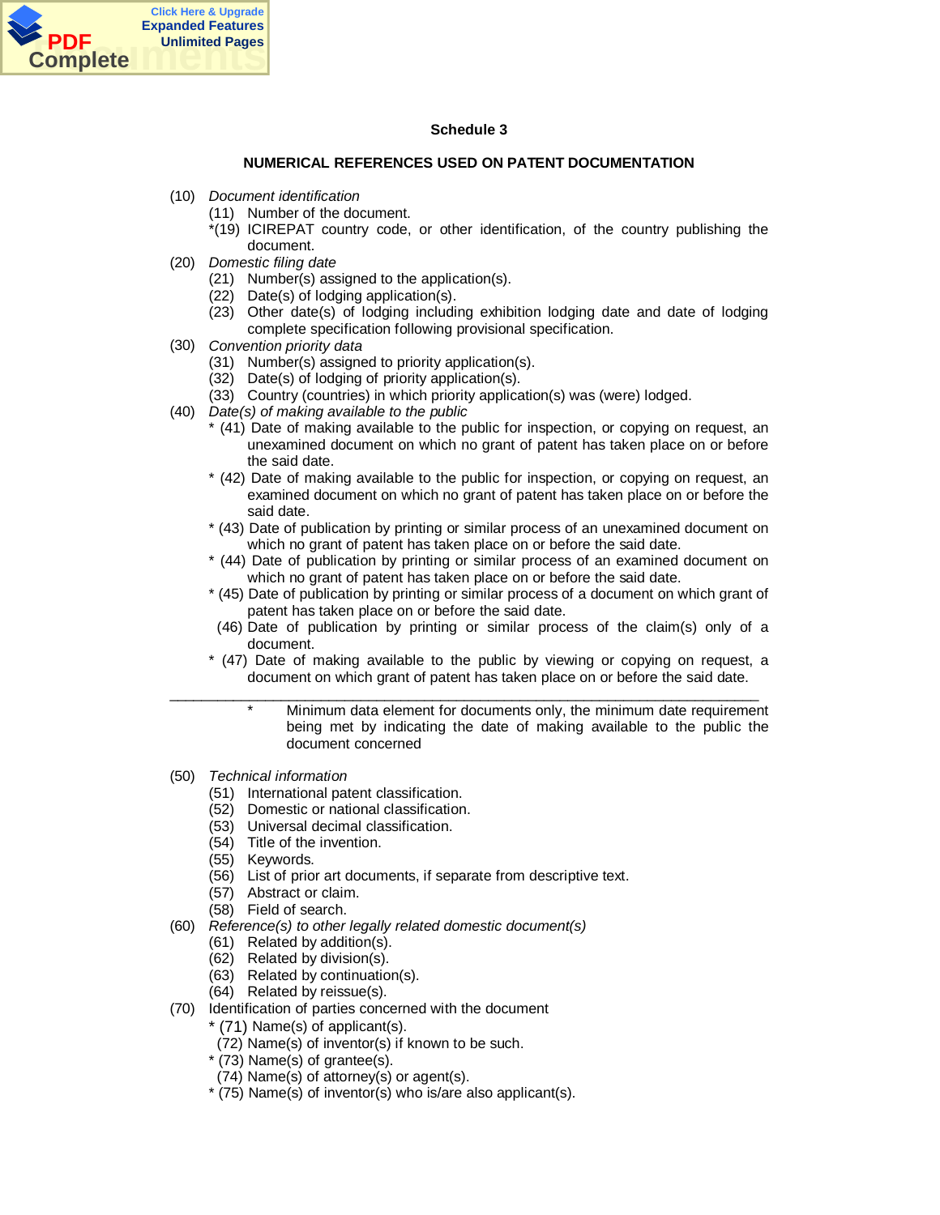## Schedule 3

### NUMERICAL REFERENCES USED ON PATENT DOCUMENTATION

(10) *Document identification*
- (11) Number of the document.
- *(19) ICIREPAT country code, or other identification, of the country publishing the document.

(20) *Domestic filing date*
- (21) Number(s) assigned to the application(s).
- (22) Date(s) of lodging application(s).
- (23) Other date(s) of lodging including exhibition lodging date and date of lodging complete specification following provisional specification.

(30) *Convention priority data*
- (31) Number(s) assigned to priority application(s).
- (32) Date(s) of lodging of priority application(s).
- (33) Country (countries) in which priority application(s) was (were) lodged.

(40) *Date(s) of making available to the public*
- * (41) Date of making available to the public for inspection, or copying on request, an unexamined document on which no grant of patent has taken place on or before the said date.
- * (42) Date of making available to the public for inspection, or copying on request, an examined document on which no grant of patent has taken place on or before the said date.
- * (43) Date of publication by printing or similar process of an unexamined document on which no grant of patent has taken place on or before the said date.
- * (44) Date of publication by printing or similar process of an examined document on which no grant of patent has taken place on or before the said date.
- * (45) Date of publication by printing or similar process of a document on which grant of patent has taken place on or before the said date.
- (46) Date of publication by printing or similar process of the claim(s) only of a document.
- * (47) Date of making available to the public by viewing or copying on request, a document on which grant of patent has taken place on or before the said date.

---

\* Minimum data element for documents only, the minimum date requirement being met by indicating the date of making available to the public the document concerned

(50) *Technical information*
- (51) International patent classification.
- (52) Domestic or national classification.
- (53) Universal decimal classification.
- (54) Title of the invention.
- (55) Keywords.
- (56) List of prior art documents, if separate from descriptive text.
- (57) Abstract or claim.
- (58) Field of search.

(60) *Reference(s) to other legally related domestic document(s)*
- (61) Related by addition(s).
- (62) Related by division(s).
- (63) Related by continuation(s).
- (64) Related by reissue(s).

(70) Identification of parties concerned with the document
- * (71) Name(s) of applicant(s).
- (72) Name(s) of inventor(s) if known to be such.
- * (73) Name(s) of grantee(s).
- (74) Name(s) of attorney(s) or agent(s).
- * (75) Name(s) of inventor(s) who is/are also applicant(s).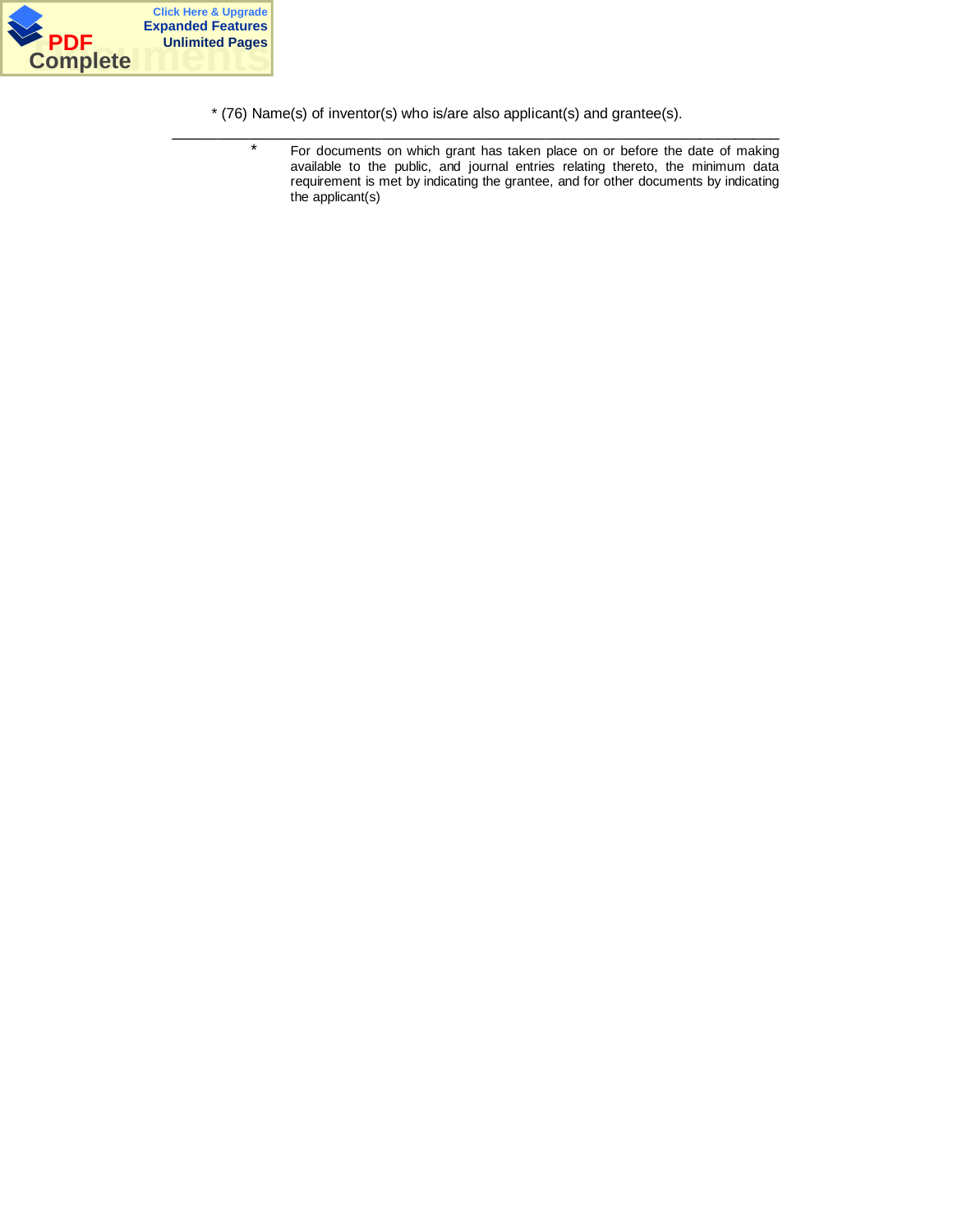* (76) Name(s) of inventor(s) who is/are also applicant(s) and grantee(s).

---

\* For documents on which grant has taken place on or before the date of making available to the public, and journal entries relating thereto, the minimum data requirement is met by indicating the grantee, and for other documents by indicating the applicant(s)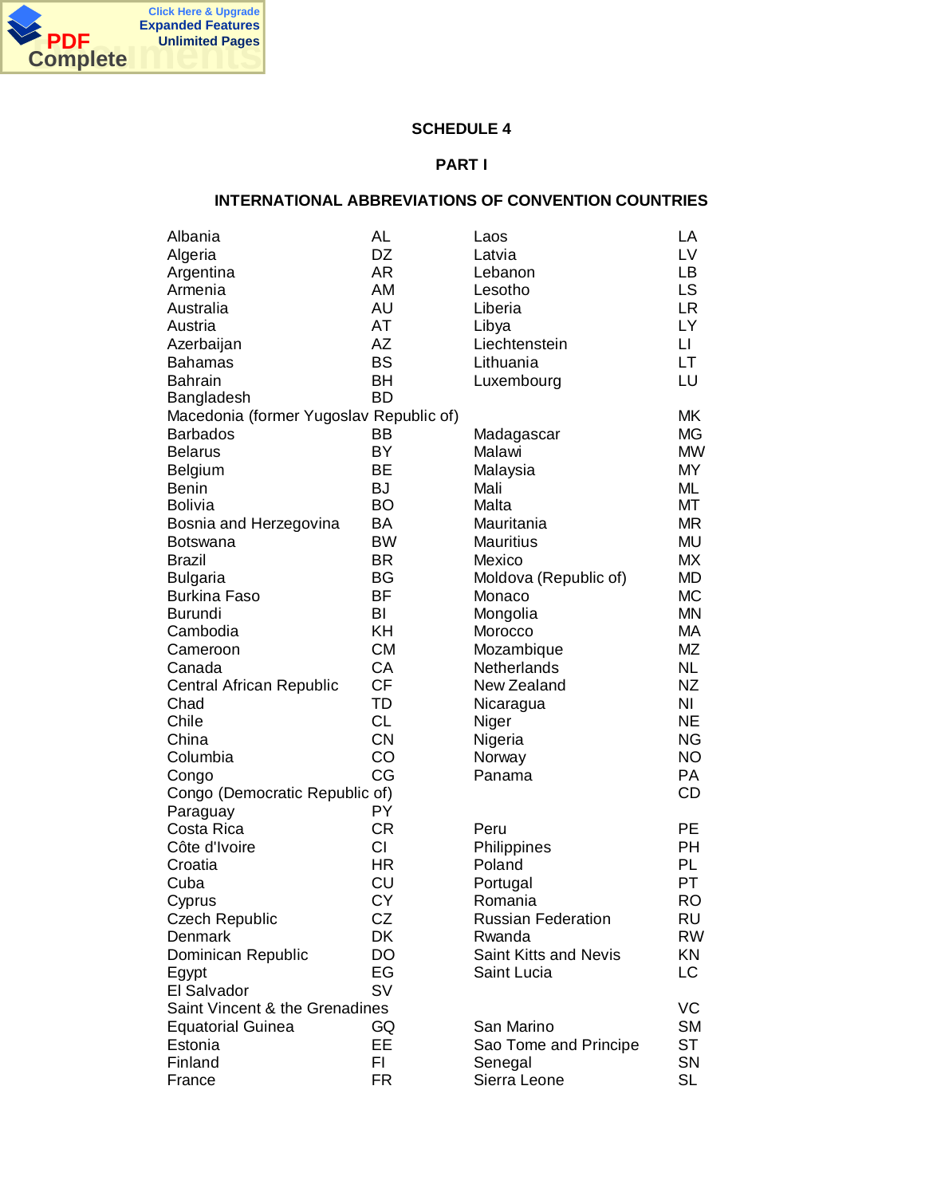**SCHEDULE 4**

**PART I**

**INTERNATIONAL ABBREVIATIONS OF CONVENTION COUNTRIES**

| Country | Code | Country | Code |
|---|---|---|---|
| Albania | AL | Laos | LA |
| Algeria | DZ | Latvia | LV |
| Argentina | AR | Lebanon | LB |
| Armenia | AM | Lesotho | LS |
| Australia | AU | Liberia | LR |
| Austria | AT | Libya | LY |
| Azerbaijan | AZ | Liechtenstein | LI |
| Bahamas | BS | Lithuania | LT |
| Bahrain | BH | Luxembourg | LU |
| Bangladesh | BD | | |
| | | Macedonia (former Yugoslav Republic of) | MK |
| Barbados | BB | Madagascar | MG |
| Belarus | BY | Malawi | MW |
| Belgium | BE | Malaysia | MY |
| Benin | BJ | Mali | ML |
| Bolivia | BO | Malta | MT |
| Bosnia and Herzegovina | BA | Mauritania | MR |
| Botswana | BW | Mauritius | MU |
| Brazil | BR | Mexico | MX |
| Bulgaria | BG | Moldova (Republic of) | MD |
| Burkina Faso | BF | Monaco | MC |
| Burundi | BI | Mongolia | MN |
| Cambodia | KH | Morocco | MA |
| Cameroon | CM | Mozambique | MZ |
| Canada | CA | Netherlands | NL |
| Central African Republic | CF | New Zealand | NZ |
| Chad | TD | Nicaragua | NI |
| Chile | CL | Niger | NE |
| China | CN | Nigeria | NG |
| Columbia | CO | Norway | NO |
| Congo | CG | Panama | PA |
| | | Congo (Democratic Republic of) | CD |
| | | Paraguay | PY |
| Costa Rica | CR | Peru | PE |
| Côte d'Ivoire | CI | Philippines | PH |
| Croatia | HR | Poland | PL |
| Cuba | CU | Portugal | PT |
| Cyprus | CY | Romania | RO |
| Czech Republic | CZ | Russian Federation | RU |
| Denmark | DK | Rwanda | RW |
| Dominican Republic | DO | Saint Kitts and Nevis | KN |
| Egypt | EG | Saint Lucia | LC |
| El Salvador | SV | | |
| | | Saint Vincent & the Grenadines | VC |
| Equatorial Guinea | GQ | San Marino | SM |
| Estonia | EE | Sao Tome and Principe | ST |
| Finland | FI | Senegal | SN |
| France | FR | Sierra Leone | SL |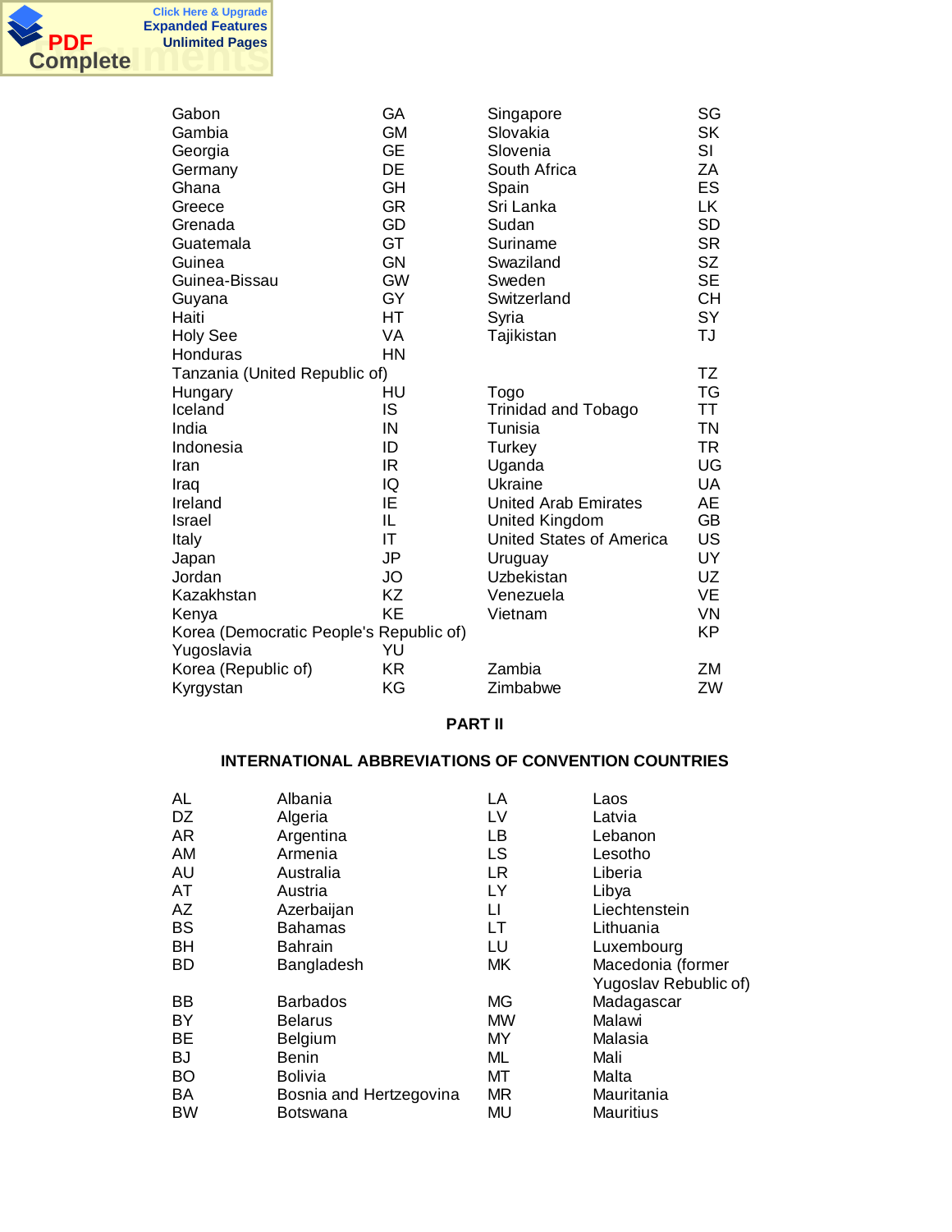| | | | |
|---|---|---|---|
| Gabon | GA | Singapore | SG |
| Gambia | GM | Slovakia | SK |
| Georgia | GE | Slovenia | SI |
| Germany | DE | South Africa | ZA |
| Ghana | GH | Spain | ES |
| Greece | GR | Sri Lanka | LK |
| Grenada | GD | Sudan | SD |
| Guatemala | GT | Suriname | SR |
| Guinea | GN | Swaziland | SZ |
| Guinea-Bissau | GW | Sweden | SE |
| Guyana | GY | Switzerland | CH |
| Haiti | HT | Syria | SY |
| Holy See | VA | Tajikistan | TJ |
| Honduras | HN | | |
| | | Tanzania (United Republic of) | TZ |
| Hungary | HU | Togo | TG |
| Iceland | IS | Trinidad and Tobago | TT |
| India | IN | Tunisia | TN |
| Indonesia | ID | Turkey | TR |
| Iran | IR | Uganda | UG |
| Iraq | IQ | Ukraine | UA |
| Ireland | IE | United Arab Emirates | AE |
| Israel | IL | United Kingdom | GB |
| Italy | IT | United States of America | US |
| Japan | JP | Uruguay | UY |
| Jordan | JO | Uzbekistan | UZ |
| Kazakhstan | KZ | Venezuela | VE |
| Kenya | KE | Vietnam | VN |
| Korea (Democratic People's Republic of) | KP | | |
| | | Yugoslavia | YU |
| Korea (Republic of) | KR | Zambia | ZM |
| Kyrgystan | KG | Zimbabwe | ZW |

## PART II

## INTERNATIONAL ABBREVIATIONS OF CONVENTION COUNTRIES

| | | | |
|---|---|---|---|
| AL | Albania | LA | Laos |
| DZ | Algeria | LV | Latvia |
| AR | Argentina | LB | Lebanon |
| AM | Armenia | LS | Lesotho |
| AU | Australia | LR | Liberia |
| AT | Austria | LY | Libya |
| AZ | Azerbaijan | LI | Liechtenstein |
| BS | Bahamas | LT | Lithuania |
| BH | Bahrain | LU | Luxembourg |
| BD | Bangladesh | MK | Macedonia (former Yugoslav Rebublic of) |
| BB | Barbados | MG | Madagascar |
| BY | Belarus | MW | Malawi |
| BE | Belgium | MY | Malasia |
| BJ | Benin | ML | Mali |
| BO | Bolivia | MT | Malta |
| BA | Bosnia and Hertzegovina | MR | Mauritania |
| BW | Botswana | MU | Mauritius |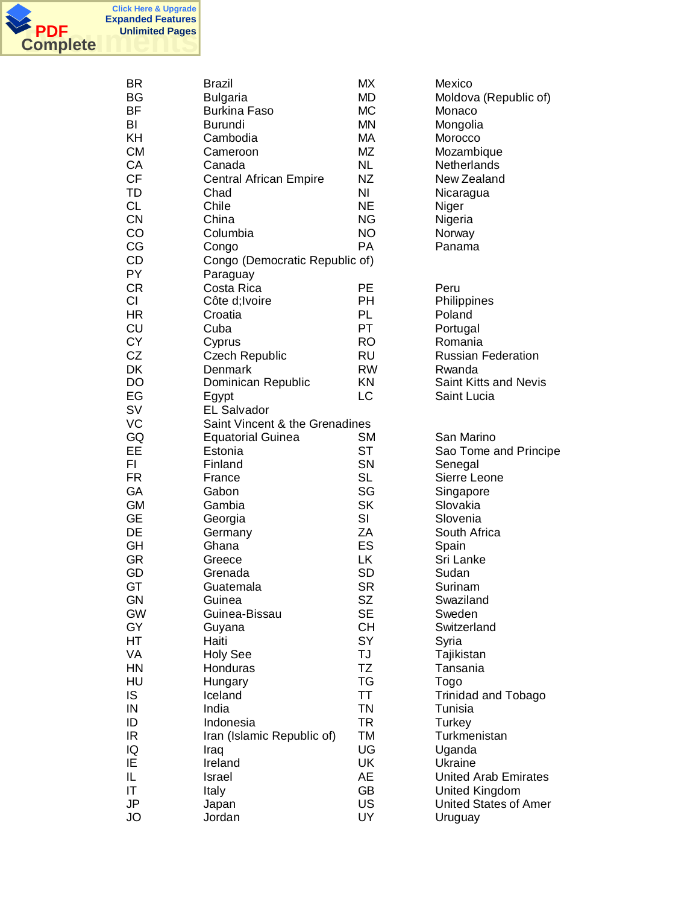| Code | Country |
|---|---|
| BR | Brazil |
| BG | Bulgaria |
| BF | Burkina Faso |
| BI | Burundi |
| KH | Cambodia |
| CM | Cameroon |
| CA | Canada |
| CF | Central African Empire |
| TD | Chad |
| CL | Chile |
| CN | China |
| CO | Columbia |
| CG | Congo |
| CD | Congo (Democratic Republic of) |
| PY | Paraguay |
| CR | Costa Rica |
| CI | Côte d;Ivoire |
| HR | Croatia |
| CU | Cuba |
| CY | Cyprus |
| CZ | Czech Republic |
| DK | Denmark |
| DO | Dominican Republic |
| EG | Egypt |
| SV | EL Salvador |
| VC | Saint Vincent & the Grenadines |
| GQ | Equatorial Guinea |
| EE | Estonia |
| FI | Finland |
| FR | France |
| GA | Gabon |
| GM | Gambia |
| GE | Georgia |
| DE | Germany |
| GH | Ghana |
| GR | Greece |
| GD | Grenada |
| GT | Guatemala |
| GN | Guinea |
| GW | Guinea-Bissau |
| GY | Guyana |
| HT | Haiti |
| VA | Holy See |
| HN | Honduras |
| HU | Hungary |
| IS | Iceland |
| IN | India |
| ID | Indonesia |
| IR | Iran (Islamic Republic of) |
| IQ | Iraq |
| IE | Ireland |
| IL | Israel |
| IT | Italy |
| JP | Japan |
| JO | Jordan |
| MX | Mexico |
| MD | Moldova (Republic of) |
| MC | Monaco |
| MN | Mongolia |
| MA | Morocco |
| MZ | Mozambique |
| NL | Netherlands |
| NZ | New Zealand |
| NI | Nicaragua |
| NE | Niger |
| NG | Nigeria |
| NO | Norway |
| PA | Panama |
| PE | Peru |
| PH | Philippines |
| PL | Poland |
| PT | Portugal |
| RO | Romania |
| RU | Russian Federation |
| RW | Rwanda |
| KN | Saint Kitts and Nevis |
| LC | Saint Lucia |
| SM | San Marino |
| ST | Sao Tome and Principe |
| SN | Senegal |
| SL | Sierre Leone |
| SG | Singapore |
| SK | Slovakia |
| SI | Slovenia |
| ZA | South Africa |
| ES | Spain |
| LK | Sri Lanke |
| SD | Sudan |
| SR | Surinam |
| SZ | Swaziland |
| SE | Sweden |
| CH | Switzerland |
| SY | Syria |
| TJ | Tajikistan |
| TZ | Tansania |
| TG | Togo |
| TT | Trinidad and Tobago |
| TN | Tunisia |
| TR | Turkey |
| TM | Turkmenistan |
| UG | Uganda |
| UK | Ukraine |
| AE | United Arab Emirates |
| GB | United Kingdom |
| US | United States of Amer |
| UY | Uruguay |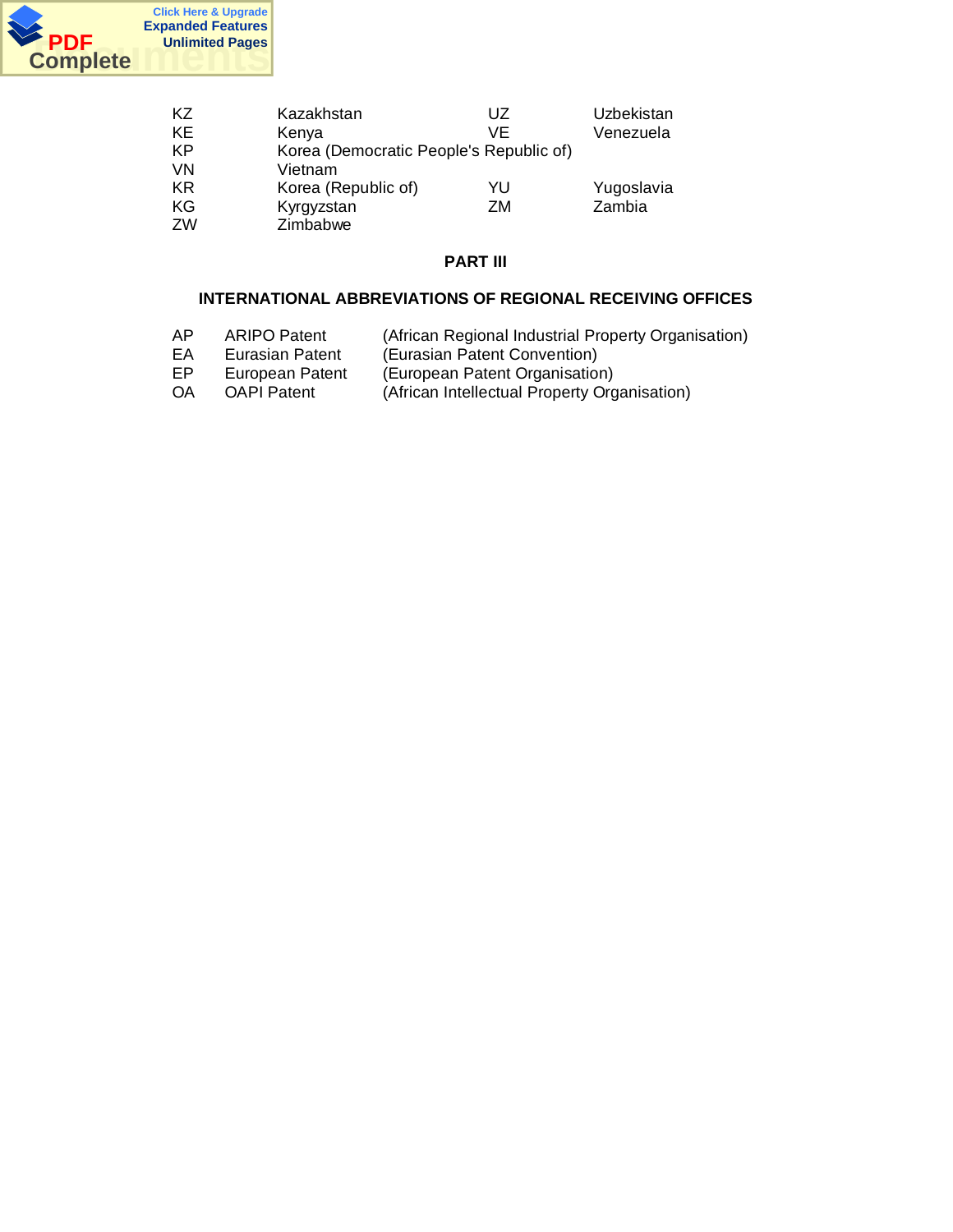| | | | |
|---|---|---|---|
| KZ | Kazakhstan | UZ | Uzbekistan |
| KE | Kenya | VE | Venezuela |
| KP | Korea (Democratic People's Republic of) | | |
| VN | Vietnam | | |
| KR | Korea (Republic of) | YU | Yugoslavia |
| KG | Kyrgyzstan | ZM | Zambia |
| ZW | Zimbabwe | | |

## PART III

## INTERNATIONAL ABBREVIATIONS OF REGIONAL RECEIVING OFFICES

| | | |
|---|---|---|
| AP | ARIPO Patent | (African Regional Industrial Property Organisation) |
| EA | Eurasian Patent | (Eurasian Patent Convention) |
| EP | European Patent | (European Patent Organisation) |
| OA | OAPI Patent | (African Intellectual Property Organisation) |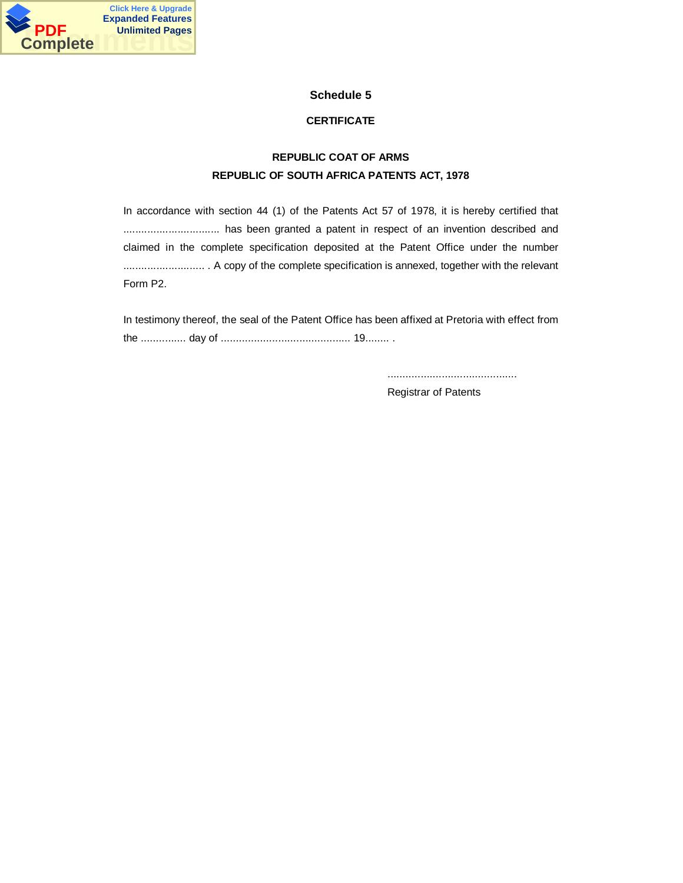# Schedule 5

## CERTIFICATE

**REPUBLIC COAT OF ARMS**

**REPUBLIC OF SOUTH AFRICA PATENTS ACT, 1978**

In accordance with section 44 (1) of the Patents Act 57 of 1978, it is hereby certified that ................................ has been granted a patent in respect of an invention described and claimed in the complete specification deposited at the Patent Office under the number ........................... . A copy of the complete specification is annexed, together with the relevant Form P2.

In testimony thereof, the seal of the Patent Office has been affixed at Pretoria with effect from the ............... day of ........................................... 19........ .

...........................................

Registrar of Patents